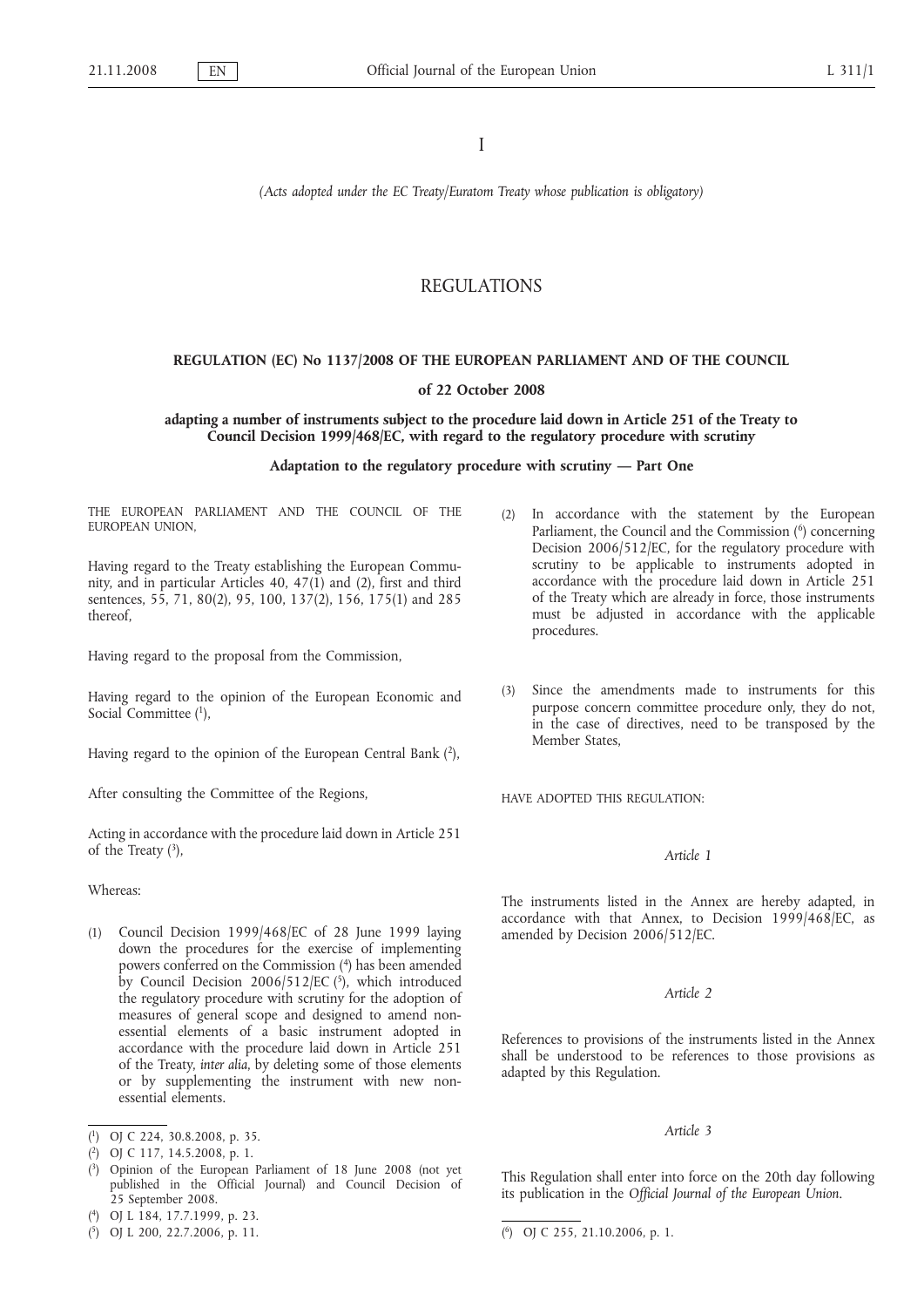I

*(Acts adopted under the EC Treaty/Euratom Treaty whose publication is obligatory)*

# REGULATIONS

## REGULATION (EC) No 1137/2008 OF THE EUROPEAN PARLIAMENT AND OF THE COUNCIL

**of 22 October 2008**

**adapting a number of instruments subject to the procedure laid down in Article 251 of the Treaty to Council Decision 1999/468/EC, with regard to the regulatory procedure with scrutiny**

**Adaptation to the regulatory procedure with scrutiny — Part One**

THE EUROPEAN PARLIAMENT AND THE COUNCIL OF THE EUROPEAN UNION,

Having regard to the Treaty establishing the European Community, and in particular Articles 40, 47(1) and (2), first and third sentences, 55, 71, 80(2), 95, 100, 137(2), 156, 175(1) and 285 thereof,

Having regard to the proposal from the Commission,

Having regard to the opinion of the European Economic and Social Committee [1],

Having regard to the opinion of the European Central Bank [2],

After consulting the Committee of the Regions,

Acting in accordance with the procedure laid down in Article 251 of the Treaty [3],

Whereas:

(1) Council Decision 1999/468/EC of 28 June 1999 laying down the procedures for the exercise of implementing powers conferred on the Commission [4] has been amended by Council Decision 2006/512/EC [5], which introduced the regulatory procedure with scrutiny for the adoption of measures of general scope and designed to amend non-essential elements of a basic instrument adopted in accordance with the procedure laid down in Article 251 of the Treaty, *inter alia*, by deleting some of those elements or by supplementing the instrument with new non-essential elements.

(2) In accordance with the statement by the European Parliament, the Council and the Commission [6] concerning Decision 2006/512/EC, for the regulatory procedure with scrutiny to be applicable to instruments adopted in accordance with the procedure laid down in Article 251 of the Treaty which are already in force, those instruments must be adjusted in accordance with the applicable procedures.

(3) Since the amendments made to instruments for this purpose concern committee procedure only, they do not, in the case of directives, need to be transposed by the Member States,

HAVE ADOPTED THIS REGULATION:

*Article 1*

The instruments listed in the Annex are hereby adapted, in accordance with that Annex, to Decision 1999/468/EC, as amended by Decision 2006/512/EC.

*Article 2*

References to provisions of the instruments listed in the Annex shall be understood to be references to those provisions as adapted by this Regulation.

*Article 3*

This Regulation shall enter into force on the 20th day following its publication in the *Official Journal of the European Union*.

---

[1] OJ C 224, 30.8.2008, p. 35.

[2] OJ C 117, 14.5.2008, p. 1.

[3] Opinion of the European Parliament of 18 June 2008 (not yet published in the Official Journal) and Council Decision of 25 September 2008.

[4] OJ L 184, 17.7.1999, p. 23.

[5] OJ L 200, 22.7.2006, p. 11.

[6] OJ C 255, 21.10.2006, p. 1.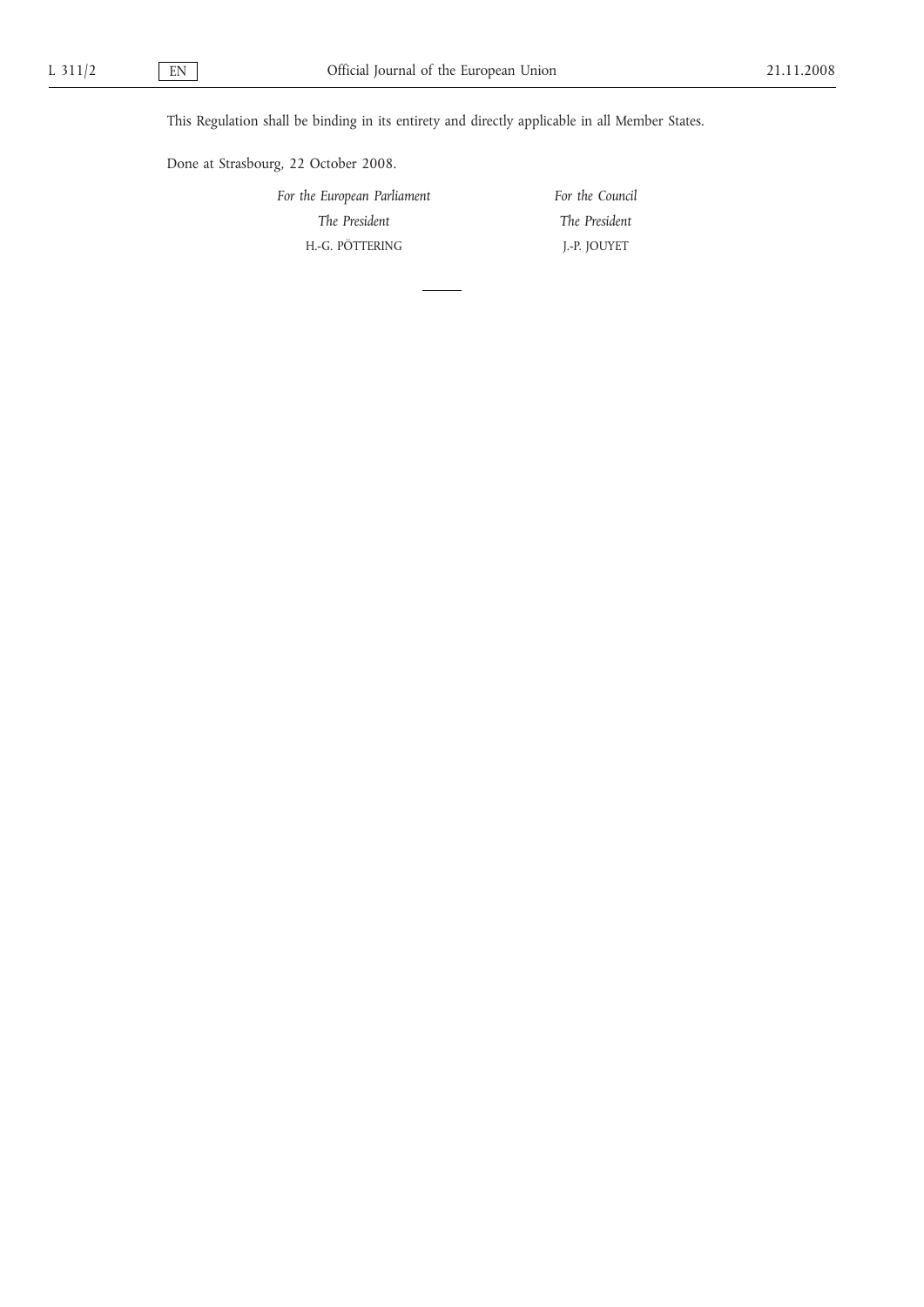This Regulation shall be binding in its entirety and directly applicable in all Member States.

Done at Strasbourg, 22 October 2008.

| *For the European Parliament* | *For the Council* |
|---|---|
| *The President* | *The President* |
| H.-G. PÖTTERING | J.-P. JOUYET |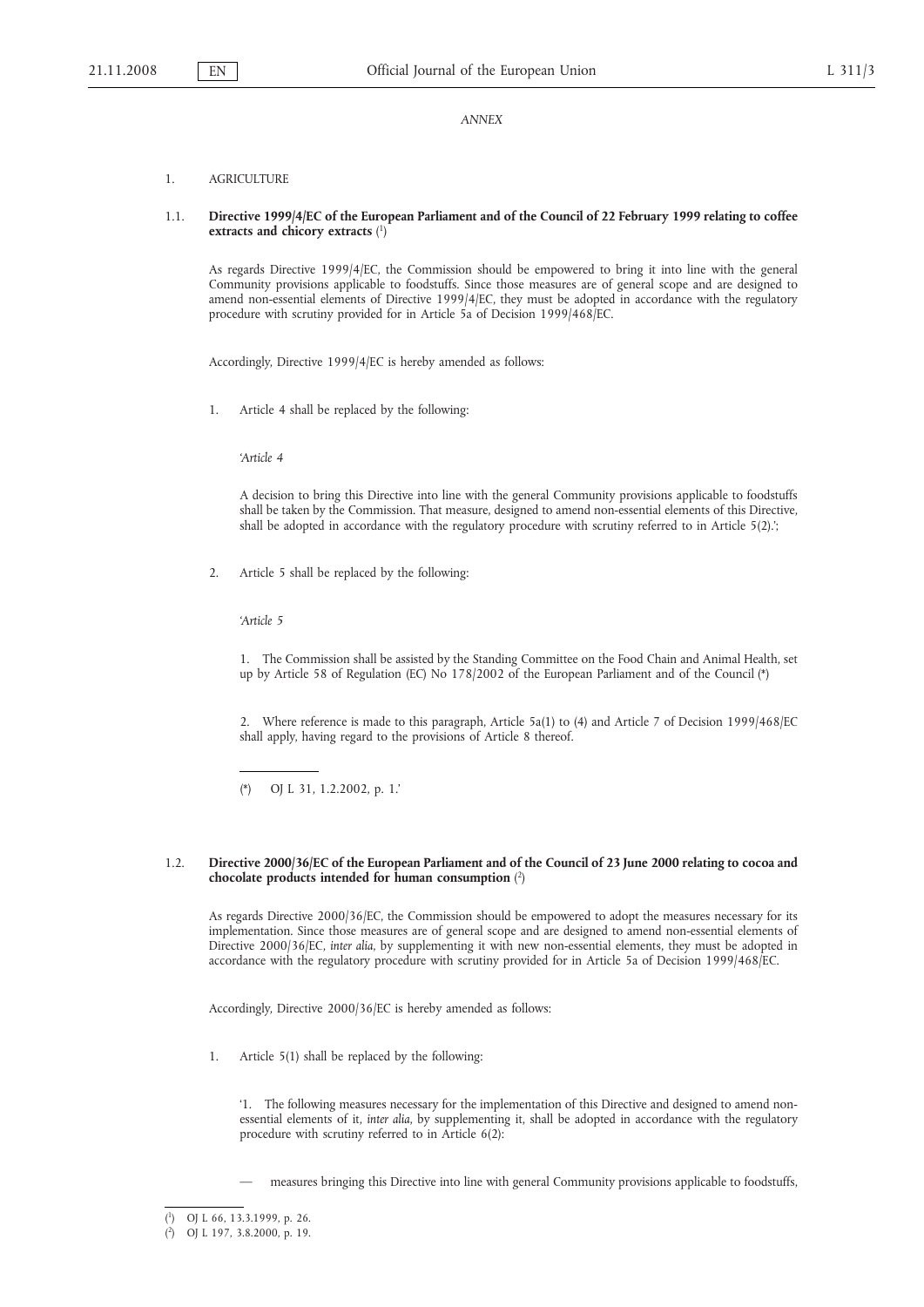*ANNEX*

1. AGRICULTURE

1.1. **Directive 1999/4/EC of the European Parliament and of the Council of 22 February 1999 relating to coffee extracts and chicory extracts** [1]

As regards Directive 1999/4/EC, the Commission should be empowered to bring it into line with the general Community provisions applicable to foodstuffs. Since those measures are of general scope and are designed to amend non-essential elements of Directive 1999/4/EC, they must be adopted in accordance with the regulatory procedure with scrutiny provided for in Article 5a of Decision 1999/468/EC.

Accordingly, Directive 1999/4/EC is hereby amended as follows:

1. Article 4 shall be replaced by the following:

'*Article 4*

A decision to bring this Directive into line with the general Community provisions applicable to foodstuffs shall be taken by the Commission. That measure, designed to amend non-essential elements of this Directive, shall be adopted in accordance with the regulatory procedure with scrutiny referred to in Article 5(2).';

2. Article 5 shall be replaced by the following:

'*Article 5*

1. The Commission shall be assisted by the Standing Committee on the Food Chain and Animal Health, set up by Article 58 of Regulation (EC) No 178/2002 of the European Parliament and of the Council (*)

2. Where reference is made to this paragraph, Article 5a(1) to (4) and Article 7 of Decision 1999/468/EC shall apply, having regard to the provisions of Article 8 thereof.

(*) OJ L 31, 1.2.2002, p. 1.'

1.2. **Directive 2000/36/EC of the European Parliament and of the Council of 23 June 2000 relating to cocoa and chocolate products intended for human consumption** [2]

As regards Directive 2000/36/EC, the Commission should be empowered to adopt the measures necessary for its implementation. Since those measures are of general scope and are designed to amend non-essential elements of Directive 2000/36/EC, *inter alia*, by supplementing it with new non-essential elements, they must be adopted in accordance with the regulatory procedure with scrutiny provided for in Article 5a of Decision 1999/468/EC.

Accordingly, Directive 2000/36/EC is hereby amended as follows:

1. Article 5(1) shall be replaced by the following:

'1. The following measures necessary for the implementation of this Directive and designed to amend non-essential elements of it, *inter alia*, by supplementing it, shall be adopted in accordance with the regulatory procedure with scrutiny referred to in Article 6(2):

— measures bringing this Directive into line with general Community provisions applicable to foodstuffs,

---

[1] OJ L 66, 13.3.1999, p. 26.

[2] OJ L 197, 3.8.2000, p. 19.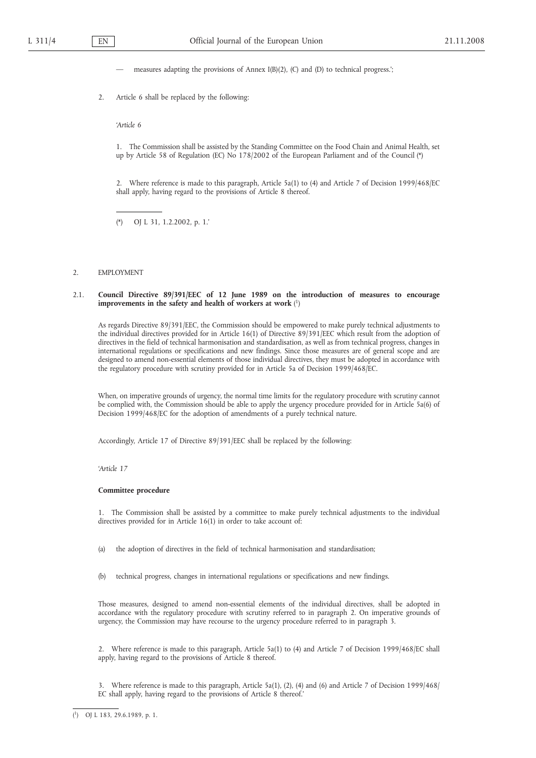— measures adapting the provisions of Annex I(B)(2), (C) and (D) to technical progress.';

2. Article 6 shall be replaced by the following:

*'Article 6*

1. The Commission shall be assisted by the Standing Committee on the Food Chain and Animal Health, set up by Article 58 of Regulation (EC) No 178/2002 of the European Parliament and of the Council (*)

2. Where reference is made to this paragraph, Article 5a(1) to (4) and Article 7 of Decision 1999/468/EC shall apply, having regard to the provisions of Article 8 thereof.

(*) OJ L 31, 1.2.2002, p. 1.'

2. EMPLOYMENT

## 2.1. Council Directive 89/391/EEC of 12 June 1989 on the introduction of measures to encourage improvements in the safety and health of workers at work [1]

As regards Directive 89/391/EEC, the Commission should be empowered to make purely technical adjustments to the individual directives provided for in Article 16(1) of Directive 89/391/EEC which result from the adoption of directives in the field of technical harmonisation and standardisation, as well as from technical progress, changes in international regulations or specifications and new findings. Since those measures are of general scope and are designed to amend non-essential elements of those individual directives, they must be adopted in accordance with the regulatory procedure with scrutiny provided for in Article 5a of Decision 1999/468/EC.

When, on imperative grounds of urgency, the normal time limits for the regulatory procedure with scrutiny cannot be complied with, the Commission should be able to apply the urgency procedure provided for in Article 5a(6) of Decision 1999/468/EC for the adoption of amendments of a purely technical nature.

Accordingly, Article 17 of Directive 89/391/EEC shall be replaced by the following:

*'Article 17*

**Committee procedure**

1. The Commission shall be assisted by a committee to make purely technical adjustments to the individual directives provided for in Article 16(1) in order to take account of:

(a) the adoption of directives in the field of technical harmonisation and standardisation;

(b) technical progress, changes in international regulations or specifications and new findings.

Those measures, designed to amend non-essential elements of the individual directives, shall be adopted in accordance with the regulatory procedure with scrutiny referred to in paragraph 2. On imperative grounds of urgency, the Commission may have recourse to the urgency procedure referred to in paragraph 3.

2. Where reference is made to this paragraph, Article 5a(1) to (4) and Article 7 of Decision 1999/468/EC shall apply, having regard to the provisions of Article 8 thereof.

3. Where reference is made to this paragraph, Article 5a(1), (2), (4) and (6) and Article 7 of Decision 1999/468/EC shall apply, having regard to the provisions of Article 8 thereof.'

[1] OJ L 183, 29.6.1989, p. 1.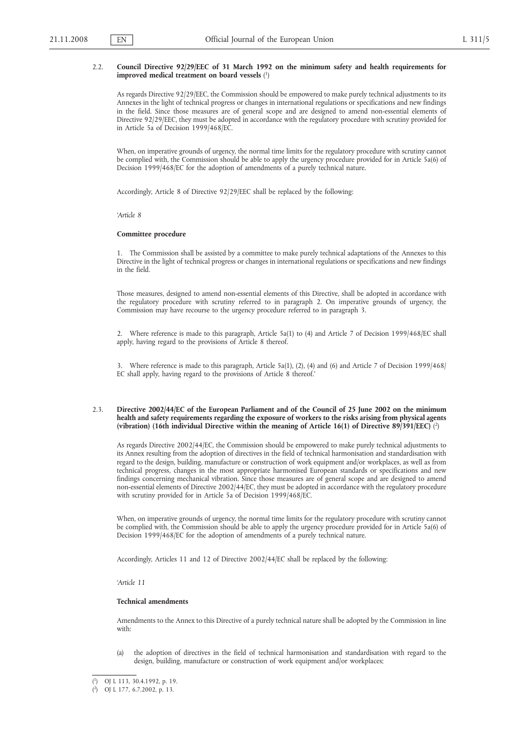2.2. **Council Directive 92/29/EEC of 31 March 1992 on the minimum safety and health requirements for improved medical treatment on board vessels** [1]

As regards Directive 92/29/EEC, the Commission should be empowered to make purely technical adjustments to its Annexes in the light of technical progress or changes in international regulations or specifications and new findings in the field. Since those measures are of general scope and are designed to amend non-essential elements of Directive 92/29/EEC, they must be adopted in accordance with the regulatory procedure with scrutiny provided for in Article 5a of Decision 1999/468/EC.

When, on imperative grounds of urgency, the normal time limits for the regulatory procedure with scrutiny cannot be complied with, the Commission should be able to apply the urgency procedure provided for in Article 5a(6) of Decision 1999/468/EC for the adoption of amendments of a purely technical nature.

Accordingly, Article 8 of Directive 92/29/EEC shall be replaced by the following:

'*Article 8*

**Committee procedure**

1. The Commission shall be assisted by a committee to make purely technical adaptations of the Annexes to this Directive in the light of technical progress or changes in international regulations or specifications and new findings in the field.

Those measures, designed to amend non-essential elements of this Directive, shall be adopted in accordance with the regulatory procedure with scrutiny referred to in paragraph 2. On imperative grounds of urgency, the Commission may have recourse to the urgency procedure referred to in paragraph 3.

2. Where reference is made to this paragraph, Article 5a(1) to (4) and Article 7 of Decision 1999/468/EC shall apply, having regard to the provisions of Article 8 thereof.

3. Where reference is made to this paragraph, Article 5a(1), (2), (4) and (6) and Article 7 of Decision 1999/468/EC shall apply, having regard to the provisions of Article 8 thereof.'

2.3. **Directive 2002/44/EC of the European Parliament and of the Council of 25 June 2002 on the minimum health and safety requirements regarding the exposure of workers to the risks arising from physical agents (vibration) (16th individual Directive within the meaning of Article 16(1) of Directive 89/391/EEC)** [2]

As regards Directive 2002/44/EC, the Commission should be empowered to make purely technical adjustments to its Annex resulting from the adoption of directives in the field of technical harmonisation and standardisation with regard to the design, building, manufacture or construction of work equipment and/or workplaces, as well as from technical progress, changes in the most appropriate harmonised European standards or specifications and new findings concerning mechanical vibration. Since those measures are of general scope and are designed to amend non-essential elements of Directive 2002/44/EC, they must be adopted in accordance with the regulatory procedure with scrutiny provided for in Article 5a of Decision 1999/468/EC.

When, on imperative grounds of urgency, the normal time limits for the regulatory procedure with scrutiny cannot be complied with, the Commission should be able to apply the urgency procedure provided for in Article 5a(6) of Decision 1999/468/EC for the adoption of amendments of a purely technical nature.

Accordingly, Articles 11 and 12 of Directive 2002/44/EC shall be replaced by the following:

'*Article 11*

**Technical amendments**

Amendments to the Annex to this Directive of a purely technical nature shall be adopted by the Commission in line with:

(a) the adoption of directives in the field of technical harmonisation and standardisation with regard to the design, building, manufacture or construction of work equipment and/or workplaces;

---

[1] OJ L 113, 30.4.1992, p. 19.

[2] OJ L 177, 6.7.2002, p. 13.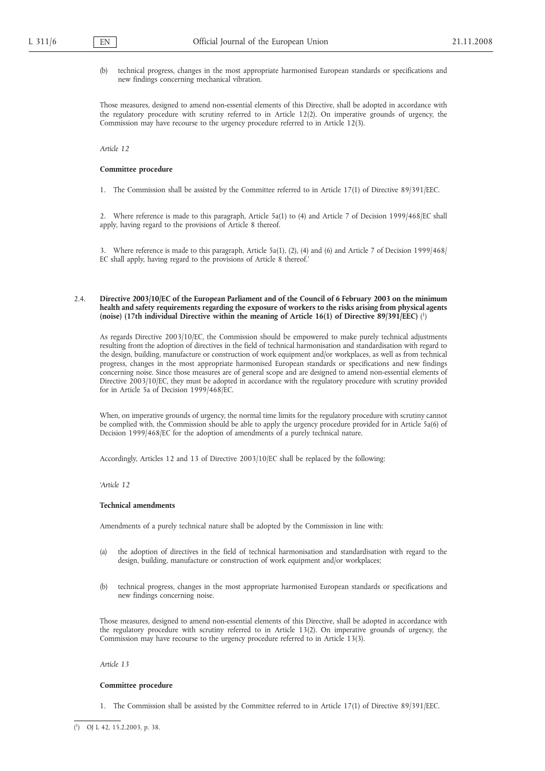(b) technical progress, changes in the most appropriate harmonised European standards or specifications and new findings concerning mechanical vibration.

Those measures, designed to amend non-essential elements of this Directive, shall be adopted in accordance with the regulatory procedure with scrutiny referred to in Article 12(2). On imperative grounds of urgency, the Commission may have recourse to the urgency procedure referred to in Article 12(3).

*Article 12*

**Committee procedure**

1. The Commission shall be assisted by the Committee referred to in Article 17(1) of Directive 89/391/EEC.

2. Where reference is made to this paragraph, Article 5a(1) to (4) and Article 7 of Decision 1999/468/EC shall apply, having regard to the provisions of Article 8 thereof.

3. Where reference is made to this paragraph, Article 5a(1), (2), (4) and (6) and Article 7 of Decision 1999/468/EC shall apply, having regard to the provisions of Article 8 thereof.'

2.4. **Directive 2003/10/EC of the European Parliament and of the Council of 6 February 2003 on the minimum health and safety requirements regarding the exposure of workers to the risks arising from physical agents (noise) (17th individual Directive within the meaning of Article 16(1) of Directive 89/391/EEC)** [1]

As regards Directive 2003/10/EC, the Commission should be empowered to make purely technical adjustments resulting from the adoption of directives in the field of technical harmonisation and standardisation with regard to the design, building, manufacture or construction of work equipment and/or workplaces, as well as from technical progress, changes in the most appropriate harmonised European standards or specifications and new findings concerning noise. Since those measures are of general scope and are designed to amend non-essential elements of Directive 2003/10/EC, they must be adopted in accordance with the regulatory procedure with scrutiny provided for in Article 5a of Decision 1999/468/EC.

When, on imperative grounds of urgency, the normal time limits for the regulatory procedure with scrutiny cannot be complied with, the Commission should be able to apply the urgency procedure provided for in Article 5a(6) of Decision 1999/468/EC for the adoption of amendments of a purely technical nature.

Accordingly, Articles 12 and 13 of Directive 2003/10/EC shall be replaced by the following:

'*Article 12*

**Technical amendments**

Amendments of a purely technical nature shall be adopted by the Commission in line with:

(a) the adoption of directives in the field of technical harmonisation and standardisation with regard to the design, building, manufacture or construction of work equipment and/or workplaces;

(b) technical progress, changes in the most appropriate harmonised European standards or specifications and new findings concerning noise.

Those measures, designed to amend non-essential elements of this Directive, shall be adopted in accordance with the regulatory procedure with scrutiny referred to in Article 13(2). On imperative grounds of urgency, the Commission may have recourse to the urgency procedure referred to in Article 13(3).

*Article 13*

**Committee procedure**

1. The Commission shall be assisted by the Committee referred to in Article 17(1) of Directive 89/391/EEC.

---

[1] OJ L 42, 15.2.2003, p. 38.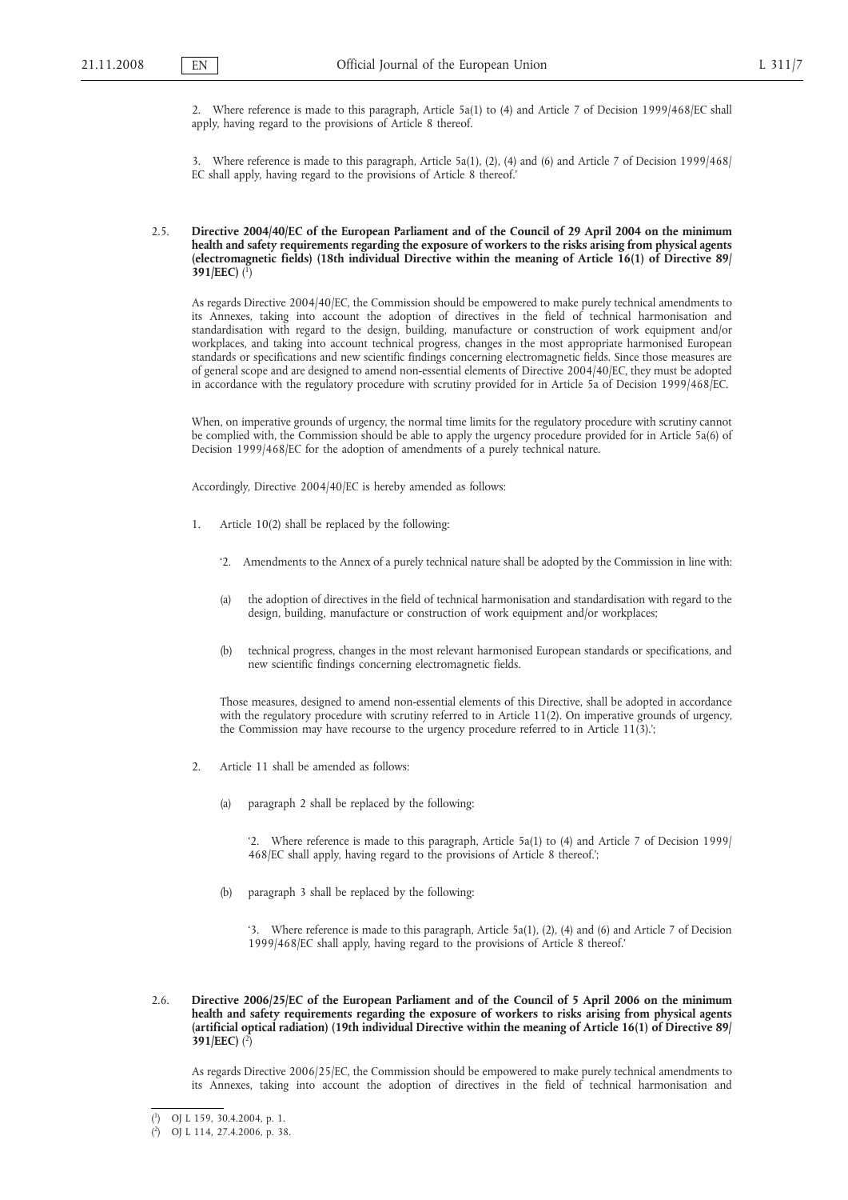2. Where reference is made to this paragraph, Article 5a(1) to (4) and Article 7 of Decision 1999/468/EC shall apply, having regard to the provisions of Article 8 thereof.

3. Where reference is made to this paragraph, Article 5a(1), (2), (4) and (6) and Article 7 of Decision 1999/468/EC shall apply, having regard to the provisions of Article 8 thereof.'

2.5. **Directive 2004/40/EC of the European Parliament and of the Council of 29 April 2004 on the minimum health and safety requirements regarding the exposure of workers to the risks arising from physical agents (electromagnetic fields) (18th individual Directive within the meaning of Article 16(1) of Directive 89/391/EEC)** [1]

As regards Directive 2004/40/EC, the Commission should be empowered to make purely technical amendments to its Annexes, taking into account the adoption of directives in the field of technical harmonisation and standardisation with regard to the design, building, manufacture or construction of work equipment and/or workplaces, and taking into account technical progress, changes in the most appropriate harmonised European standards or specifications and new scientific findings concerning electromagnetic fields. Since those measures are of general scope and are designed to amend non-essential elements of Directive 2004/40/EC, they must be adopted in accordance with the regulatory procedure with scrutiny provided for in Article 5a of Decision 1999/468/EC.

When, on imperative grounds of urgency, the normal time limits for the regulatory procedure with scrutiny cannot be complied with, the Commission should be able to apply the urgency procedure provided for in Article 5a(6) of Decision 1999/468/EC for the adoption of amendments of a purely technical nature.

Accordingly, Directive 2004/40/EC is hereby amended as follows:

1. Article 10(2) shall be replaced by the following:

   '2. Amendments to the Annex of a purely technical nature shall be adopted by the Commission in line with:

   (a) the adoption of directives in the field of technical harmonisation and standardisation with regard to the design, building, manufacture or construction of work equipment and/or workplaces;

   (b) technical progress, changes in the most relevant harmonised European standards or specifications, and new scientific findings concerning electromagnetic fields.

   Those measures, designed to amend non-essential elements of this Directive, shall be adopted in accordance with the regulatory procedure with scrutiny referred to in Article 11(2). On imperative grounds of urgency, the Commission may have recourse to the urgency procedure referred to in Article 11(3).';

2. Article 11 shall be amended as follows:

   (a) paragraph 2 shall be replaced by the following:

   '2. Where reference is made to this paragraph, Article 5a(1) to (4) and Article 7 of Decision 1999/468/EC shall apply, having regard to the provisions of Article 8 thereof.';

   (b) paragraph 3 shall be replaced by the following:

   '3. Where reference is made to this paragraph, Article 5a(1), (2), (4) and (6) and Article 7 of Decision 1999/468/EC shall apply, having regard to the provisions of Article 8 thereof.'

2.6. **Directive 2006/25/EC of the European Parliament and of the Council of 5 April 2006 on the minimum health and safety requirements regarding the exposure of workers to risks arising from physical agents (artificial optical radiation) (19th individual Directive within the meaning of Article 16(1) of Directive 89/391/EEC)** [2]

As regards Directive 2006/25/EC, the Commission should be empowered to make purely technical amendments to its Annexes, taking into account the adoption of directives in the field of technical harmonisation and

---

[1] OJ L 159, 30.4.2004, p. 1.

[2] OJ L 114, 27.4.2006, p. 38.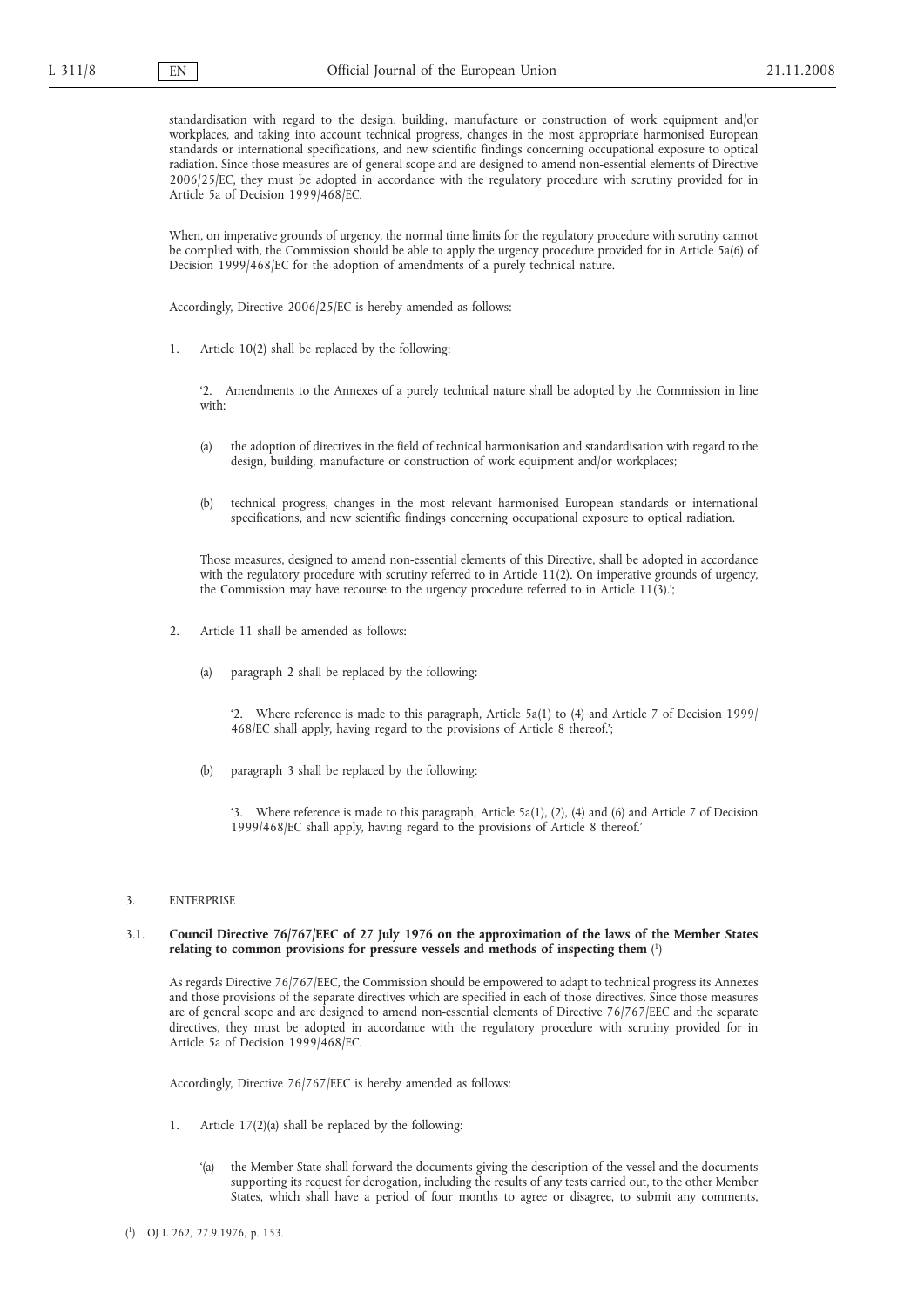standardisation with regard to the design, building, manufacture or construction of work equipment and/or workplaces, and taking into account technical progress, changes in the most appropriate harmonised European standards or international specifications, and new scientific findings concerning occupational exposure to optical radiation. Since those measures are of general scope and are designed to amend non-essential elements of Directive 2006/25/EC, they must be adopted in accordance with the regulatory procedure with scrutiny provided for in Article 5a of Decision 1999/468/EC.

When, on imperative grounds of urgency, the normal time limits for the regulatory procedure with scrutiny cannot be complied with, the Commission should be able to apply the urgency procedure provided for in Article 5a(6) of Decision 1999/468/EC for the adoption of amendments of a purely technical nature.

Accordingly, Directive 2006/25/EC is hereby amended as follows:

1. Article 10(2) shall be replaced by the following:

 '2. Amendments to the Annexes of a purely technical nature shall be adopted by the Commission in line with:

 (a) the adoption of directives in the field of technical harmonisation and standardisation with regard to the design, building, manufacture or construction of work equipment and/or workplaces;

 (b) technical progress, changes in the most relevant harmonised European standards or international specifications, and new scientific findings concerning occupational exposure to optical radiation.

 Those measures, designed to amend non-essential elements of this Directive, shall be adopted in accordance with the regulatory procedure with scrutiny referred to in Article 11(2). On imperative grounds of urgency, the Commission may have recourse to the urgency procedure referred to in Article 11(3).';

2. Article 11 shall be amended as follows:

 (a) paragraph 2 shall be replaced by the following:

 '2. Where reference is made to this paragraph, Article 5a(1) to (4) and Article 7 of Decision 1999/468/EC shall apply, having regard to the provisions of Article 8 thereof.';

 (b) paragraph 3 shall be replaced by the following:

 '3. Where reference is made to this paragraph, Article 5a(1), (2), (4) and (6) and Article 7 of Decision 1999/468/EC shall apply, having regard to the provisions of Article 8 thereof.'

3. ENTERPRISE

3.1. **Council Directive 76/767/EEC of 27 July 1976 on the approximation of the laws of the Member States relating to common provisions for pressure vessels and methods of inspecting them** [1]

As regards Directive 76/767/EEC, the Commission should be empowered to adapt to technical progress its Annexes and those provisions of the separate directives which are specified in each of those directives. Since those measures are of general scope and are designed to amend non-essential elements of Directive 76/767/EEC and the separate directives, they must be adopted in accordance with the regulatory procedure with scrutiny provided for in Article 5a of Decision 1999/468/EC.

Accordingly, Directive 76/767/EEC is hereby amended as follows:

1. Article 17(2)(a) shall be replaced by the following:

 '(a) the Member State shall forward the documents giving the description of the vessel and the documents supporting its request for derogation, including the results of any tests carried out, to the other Member States, which shall have a period of four months to agree or disagree, to submit any comments,

---

[1] OJ L 262, 27.9.1976, p. 153.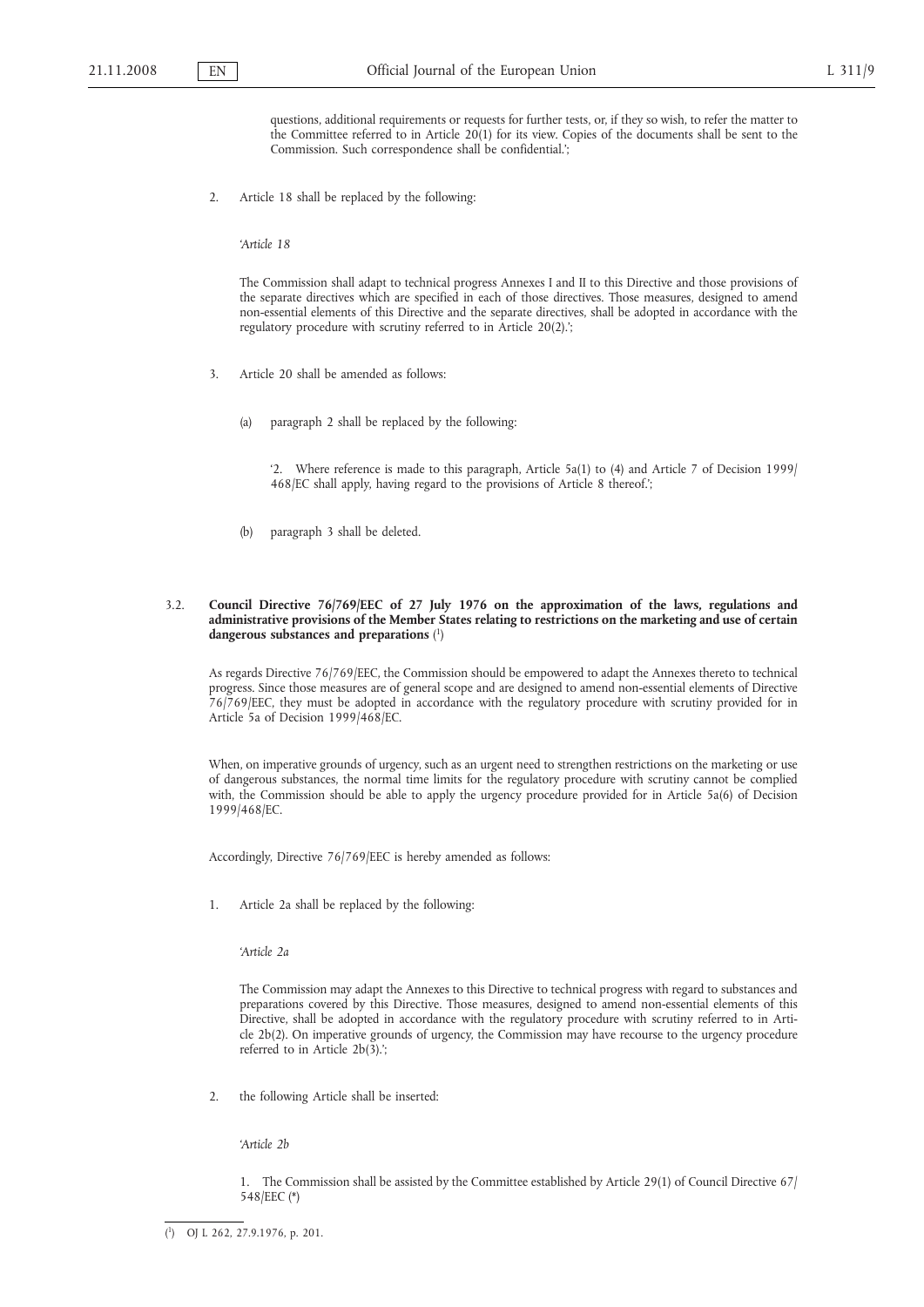questions, additional requirements or requests for further tests, or, if they so wish, to refer the matter to the Committee referred to in Article 20(1) for its view. Copies of the documents shall be sent to the Commission. Such correspondence shall be confidential.';

2. Article 18 shall be replaced by the following:

*'Article 18*

The Commission shall adapt to technical progress Annexes I and II to this Directive and those provisions of the separate directives which are specified in each of those directives. Those measures, designed to amend non-essential elements of this Directive and the separate directives, shall be adopted in accordance with the regulatory procedure with scrutiny referred to in Article 20(2).';

3. Article 20 shall be amended as follows:

(a) paragraph 2 shall be replaced by the following:

'2. Where reference is made to this paragraph, Article 5a(1) to (4) and Article 7 of Decision 1999/468/EC shall apply, having regard to the provisions of Article 8 thereof.';

(b) paragraph 3 shall be deleted.

3.2. **Council Directive 76/769/EEC of 27 July 1976 on the approximation of the laws, regulations and administrative provisions of the Member States relating to restrictions on the marketing and use of certain dangerous substances and preparations** [1]

As regards Directive 76/769/EEC, the Commission should be empowered to adapt the Annexes thereto to technical progress. Since those measures are of general scope and are designed to amend non-essential elements of Directive 76/769/EEC, they must be adopted in accordance with the regulatory procedure with scrutiny provided for in Article 5a of Decision 1999/468/EC.

When, on imperative grounds of urgency, such as an urgent need to strengthen restrictions on the marketing or use of dangerous substances, the normal time limits for the regulatory procedure with scrutiny cannot be complied with, the Commission should be able to apply the urgency procedure provided for in Article 5a(6) of Decision 1999/468/EC.

Accordingly, Directive 76/769/EEC is hereby amended as follows:

1. Article 2a shall be replaced by the following:

*'Article 2a*

The Commission may adapt the Annexes to this Directive to technical progress with regard to substances and preparations covered by this Directive. Those measures, designed to amend non-essential elements of this Directive, shall be adopted in accordance with the regulatory procedure with scrutiny referred to in Article 2b(2). On imperative grounds of urgency, the Commission may have recourse to the urgency procedure referred to in Article 2b(3).';

2. the following Article shall be inserted:

*'Article 2b*

1. The Commission shall be assisted by the Committee established by Article 29(1) of Council Directive 67/548/EEC (*)

---

[1] OJ L 262, 27.9.1976, p. 201.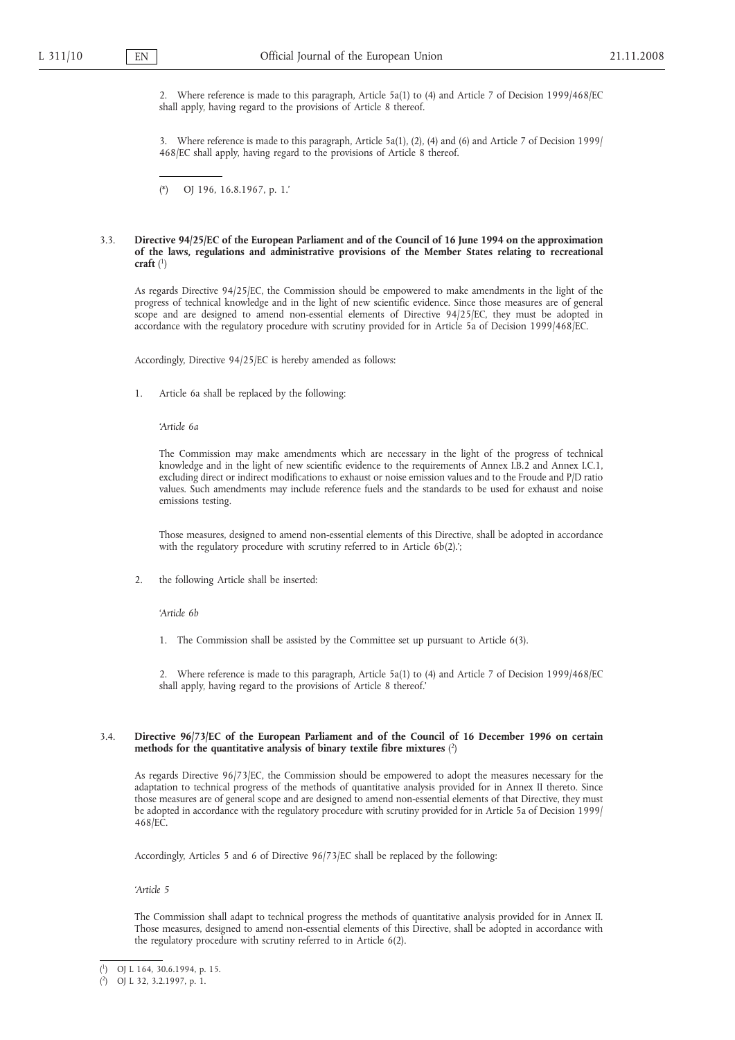2. Where reference is made to this paragraph, Article 5a(1) to (4) and Article 7 of Decision 1999/468/EC shall apply, having regard to the provisions of Article 8 thereof.

3. Where reference is made to this paragraph, Article 5a(1), (2), (4) and (6) and Article 7 of Decision 1999/468/EC shall apply, having regard to the provisions of Article 8 thereof.

(*) OJ 196, 16.8.1967, p. 1.'

3.3. **Directive 94/25/EC of the European Parliament and of the Council of 16 June 1994 on the approximation of the laws, regulations and administrative provisions of the Member States relating to recreational craft** [1]

As regards Directive 94/25/EC, the Commission should be empowered to make amendments in the light of the progress of technical knowledge and in the light of new scientific evidence. Since those measures are of general scope and are designed to amend non-essential elements of Directive 94/25/EC, they must be adopted in accordance with the regulatory procedure with scrutiny provided for in Article 5a of Decision 1999/468/EC.

Accordingly, Directive 94/25/EC is hereby amended as follows:

1. Article 6a shall be replaced by the following:

'*Article 6a*

The Commission may make amendments which are necessary in the light of the progress of technical knowledge and in the light of new scientific evidence to the requirements of Annex I.B.2 and Annex I.C.1, excluding direct or indirect modifications to exhaust or noise emission values and to the Froude and P/D ratio values. Such amendments may include reference fuels and the standards to be used for exhaust and noise emissions testing.

Those measures, designed to amend non-essential elements of this Directive, shall be adopted in accordance with the regulatory procedure with scrutiny referred to in Article 6b(2).';

2. the following Article shall be inserted:

'*Article 6b*

1. The Commission shall be assisted by the Committee set up pursuant to Article 6(3).

2. Where reference is made to this paragraph, Article 5a(1) to (4) and Article 7 of Decision 1999/468/EC shall apply, having regard to the provisions of Article 8 thereof.'

3.4. **Directive 96/73/EC of the European Parliament and of the Council of 16 December 1996 on certain methods for the quantitative analysis of binary textile fibre mixtures** [2]

As regards Directive 96/73/EC, the Commission should be empowered to adopt the measures necessary for the adaptation to technical progress of the methods of quantitative analysis provided for in Annex II thereto. Since those measures are of general scope and are designed to amend non-essential elements of that Directive, they must be adopted in accordance with the regulatory procedure with scrutiny provided for in Article 5a of Decision 1999/468/EC.

Accordingly, Articles 5 and 6 of Directive 96/73/EC shall be replaced by the following:

'*Article 5*

The Commission shall adapt to technical progress the methods of quantitative analysis provided for in Annex II. Those measures, designed to amend non-essential elements of this Directive, shall be adopted in accordance with the regulatory procedure with scrutiny referred to in Article 6(2).

[1] OJ L 164, 30.6.1994, p. 15.

[2] OJ L 32, 3.2.1997, p. 1.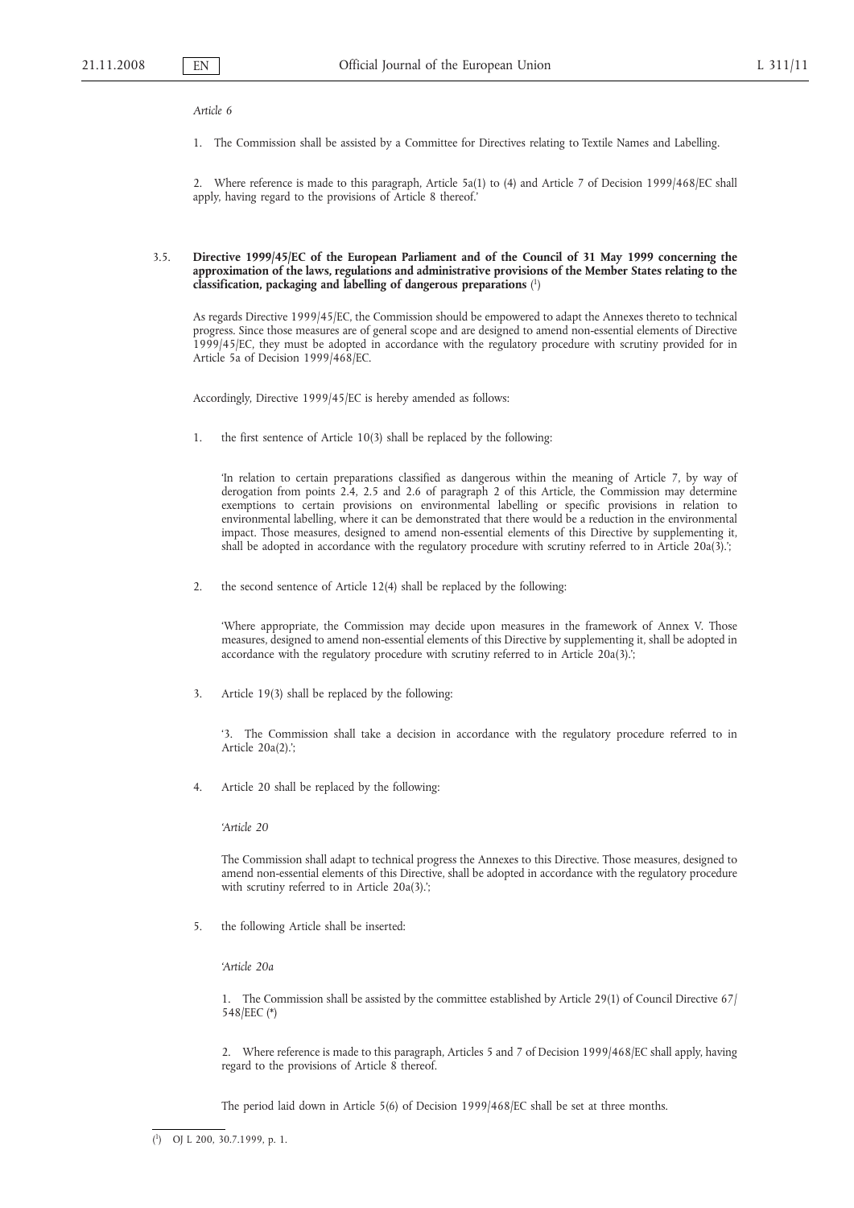*Article 6*

1. The Commission shall be assisted by a Committee for Directives relating to Textile Names and Labelling.

2. Where reference is made to this paragraph, Article 5a(1) to (4) and Article 7 of Decision 1999/468/EC shall apply, having regard to the provisions of Article 8 thereof.'

3.5. **Directive 1999/45/EC of the European Parliament and of the Council of 31 May 1999 concerning the approximation of the laws, regulations and administrative provisions of the Member States relating to the classification, packaging and labelling of dangerous preparations** [1]

As regards Directive 1999/45/EC, the Commission should be empowered to adapt the Annexes thereto to technical progress. Since those measures are of general scope and are designed to amend non-essential elements of Directive 1999/45/EC, they must be adopted in accordance with the regulatory procedure with scrutiny provided for in Article 5a of Decision 1999/468/EC.

Accordingly, Directive 1999/45/EC is hereby amended as follows:

1. the first sentence of Article 10(3) shall be replaced by the following:

   'In relation to certain preparations classified as dangerous within the meaning of Article 7, by way of derogation from points 2.4, 2.5 and 2.6 of paragraph 2 of this Article, the Commission may determine exemptions to certain provisions on environmental labelling or specific provisions in relation to environmental labelling, where it can be demonstrated that there would be a reduction in the environmental impact. Those measures, designed to amend non-essential elements of this Directive by supplementing it, shall be adopted in accordance with the regulatory procedure with scrutiny referred to in Article 20a(3).';

2. the second sentence of Article 12(4) shall be replaced by the following:

   'Where appropriate, the Commission may decide upon measures in the framework of Annex V. Those measures, designed to amend non-essential elements of this Directive by supplementing it, shall be adopted in accordance with the regulatory procedure with scrutiny referred to in Article 20a(3).';

3. Article 19(3) shall be replaced by the following:

   '3. The Commission shall take a decision in accordance with the regulatory procedure referred to in Article 20a(2).';

4. Article 20 shall be replaced by the following:

   *'Article 20*

   The Commission shall adapt to technical progress the Annexes to this Directive. Those measures, designed to amend non-essential elements of this Directive, shall be adopted in accordance with the regulatory procedure with scrutiny referred to in Article 20a(3).';

5. the following Article shall be inserted:

   *'Article 20a*

   1. The Commission shall be assisted by the committee established by Article 29(1) of Council Directive 67/548/EEC (*)

   2. Where reference is made to this paragraph, Articles 5 and 7 of Decision 1999/468/EC shall apply, having regard to the provisions of Article 8 thereof.

   The period laid down in Article 5(6) of Decision 1999/468/EC shall be set at three months.

---

[1] OJ L 200, 30.7.1999, p. 1.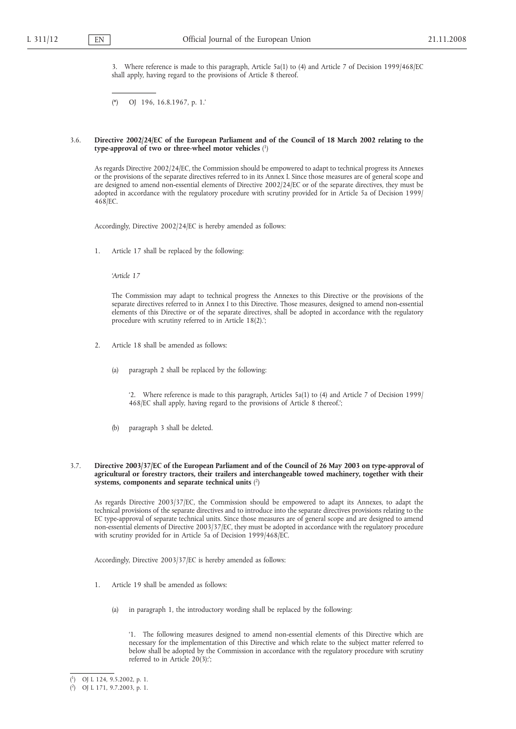3. Where reference is made to this paragraph, Article 5a(1) to (4) and Article 7 of Decision 1999/468/EC shall apply, having regard to the provisions of Article 8 thereof.

(*) OJ 196, 16.8.1967, p. 1.'

### 3.6. Directive 2002/24/EC of the European Parliament and of the Council of 18 March 2002 relating to the type-approval of two or three-wheel motor vehicles [1]

As regards Directive 2002/24/EC, the Commission should be empowered to adapt to technical progress its Annexes or the provisions of the separate directives referred to in its Annex I. Since those measures are of general scope and are designed to amend non-essential elements of Directive 2002/24/EC or of the separate directives, they must be adopted in accordance with the regulatory procedure with scrutiny provided for in Article 5a of Decision 1999/468/EC.

Accordingly, Directive 2002/24/EC is hereby amended as follows:

1. Article 17 shall be replaced by the following:

'*Article 17*

The Commission may adapt to technical progress the Annexes to this Directive or the provisions of the separate directives referred to in Annex I to this Directive. Those measures, designed to amend non-essential elements of this Directive or of the separate directives, shall be adopted in accordance with the regulatory procedure with scrutiny referred to in Article 18(2).';

2. Article 18 shall be amended as follows:

(a) paragraph 2 shall be replaced by the following:

'2. Where reference is made to this paragraph, Articles 5a(1) to (4) and Article 7 of Decision 1999/468/EC shall apply, having regard to the provisions of Article 8 thereof.';

(b) paragraph 3 shall be deleted.

### 3.7. Directive 2003/37/EC of the European Parliament and of the Council of 26 May 2003 on type-approval of agricultural or forestry tractors, their trailers and interchangeable towed machinery, together with their systems, components and separate technical units [2]

As regards Directive 2003/37/EC, the Commission should be empowered to adapt its Annexes, to adapt the technical provisions of the separate directives and to introduce into the separate directives provisions relating to the EC type-approval of separate technical units. Since those measures are of general scope and are designed to amend non-essential elements of Directive 2003/37/EC, they must be adopted in accordance with the regulatory procedure with scrutiny provided for in Article 5a of Decision 1999/468/EC.

Accordingly, Directive 2003/37/EC is hereby amended as follows:

1. Article 19 shall be amended as follows:

(a) in paragraph 1, the introductory wording shall be replaced by the following:

'1. The following measures designed to amend non-essential elements of this Directive which are necessary for the implementation of this Directive and which relate to the subject matter referred to below shall be adopted by the Commission in accordance with the regulatory procedure with scrutiny referred to in Article 20(3):';

[1] OJ L 124, 9.5.2002, p. 1.

[2] OJ L 171, 9.7.2003, p. 1.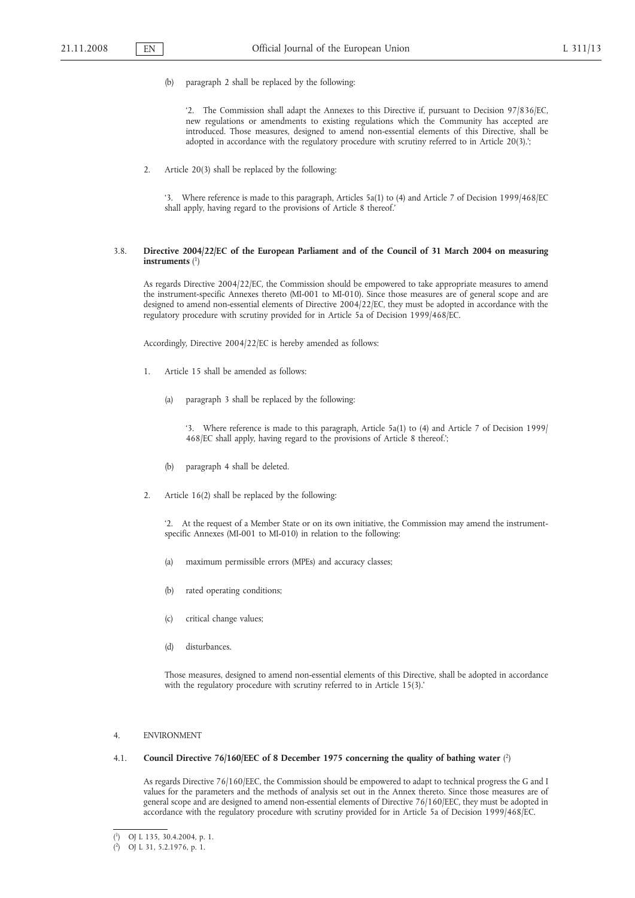(b) paragraph 2 shall be replaced by the following:

'2. The Commission shall adapt the Annexes to this Directive if, pursuant to Decision 97/836/EC, new regulations or amendments to existing regulations which the Community has accepted are introduced. Those measures, designed to amend non-essential elements of this Directive, shall be adopted in accordance with the regulatory procedure with scrutiny referred to in Article 20(3).';

2. Article 20(3) shall be replaced by the following:

'3. Where reference is made to this paragraph, Articles 5a(1) to (4) and Article 7 of Decision 1999/468/EC shall apply, having regard to the provisions of Article 8 thereof.'

### 3.8. Directive 2004/22/EC of the European Parliament and of the Council of 31 March 2004 on measuring instruments [1]

As regards Directive 2004/22/EC, the Commission should be empowered to take appropriate measures to amend the instrument-specific Annexes thereto (MI-001 to MI-010). Since those measures are of general scope and are designed to amend non-essential elements of Directive 2004/22/EC, they must be adopted in accordance with the regulatory procedure with scrutiny provided for in Article 5a of Decision 1999/468/EC.

Accordingly, Directive 2004/22/EC is hereby amended as follows:

1. Article 15 shall be amended as follows:

   (a) paragraph 3 shall be replaced by the following:

   '3. Where reference is made to this paragraph, Article 5a(1) to (4) and Article 7 of Decision 1999/468/EC shall apply, having regard to the provisions of Article 8 thereof.';

   (b) paragraph 4 shall be deleted.

2. Article 16(2) shall be replaced by the following:

'2. At the request of a Member State or on its own initiative, the Commission may amend the instrument-specific Annexes (MI-001 to MI-010) in relation to the following:

(a) maximum permissible errors (MPEs) and accuracy classes;

(b) rated operating conditions;

(c) critical change values;

(d) disturbances.

Those measures, designed to amend non-essential elements of this Directive, shall be adopted in accordance with the regulatory procedure with scrutiny referred to in Article 15(3).'

## 4. ENVIRONMENT

### 4.1. Council Directive 76/160/EEC of 8 December 1975 concerning the quality of bathing water [2]

As regards Directive 76/160/EEC, the Commission should be empowered to adapt to technical progress the G and I values for the parameters and the methods of analysis set out in the Annex thereto. Since those measures are of general scope and are designed to amend non-essential elements of Directive 76/160/EEC, they must be adopted in accordance with the regulatory procedure with scrutiny provided for in Article 5a of Decision 1999/468/EC.

---

[1] OJ L 135, 30.4.2004, p. 1.

[2] OJ L 31, 5.2.1976, p. 1.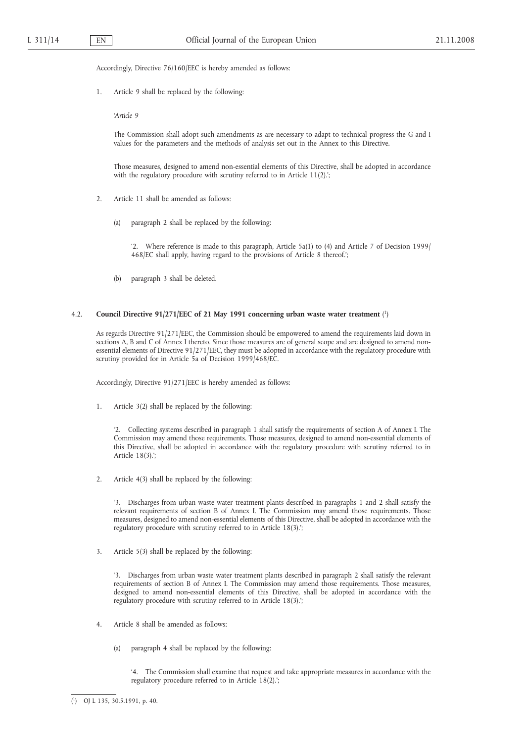Accordingly, Directive 76/160/EEC is hereby amended as follows:

1. Article 9 shall be replaced by the following:

   '*Article 9*

   The Commission shall adopt such amendments as are necessary to adapt to technical progress the G and I values for the parameters and the methods of analysis set out in the Annex to this Directive.

   Those measures, designed to amend non-essential elements of this Directive, shall be adopted in accordance with the regulatory procedure with scrutiny referred to in Article 11(2).';

2. Article 11 shall be amended as follows:

   (a) paragraph 2 shall be replaced by the following:

   '2. Where reference is made to this paragraph, Article 5a(1) to (4) and Article 7 of Decision 1999/468/EC shall apply, having regard to the provisions of Article 8 thereof.';

   (b) paragraph 3 shall be deleted.

### 4.2. Council Directive 91/271/EEC of 21 May 1991 concerning urban waste water treatment [1]

As regards Directive 91/271/EEC, the Commission should be empowered to amend the requirements laid down in sections A, B and C of Annex I thereto. Since those measures are of general scope and are designed to amend non-essential elements of Directive 91/271/EEC, they must be adopted in accordance with the regulatory procedure with scrutiny provided for in Article 5a of Decision 1999/468/EC.

Accordingly, Directive 91/271/EEC is hereby amended as follows:

1. Article 3(2) shall be replaced by the following:

   '2. Collecting systems described in paragraph 1 shall satisfy the requirements of section A of Annex I. The Commission may amend those requirements. Those measures, designed to amend non-essential elements of this Directive, shall be adopted in accordance with the regulatory procedure with scrutiny referred to in Article 18(3).';

2. Article 4(3) shall be replaced by the following:

   '3. Discharges from urban waste water treatment plants described in paragraphs 1 and 2 shall satisfy the relevant requirements of section B of Annex I. The Commission may amend those requirements. Those measures, designed to amend non-essential elements of this Directive, shall be adopted in accordance with the regulatory procedure with scrutiny referred to in Article 18(3).';

3. Article 5(3) shall be replaced by the following:

   '3. Discharges from urban waste water treatment plants described in paragraph 2 shall satisfy the relevant requirements of section B of Annex I. The Commission may amend those requirements. Those measures, designed to amend non-essential elements of this Directive, shall be adopted in accordance with the regulatory procedure with scrutiny referred to in Article 18(3).';

4. Article 8 shall be amended as follows:

   (a) paragraph 4 shall be replaced by the following:

   '4. The Commission shall examine that request and take appropriate measures in accordance with the regulatory procedure referred to in Article 18(2).';

---

[1] OJ L 135, 30.5.1991, p. 40.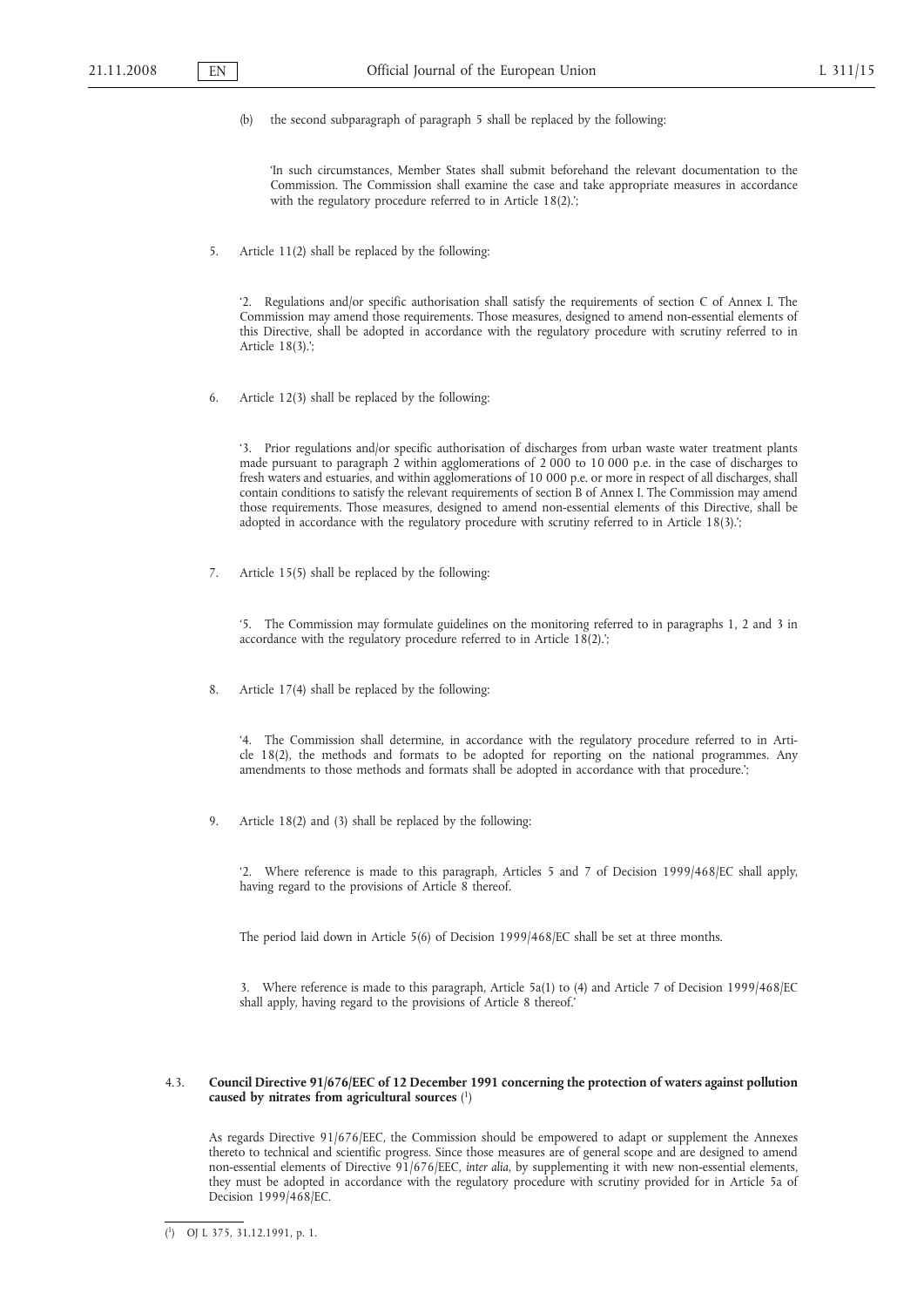(b) the second subparagraph of paragraph 5 shall be replaced by the following:

'In such circumstances, Member States shall submit beforehand the relevant documentation to the Commission. The Commission shall examine the case and take appropriate measures in accordance with the regulatory procedure referred to in Article 18(2).';

5. Article 11(2) shall be replaced by the following:

'2. Regulations and/or specific authorisation shall satisfy the requirements of section C of Annex I. The Commission may amend those requirements. Those measures, designed to amend non-essential elements of this Directive, shall be adopted in accordance with the regulatory procedure with scrutiny referred to in Article 18(3).';

6. Article 12(3) shall be replaced by the following:

'3. Prior regulations and/or specific authorisation of discharges from urban waste water treatment plants made pursuant to paragraph 2 within agglomerations of 2 000 to 10 000 p.e. in the case of discharges to fresh waters and estuaries, and within agglomerations of 10 000 p.e. or more in respect of all discharges, shall contain conditions to satisfy the relevant requirements of section B of Annex I. The Commission may amend those requirements. Those measures, designed to amend non-essential elements of this Directive, shall be adopted in accordance with the regulatory procedure with scrutiny referred to in Article 18(3).';

7. Article 15(5) shall be replaced by the following:

'5. The Commission may formulate guidelines on the monitoring referred to in paragraphs 1, 2 and 3 in accordance with the regulatory procedure referred to in Article 18(2).';

8. Article 17(4) shall be replaced by the following:

'4. The Commission shall determine, in accordance with the regulatory procedure referred to in Article 18(2), the methods and formats to be adopted for reporting on the national programmes. Any amendments to those methods and formats shall be adopted in accordance with that procedure.';

9. Article 18(2) and (3) shall be replaced by the following:

'2. Where reference is made to this paragraph, Articles 5 and 7 of Decision 1999/468/EC shall apply, having regard to the provisions of Article 8 thereof.

The period laid down in Article 5(6) of Decision 1999/468/EC shall be set at three months.

3. Where reference is made to this paragraph, Article 5a(1) to (4) and Article 7 of Decision 1999/468/EC shall apply, having regard to the provisions of Article 8 thereof.'

### 4.3. Council Directive 91/676/EEC of 12 December 1991 concerning the protection of waters against pollution caused by nitrates from agricultural sources [1]

As regards Directive 91/676/EEC, the Commission should be empowered to adapt or supplement the Annexes thereto to technical and scientific progress. Since those measures are of general scope and are designed to amend non-essential elements of Directive 91/676/EEC, *inter alia*, by supplementing it with new non-essential elements, they must be adopted in accordance with the regulatory procedure with scrutiny provided for in Article 5a of Decision 1999/468/EC.

---

[1] OJ L 375, 31.12.1991, p. 1.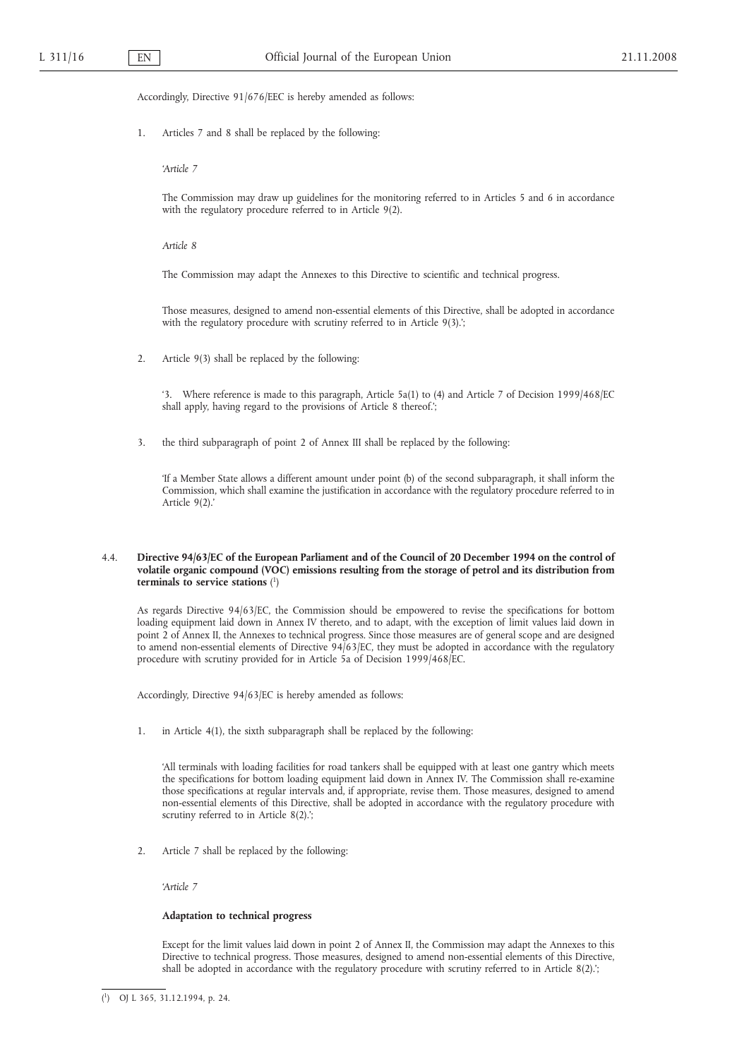Accordingly, Directive 91/676/EEC is hereby amended as follows:

1. Articles 7 and 8 shall be replaced by the following:

   '*Article 7*

   The Commission may draw up guidelines for the monitoring referred to in Articles 5 and 6 in accordance with the regulatory procedure referred to in Article 9(2).

   *Article 8*

   The Commission may adapt the Annexes to this Directive to scientific and technical progress.

   Those measures, designed to amend non-essential elements of this Directive, shall be adopted in accordance with the regulatory procedure with scrutiny referred to in Article 9(3).';

2. Article 9(3) shall be replaced by the following:

   '3. Where reference is made to this paragraph, Article 5a(1) to (4) and Article 7 of Decision 1999/468/EC shall apply, having regard to the provisions of Article 8 thereof.';

3. the third subparagraph of point 2 of Annex III shall be replaced by the following:

   'If a Member State allows a different amount under point (b) of the second subparagraph, it shall inform the Commission, which shall examine the justification in accordance with the regulatory procedure referred to in Article 9(2).'

### 4.4. Directive 94/63/EC of the European Parliament and of the Council of 20 December 1994 on the control of volatile organic compound (VOC) emissions resulting from the storage of petrol and its distribution from terminals to service stations [1]

As regards Directive 94/63/EC, the Commission should be empowered to revise the specifications for bottom loading equipment laid down in Annex IV thereto, and to adapt, with the exception of limit values laid down in point 2 of Annex II, the Annexes to technical progress. Since those measures are of general scope and are designed to amend non-essential elements of Directive 94/63/EC, they must be adopted in accordance with the regulatory procedure with scrutiny provided for in Article 5a of Decision 1999/468/EC.

Accordingly, Directive 94/63/EC is hereby amended as follows:

1. in Article 4(1), the sixth subparagraph shall be replaced by the following:

   'All terminals with loading facilities for road tankers shall be equipped with at least one gantry which meets the specifications for bottom loading equipment laid down in Annex IV. The Commission shall re-examine those specifications at regular intervals and, if appropriate, revise them. Those measures, designed to amend non-essential elements of this Directive, shall be adopted in accordance with the regulatory procedure with scrutiny referred to in Article 8(2).';

2. Article 7 shall be replaced by the following:

   '*Article 7*

   **Adaptation to technical progress**

   Except for the limit values laid down in point 2 of Annex II, the Commission may adapt the Annexes to this Directive to technical progress. Those measures, designed to amend non-essential elements of this Directive, shall be adopted in accordance with the regulatory procedure with scrutiny referred to in Article 8(2).';

---

[1] OJ L 365, 31.12.1994, p. 24.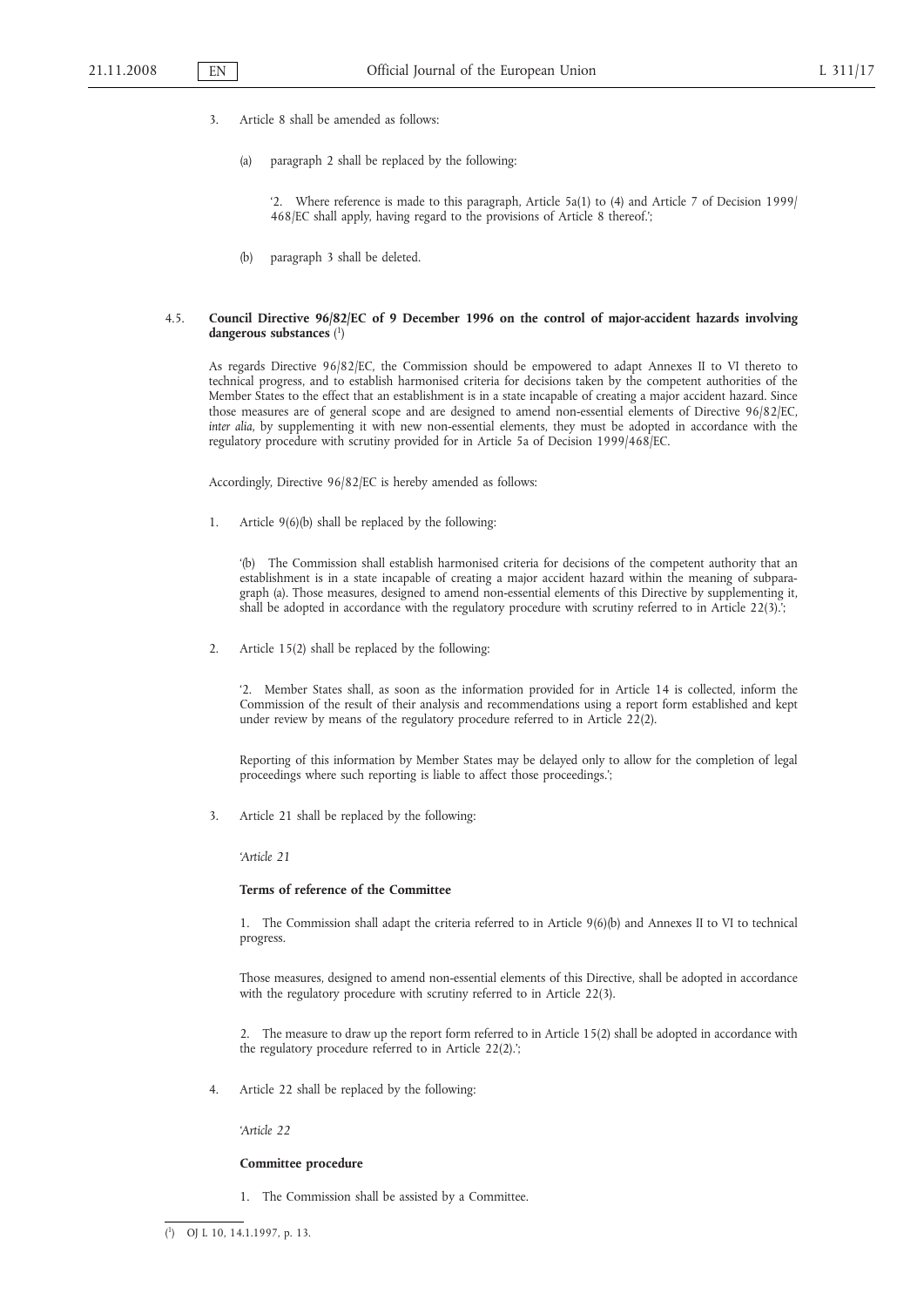3. Article 8 shall be amended as follows:

(a) paragraph 2 shall be replaced by the following:

'2. Where reference is made to this paragraph, Article 5a(1) to (4) and Article 7 of Decision 1999/468/EC shall apply, having regard to the provisions of Article 8 thereof.';

(b) paragraph 3 shall be deleted.

## 4.5. Council Directive 96/82/EC of 9 December 1996 on the control of major-accident hazards involving dangerous substances [1]

As regards Directive 96/82/EC, the Commission should be empowered to adapt Annexes II to VI thereto to technical progress, and to establish harmonised criteria for decisions taken by the competent authorities of the Member States to the effect that an establishment is in a state incapable of creating a major accident hazard. Since those measures are of general scope and are designed to amend non-essential elements of Directive 96/82/EC, *inter alia*, by supplementing it with new non-essential elements, they must be adopted in accordance with the regulatory procedure with scrutiny provided for in Article 5a of Decision 1999/468/EC.

Accordingly, Directive 96/82/EC is hereby amended as follows:

1. Article 9(6)(b) shall be replaced by the following:

'(b) The Commission shall establish harmonised criteria for decisions of the competent authority that an establishment is in a state incapable of creating a major accident hazard within the meaning of subparagraph (a). Those measures, designed to amend non-essential elements of this Directive by supplementing it, shall be adopted in accordance with the regulatory procedure with scrutiny referred to in Article 22(3).';

2. Article 15(2) shall be replaced by the following:

'2. Member States shall, as soon as the information provided for in Article 14 is collected, inform the Commission of the result of their analysis and recommendations using a report form established and kept under review by means of the regulatory procedure referred to in Article 22(2).

Reporting of this information by Member States may be delayed only to allow for the completion of legal proceedings where such reporting is liable to affect those proceedings.';

3. Article 21 shall be replaced by the following:

'*Article 21*

**Terms of reference of the Committee**

1. The Commission shall adapt the criteria referred to in Article 9(6)(b) and Annexes II to VI to technical progress.

Those measures, designed to amend non-essential elements of this Directive, shall be adopted in accordance with the regulatory procedure with scrutiny referred to in Article 22(3).

2. The measure to draw up the report form referred to in Article 15(2) shall be adopted in accordance with the regulatory procedure referred to in Article 22(2).';

4. Article 22 shall be replaced by the following:

'*Article 22*

**Committee procedure**

1. The Commission shall be assisted by a Committee.

---

[1] OJ L 10, 14.1.1997, p. 13.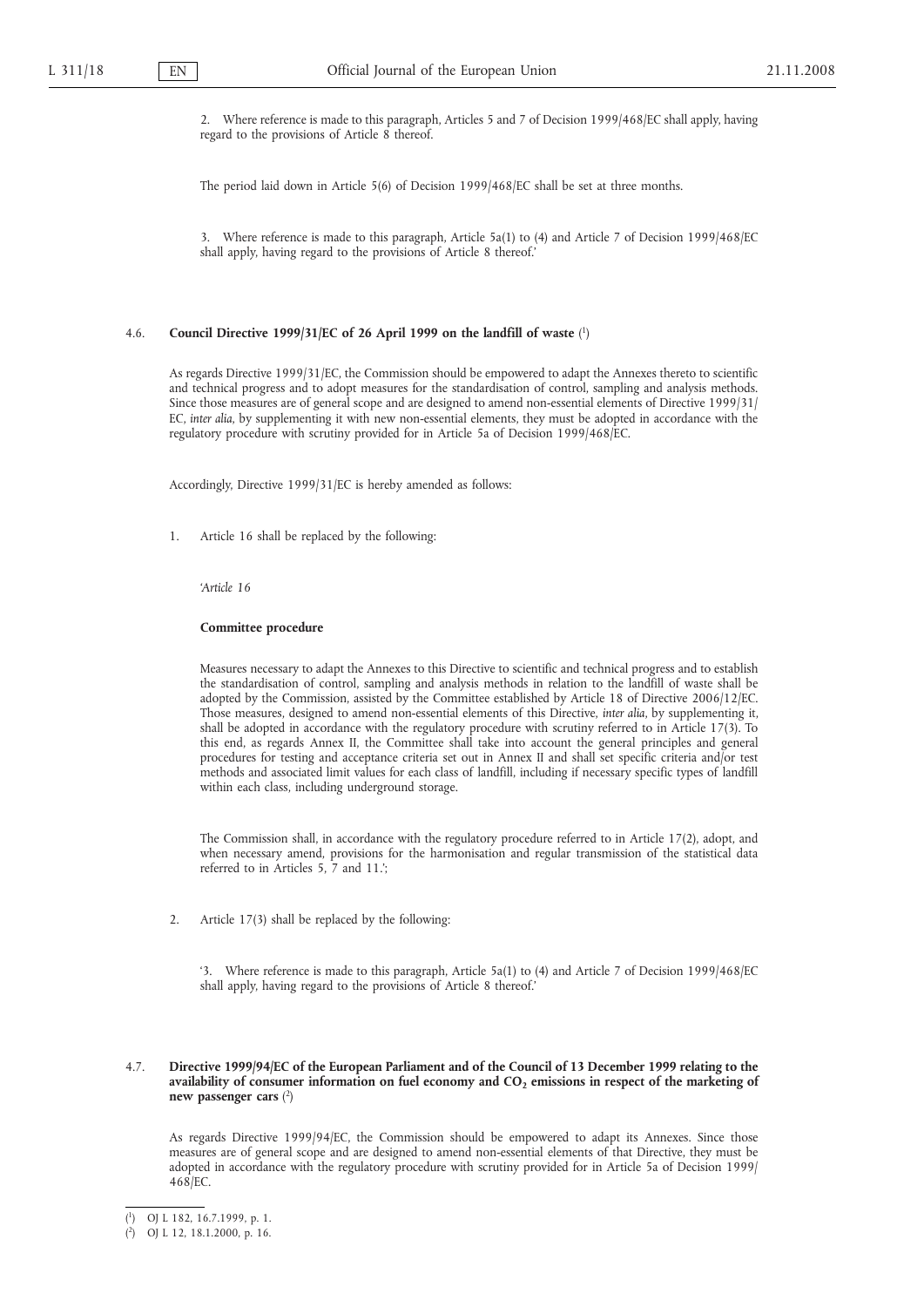2. Where reference is made to this paragraph, Articles 5 and 7 of Decision 1999/468/EC shall apply, having regard to the provisions of Article 8 thereof.

The period laid down in Article 5(6) of Decision 1999/468/EC shall be set at three months.

3. Where reference is made to this paragraph, Article 5a(1) to (4) and Article 7 of Decision 1999/468/EC shall apply, having regard to the provisions of Article 8 thereof.'

## 4.6. Council Directive 1999/31/EC of 26 April 1999 on the landfill of waste [1]

As regards Directive 1999/31/EC, the Commission should be empowered to adapt the Annexes thereto to scientific and technical progress and to adopt measures for the standardisation of control, sampling and analysis methods. Since those measures are of general scope and are designed to amend non-essential elements of Directive 1999/31/EC, *inter alia*, by supplementing it with new non-essential elements, they must be adopted in accordance with the regulatory procedure with scrutiny provided for in Article 5a of Decision 1999/468/EC.

Accordingly, Directive 1999/31/EC is hereby amended as follows:

1. Article 16 shall be replaced by the following:

'*Article 16*

**Committee procedure**

Measures necessary to adapt the Annexes to this Directive to scientific and technical progress and to establish the standardisation of control, sampling and analysis methods in relation to the landfill of waste shall be adopted by the Commission, assisted by the Committee established by Article 18 of Directive 2006/12/EC. Those measures, designed to amend non-essential elements of this Directive, *inter alia*, by supplementing it, shall be adopted in accordance with the regulatory procedure with scrutiny referred to in Article 17(3). To this end, as regards Annex II, the Committee shall take into account the general principles and general procedures for testing and acceptance criteria set out in Annex II and shall set specific criteria and/or test methods and associated limit values for each class of landfill, including if necessary specific types of landfill within each class, including underground storage.

The Commission shall, in accordance with the regulatory procedure referred to in Article 17(2), adopt, and when necessary amend, provisions for the harmonisation and regular transmission of the statistical data referred to in Articles 5, 7 and 11.';

2. Article 17(3) shall be replaced by the following:

'3. Where reference is made to this paragraph, Article 5a(1) to (4) and Article 7 of Decision 1999/468/EC shall apply, having regard to the provisions of Article 8 thereof.'

## 4.7. Directive 1999/94/EC of the European Parliament and of the Council of 13 December 1999 relating to the availability of consumer information on fuel economy and $CO_2$ emissions in respect of the marketing of new passenger cars [2]

As regards Directive 1999/94/EC, the Commission should be empowered to adapt its Annexes. Since those measures are of general scope and are designed to amend non-essential elements of that Directive, they must be adopted in accordance with the regulatory procedure with scrutiny provided for in Article 5a of Decision 1999/468/EC.

---

[1] OJ L 182, 16.7.1999, p. 1.

[2] OJ L 12, 18.1.2000, p. 16.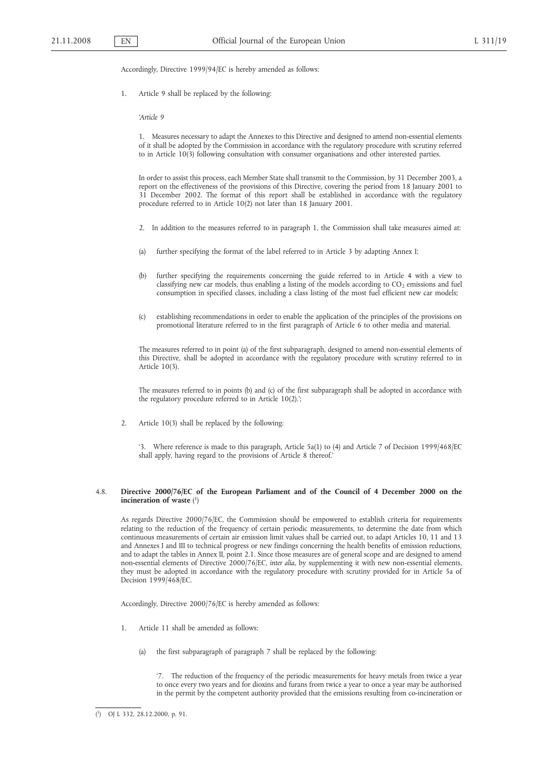Accordingly, Directive 1999/94/EC is hereby amended as follows:

1. Article 9 shall be replaced by the following:

'*Article 9*

1. Measures necessary to adapt the Annexes to this Directive and designed to amend non-essential elements of it shall be adopted by the Commission in accordance with the regulatory procedure with scrutiny referred to in Article 10(3) following consultation with consumer organisations and other interested parties.

In order to assist this process, each Member State shall transmit to the Commission, by 31 December 2003, a report on the effectiveness of the provisions of this Directive, covering the period from 18 January 2001 to 31 December 2002. The format of this report shall be established in accordance with the regulatory procedure referred to in Article 10(2) not later than 18 January 2001.

2. In addition to the measures referred to in paragraph 1, the Commission shall take measures aimed at:

(a) further specifying the format of the label referred to in Article 3 by adapting Annex I;

(b) further specifying the requirements concerning the guide referred to in Article 4 with a view to classifying new car models, thus enabling a listing of the models according to $CO_2$ emissions and fuel consumption in specified classes, including a class listing of the most fuel efficient new car models;

(c) establishing recommendations in order to enable the application of the principles of the provisions on promotional literature referred to in the first paragraph of Article 6 to other media and material.

The measures referred to in point (a) of the first subparagraph, designed to amend non-essential elements of this Directive, shall be adopted in accordance with the regulatory procedure with scrutiny referred to in Article 10(3).

The measures referred to in points (b) and (c) of the first subparagraph shall be adopted in accordance with the regulatory procedure referred to in Article 10(2).';

2. Article 10(3) shall be replaced by the following:

'3. Where reference is made to this paragraph, Article 5a(1) to (4) and Article 7 of Decision 1999/468/EC shall apply, having regard to the provisions of Article 8 thereof.'

### 4.8. **Directive 2000/76/EC of the European Parliament and of the Council of 4 December 2000 on the incineration of waste** [1]

As regards Directive 2000/76/EC, the Commission should be empowered to establish criteria for requirements relating to the reduction of the frequency of certain periodic measurements, to determine the date from which continuous measurements of certain air emission limit values shall be carried out, to adapt Articles 10, 11 and 13 and Annexes I and III to technical progress or new findings concerning the health benefits of emission reductions, and to adapt the tables in Annex II, point 2.1. Since those measures are of general scope and are designed to amend non-essential elements of Directive 2000/76/EC, *inter alia*, by supplementing it with new non-essential elements, they must be adopted in accordance with the regulatory procedure with scrutiny provided for in Article 5a of Decision 1999/468/EC.

Accordingly, Directive 2000/76/EC is hereby amended as follows:

1. Article 11 shall be amended as follows:

   (a) the first subparagraph of paragraph 7 shall be replaced by the following:

   '7. The reduction of the frequency of the periodic measurements for heavy metals from twice a year to once every two years and for dioxins and furans from twice a year to once a year may be authorised in the permit by the competent authority provided that the emissions resulting from co-incineration or

[1] OJ L 332, 28.12.2000, p. 91.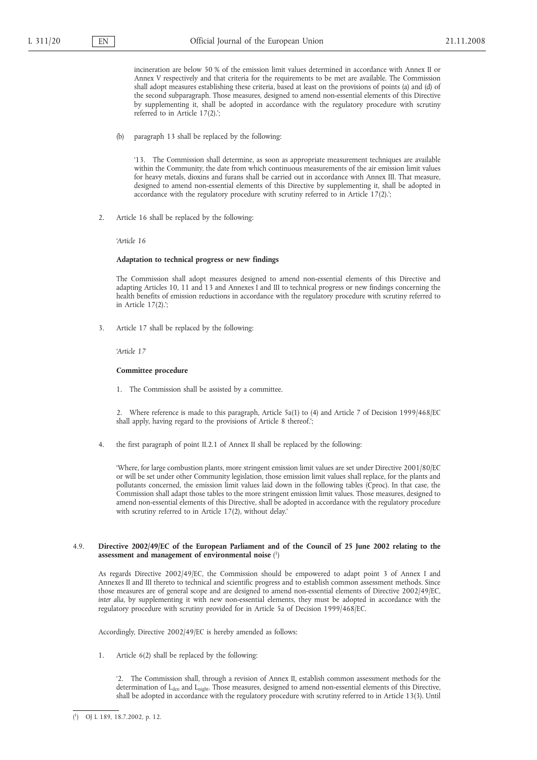incineration are below 50 % of the emission limit values determined in accordance with Annex II or Annex V respectively and that criteria for the requirements to be met are available. The Commission shall adopt measures establishing these criteria, based at least on the provisions of points (a) and (d) of the second subparagraph. Those measures, designed to amend non-essential elements of this Directive by supplementing it, shall be adopted in accordance with the regulatory procedure with scrutiny referred to in Article 17(2).';

(b) paragraph 13 shall be replaced by the following:

'13. The Commission shall determine, as soon as appropriate measurement techniques are available within the Community, the date from which continuous measurements of the air emission limit values for heavy metals, dioxins and furans shall be carried out in accordance with Annex III. That measure, designed to amend non-essential elements of this Directive by supplementing it, shall be adopted in accordance with the regulatory procedure with scrutiny referred to in Article 17(2).';

2. Article 16 shall be replaced by the following:

*'Article 16*

**Adaptation to technical progress or new findings**

The Commission shall adopt measures designed to amend non-essential elements of this Directive and adapting Articles 10, 11 and 13 and Annexes I and III to technical progress or new findings concerning the health benefits of emission reductions in accordance with the regulatory procedure with scrutiny referred to in Article 17(2).';

3. Article 17 shall be replaced by the following:

*'Article 17*

**Committee procedure**

1. The Commission shall be assisted by a committee.

2. Where reference is made to this paragraph, Article 5a(1) to (4) and Article 7 of Decision 1999/468/EC shall apply, having regard to the provisions of Article 8 thereof.';

4. the first paragraph of point II.2.1 of Annex II shall be replaced by the following:

'Where, for large combustion plants, more stringent emission limit values are set under Directive 2001/80/EC or will be set under other Community legislation, those emission limit values shall replace, for the plants and pollutants concerned, the emission limit values laid down in the following tables (Cproc). In that case, the Commission shall adapt those tables to the more stringent emission limit values. Those measures, designed to amend non-essential elements of this Directive, shall be adopted in accordance with the regulatory procedure with scrutiny referred to in Article 17(2), without delay.'

### 4.9. Directive 2002/49/EC of the European Parliament and of the Council of 25 June 2002 relating to the assessment and management of environmental noise [1]

As regards Directive 2002/49/EC, the Commission should be empowered to adapt point 3 of Annex I and Annexes II and III thereto to technical and scientific progress and to establish common assessment methods. Since those measures are of general scope and are designed to amend non-essential elements of Directive 2002/49/EC, *inter alia*, by supplementing it with new non-essential elements, they must be adopted in accordance with the regulatory procedure with scrutiny provided for in Article 5a of Decision 1999/468/EC.

Accordingly, Directive 2002/49/EC is hereby amended as follows:

1. Article 6(2) shall be replaced by the following:

'2. The Commission shall, through a revision of Annex II, establish common assessment methods for the determination of $L_{den}$ and $L_{night}$. Those measures, designed to amend non-essential elements of this Directive, shall be adopted in accordance with the regulatory procedure with scrutiny referred to in Article 13(3). Until

[1] OJ L 189, 18.7.2002, p. 12.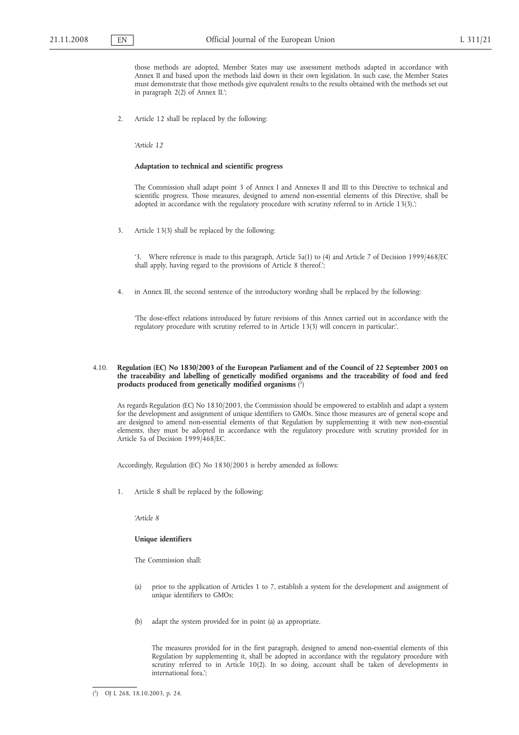those methods are adopted, Member States may use assessment methods adapted in accordance with Annex II and based upon the methods laid down in their own legislation. In such case, the Member States must demonstrate that those methods give equivalent results to the results obtained with the methods set out in paragraph 2(2) of Annex II.';

2. Article 12 shall be replaced by the following:

'*Article 12*

**Adaptation to technical and scientific progress**

The Commission shall adapt point 3 of Annex I and Annexes II and III to this Directive to technical and scientific progress. Those measures, designed to amend non-essential elements of this Directive, shall be adopted in accordance with the regulatory procedure with scrutiny referred to in Article 13(3).';

3. Article 13(3) shall be replaced by the following:

'3. Where reference is made to this paragraph, Article 5a(1) to (4) and Article 7 of Decision 1999/468/EC shall apply, having regard to the provisions of Article 8 thereof.';

4. in Annex III, the second sentence of the introductory wording shall be replaced by the following:

'The dose-effect relations introduced by future revisions of this Annex carried out in accordance with the regulatory procedure with scrutiny referred to in Article 13(3) will concern in particular:'.

### 4.10. Regulation (EC) No 1830/2003 of the European Parliament and of the Council of 22 September 2003 on the traceability and labelling of genetically modified organisms and the traceability of food and feed products produced from genetically modified organisms [1]

As regards Regulation (EC) No 1830/2003, the Commission should be empowered to establish and adapt a system for the development and assignment of unique identifiers to GMOs. Since those measures are of general scope and are designed to amend non-essential elements of that Regulation by supplementing it with new non-essential elements, they must be adopted in accordance with the regulatory procedure with scrutiny provided for in Article 5a of Decision 1999/468/EC.

Accordingly, Regulation (EC) No 1830/2003 is hereby amended as follows:

1. Article 8 shall be replaced by the following:

'*Article 8*

**Unique identifiers**

The Commission shall:

(a) prior to the application of Articles 1 to 7, establish a system for the development and assignment of unique identifiers to GMOs;

(b) adapt the system provided for in point (a) as appropriate.

The measures provided for in the first paragraph, designed to amend non-essential elements of this Regulation by supplementing it, shall be adopted in accordance with the regulatory procedure with scrutiny referred to in Article 10(2). In so doing, account shall be taken of developments in international fora.';

---

[1] OJ L 268, 18.10.2003, p. 24.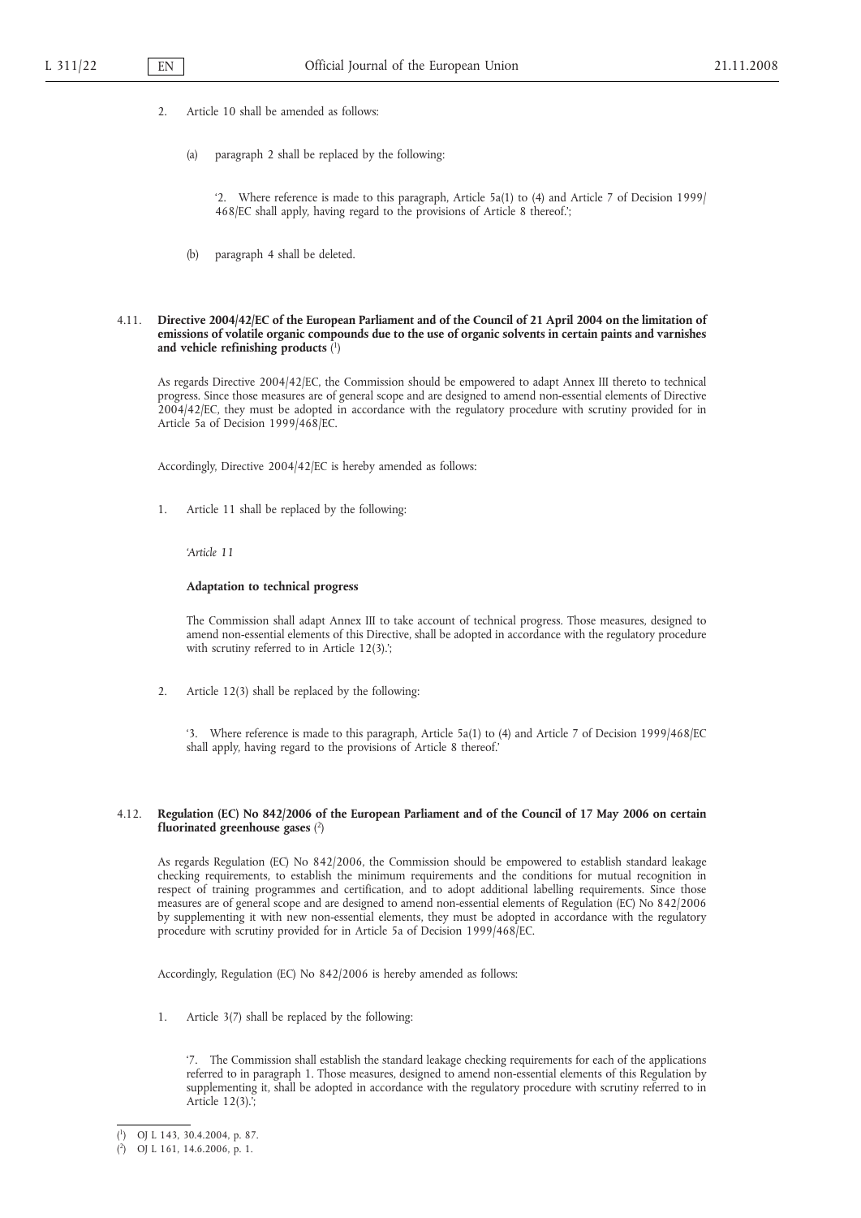2. Article 10 shall be amended as follows:

   (a) paragraph 2 shall be replaced by the following:

   ‘2. Where reference is made to this paragraph, Article 5a(1) to (4) and Article 7 of Decision 1999/468/EC shall apply, having regard to the provisions of Article 8 thereof.’;

   (b) paragraph 4 shall be deleted.

4.11. **Directive 2004/42/EC of the European Parliament and of the Council of 21 April 2004 on the limitation of emissions of volatile organic compounds due to the use of organic solvents in certain paints and varnishes and vehicle refinishing products** [1]

As regards Directive 2004/42/EC, the Commission should be empowered to adapt Annex III thereto to technical progress. Since those measures are of general scope and are designed to amend non-essential elements of Directive 2004/42/EC, they must be adopted in accordance with the regulatory procedure with scrutiny provided for in Article 5a of Decision 1999/468/EC.

Accordingly, Directive 2004/42/EC is hereby amended as follows:

1. Article 11 shall be replaced by the following:

   *‘Article 11*

   **Adaptation to technical progress**

   The Commission shall adapt Annex III to take account of technical progress. Those measures, designed to amend non-essential elements of this Directive, shall be adopted in accordance with the regulatory procedure with scrutiny referred to in Article 12(3).’;

2. Article 12(3) shall be replaced by the following:

   ‘3. Where reference is made to this paragraph, Article 5a(1) to (4) and Article 7 of Decision 1999/468/EC shall apply, having regard to the provisions of Article 8 thereof.’

4.12. **Regulation (EC) No 842/2006 of the European Parliament and of the Council of 17 May 2006 on certain fluorinated greenhouse gases** [2]

As regards Regulation (EC) No 842/2006, the Commission should be empowered to establish standard leakage checking requirements, to establish the minimum requirements and the conditions for mutual recognition in respect of training programmes and certification, and to adopt additional labelling requirements. Since those measures are of general scope and are designed to amend non-essential elements of Regulation (EC) No 842/2006 by supplementing it with new non-essential elements, they must be adopted in accordance with the regulatory procedure with scrutiny provided for in Article 5a of Decision 1999/468/EC.

Accordingly, Regulation (EC) No 842/2006 is hereby amended as follows:

1. Article 3(7) shall be replaced by the following:

   ‘7. The Commission shall establish the standard leakage checking requirements for each of the applications referred to in paragraph 1. Those measures, designed to amend non-essential elements of this Regulation by supplementing it, shall be adopted in accordance with the regulatory procedure with scrutiny referred to in Article 12(3).’;

---

[1] OJ L 143, 30.4.2004, p. 87.

[2] OJ L 161, 14.6.2006, p. 1.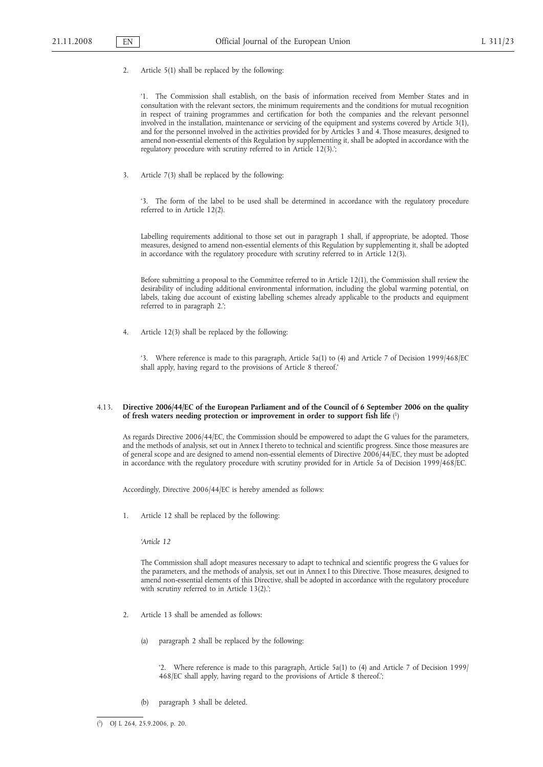2. Article 5(1) shall be replaced by the following:

'1. The Commission shall establish, on the basis of information received from Member States and in consultation with the relevant sectors, the minimum requirements and the conditions for mutual recognition in respect of training programmes and certification for both the companies and the relevant personnel involved in the installation, maintenance or servicing of the equipment and systems covered by Article 3(1), and for the personnel involved in the activities provided for by Articles 3 and 4. Those measures, designed to amend non-essential elements of this Regulation by supplementing it, shall be adopted in accordance with the regulatory procedure with scrutiny referred to in Article 12(3).';

3. Article 7(3) shall be replaced by the following:

'3. The form of the label to be used shall be determined in accordance with the regulatory procedure referred to in Article 12(2).

Labelling requirements additional to those set out in paragraph 1 shall, if appropriate, be adopted. Those measures, designed to amend non-essential elements of this Regulation by supplementing it, shall be adopted in accordance with the regulatory procedure with scrutiny referred to in Article 12(3).

Before submitting a proposal to the Committee referred to in Article 12(1), the Commission shall review the desirability of including additional environmental information, including the global warming potential, on labels, taking due account of existing labelling schemes already applicable to the products and equipment referred to in paragraph 2.';

4. Article 12(3) shall be replaced by the following:

'3. Where reference is made to this paragraph, Article 5a(1) to (4) and Article 7 of Decision 1999/468/EC shall apply, having regard to the provisions of Article 8 thereof.'

4.13. **Directive 2006/44/EC of the European Parliament and of the Council of 6 September 2006 on the quality of fresh waters needing protection or improvement in order to support fish life** [1]

As regards Directive 2006/44/EC, the Commission should be empowered to adapt the G values for the parameters, and the methods of analysis, set out in Annex I thereto to technical and scientific progress. Since those measures are of general scope and are designed to amend non-essential elements of Directive 2006/44/EC, they must be adopted in accordance with the regulatory procedure with scrutiny provided for in Article 5a of Decision 1999/468/EC.

Accordingly, Directive 2006/44/EC is hereby amended as follows:

1. Article 12 shall be replaced by the following:

'*Article 12*

The Commission shall adopt measures necessary to adapt to technical and scientific progress the G values for the parameters, and the methods of analysis, set out in Annex I to this Directive. Those measures, designed to amend non-essential elements of this Directive, shall be adopted in accordance with the regulatory procedure with scrutiny referred to in Article 13(2).';

2. Article 13 shall be amended as follows:

   (a) paragraph 2 shall be replaced by the following:

   '2. Where reference is made to this paragraph, Article 5a(1) to (4) and Article 7 of Decision 1999/468/EC shall apply, having regard to the provisions of Article 8 thereof.';

   (b) paragraph 3 shall be deleted.

---

[1] OJ L 264, 25.9.2006, p. 20.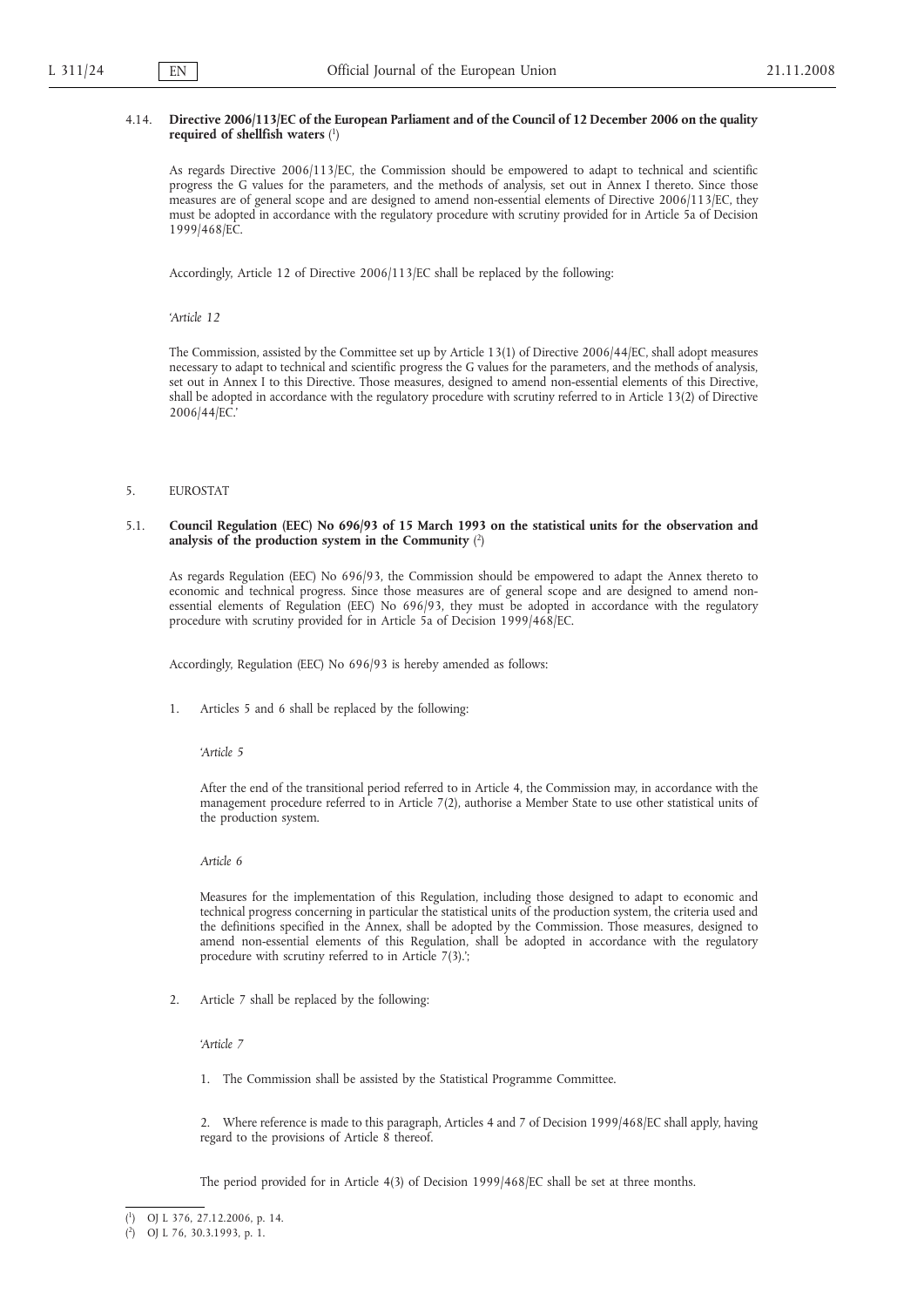4.14. **Directive 2006/113/EC of the European Parliament and of the Council of 12 December 2006 on the quality required of shellfish waters** [1]

As regards Directive 2006/113/EC, the Commission should be empowered to adapt to technical and scientific progress the G values for the parameters, and the methods of analysis, set out in Annex I thereto. Since those measures are of general scope and are designed to amend non-essential elements of Directive 2006/113/EC, they must be adopted in accordance with the regulatory procedure with scrutiny provided for in Article 5a of Decision 1999/468/EC.

Accordingly, Article 12 of Directive 2006/113/EC shall be replaced by the following:

'*Article 12*

The Commission, assisted by the Committee set up by Article 13(1) of Directive 2006/44/EC, shall adopt measures necessary to adapt to technical and scientific progress the G values for the parameters, and the methods of analysis, set out in Annex I to this Directive. Those measures, designed to amend non-essential elements of this Directive, shall be adopted in accordance with the regulatory procedure with scrutiny referred to in Article 13(2) of Directive 2006/44/EC.'

5. EUROSTAT

5.1. **Council Regulation (EEC) No 696/93 of 15 March 1993 on the statistical units for the observation and analysis of the production system in the Community** [2]

As regards Regulation (EEC) No 696/93, the Commission should be empowered to adapt the Annex thereto to economic and technical progress. Since those measures are of general scope and are designed to amend non-essential elements of Regulation (EEC) No 696/93, they must be adopted in accordance with the regulatory procedure with scrutiny provided for in Article 5a of Decision 1999/468/EC.

Accordingly, Regulation (EEC) No 696/93 is hereby amended as follows:

1. Articles 5 and 6 shall be replaced by the following:

   '*Article 5*

   After the end of the transitional period referred to in Article 4, the Commission may, in accordance with the management procedure referred to in Article 7(2), authorise a Member State to use other statistical units of the production system.

   *Article 6*

   Measures for the implementation of this Regulation, including those designed to adapt to economic and technical progress concerning in particular the statistical units of the production system, the criteria used and the definitions specified in the Annex, shall be adopted by the Commission. Those measures, designed to amend non-essential elements of this Regulation, shall be adopted in accordance with the regulatory procedure with scrutiny referred to in Article 7(3).';

2. Article 7 shall be replaced by the following:

   '*Article 7*

   1. The Commission shall be assisted by the Statistical Programme Committee.

   2. Where reference is made to this paragraph, Articles 4 and 7 of Decision 1999/468/EC shall apply, having regard to the provisions of Article 8 thereof.

   The period provided for in Article 4(3) of Decision 1999/468/EC shall be set at three months.

[1] OJ L 376, 27.12.2006, p. 14.

[2] OJ L 76, 30.3.1993, p. 1.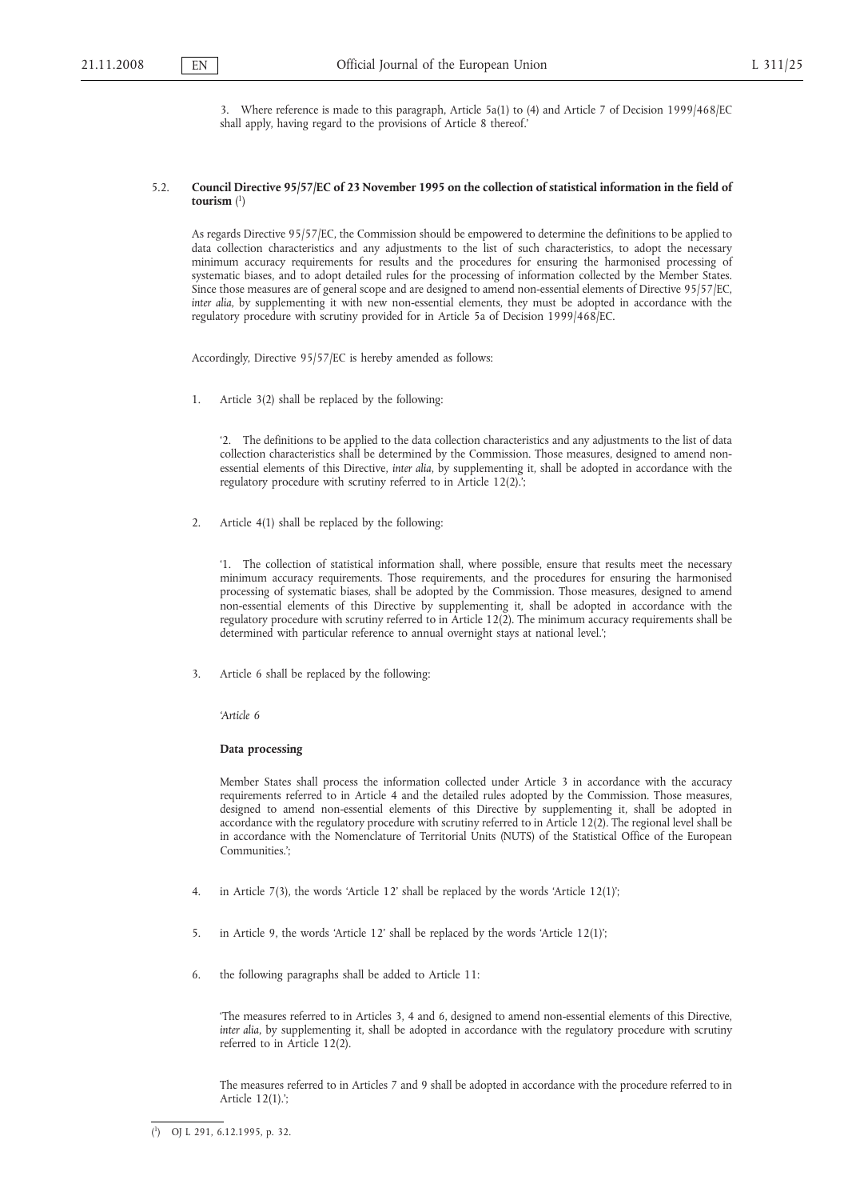3. Where reference is made to this paragraph, Article 5a(1) to (4) and Article 7 of Decision 1999/468/EC shall apply, having regard to the provisions of Article 8 thereof.'

5.2. **Council Directive 95/57/EC of 23 November 1995 on the collection of statistical information in the field of tourism** [1]

As regards Directive 95/57/EC, the Commission should be empowered to determine the definitions to be applied to data collection characteristics and any adjustments to the list of such characteristics, to adopt the necessary minimum accuracy requirements for results and the procedures for ensuring the harmonised processing of systematic biases, and to adopt detailed rules for the processing of information collected by the Member States. Since those measures are of general scope and are designed to amend non-essential elements of Directive 95/57/EC, *inter alia*, by supplementing it with new non-essential elements, they must be adopted in accordance with the regulatory procedure with scrutiny provided for in Article 5a of Decision 1999/468/EC.

Accordingly, Directive 95/57/EC is hereby amended as follows:

1. Article 3(2) shall be replaced by the following:

   '2. The definitions to be applied to the data collection characteristics and any adjustments to the list of data collection characteristics shall be determined by the Commission. Those measures, designed to amend non-essential elements of this Directive, *inter alia*, by supplementing it, shall be adopted in accordance with the regulatory procedure with scrutiny referred to in Article 12(2).';

2. Article 4(1) shall be replaced by the following:

   '1. The collection of statistical information shall, where possible, ensure that results meet the necessary minimum accuracy requirements. Those requirements, and the procedures for ensuring the harmonised processing of systematic biases, shall be adopted by the Commission. Those measures, designed to amend non-essential elements of this Directive by supplementing it, shall be adopted in accordance with the regulatory procedure with scrutiny referred to in Article 12(2). The minimum accuracy requirements shall be determined with particular reference to annual overnight stays at national level.';

3. Article 6 shall be replaced by the following:

   *'Article 6*

   **Data processing**

   Member States shall process the information collected under Article 3 in accordance with the accuracy requirements referred to in Article 4 and the detailed rules adopted by the Commission. Those measures, designed to amend non-essential elements of this Directive by supplementing it, shall be adopted in accordance with the regulatory procedure with scrutiny referred to in Article 12(2). The regional level shall be in accordance with the Nomenclature of Territorial Units (NUTS) of the Statistical Office of the European Communities.';

4. in Article 7(3), the words 'Article 12' shall be replaced by the words 'Article 12(1)';

5. in Article 9, the words 'Article 12' shall be replaced by the words 'Article 12(1)';

6. the following paragraphs shall be added to Article 11:

   'The measures referred to in Articles 3, 4 and 6, designed to amend non-essential elements of this Directive, *inter alia*, by supplementing it, shall be adopted in accordance with the regulatory procedure with scrutiny referred to in Article 12(2).

   The measures referred to in Articles 7 and 9 shall be adopted in accordance with the procedure referred to in Article 12(1).';

---

[1] OJ L 291, 6.12.1995, p. 32.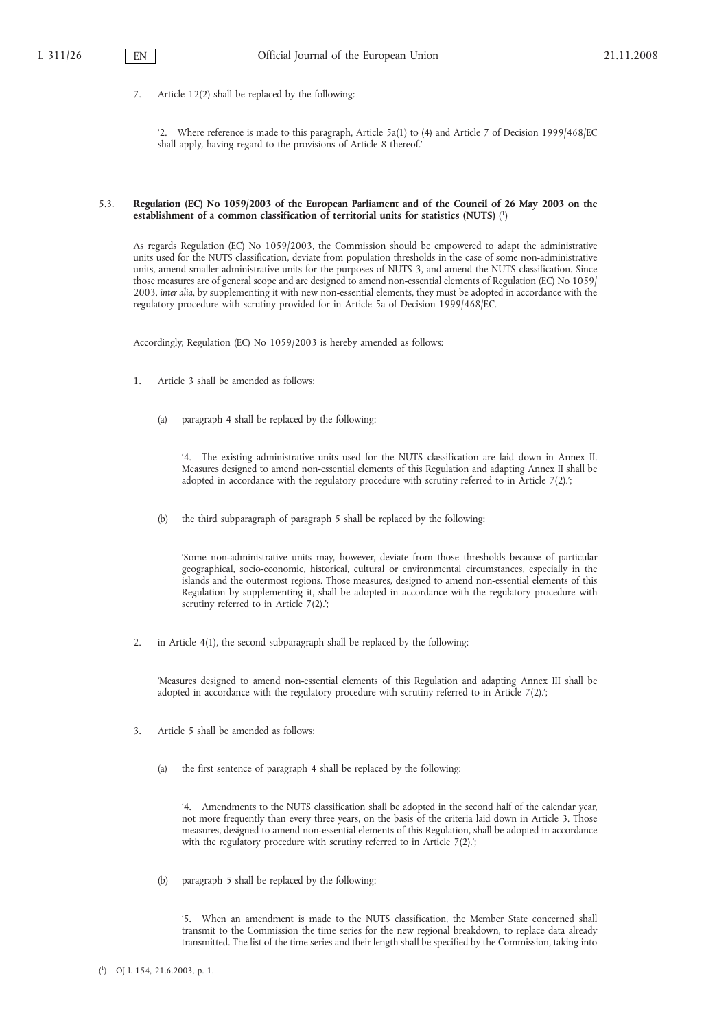7. Article 12(2) shall be replaced by the following:

‘2. Where reference is made to this paragraph, Article 5a(1) to (4) and Article 7 of Decision 1999/468/EC shall apply, having regard to the provisions of Article 8 thereof.’

### 5.3. Regulation (EC) No 1059/2003 of the European Parliament and of the Council of 26 May 2003 on the establishment of a common classification of territorial units for statistics (NUTS) [1]

As regards Regulation (EC) No 1059/2003, the Commission should be empowered to adapt the administrative units used for the NUTS classification, deviate from population thresholds in the case of some non-administrative units, amend smaller administrative units for the purposes of NUTS 3, and amend the NUTS classification. Since those measures are of general scope and are designed to amend non-essential elements of Regulation (EC) No 1059/2003, *inter alia*, by supplementing it with new non-essential elements, they must be adopted in accordance with the regulatory procedure with scrutiny provided for in Article 5a of Decision 1999/468/EC.

Accordingly, Regulation (EC) No 1059/2003 is hereby amended as follows:

1. Article 3 shall be amended as follows:

   (a) paragraph 4 shall be replaced by the following:

   ‘4. The existing administrative units used for the NUTS classification are laid down in Annex II. Measures designed to amend non-essential elements of this Regulation and adapting Annex II shall be adopted in accordance with the regulatory procedure with scrutiny referred to in Article 7(2).’;

   (b) the third subparagraph of paragraph 5 shall be replaced by the following:

   ‘Some non-administrative units may, however, deviate from those thresholds because of particular geographical, socio-economic, historical, cultural or environmental circumstances, especially in the islands and the outermost regions. Those measures, designed to amend non-essential elements of this Regulation by supplementing it, shall be adopted in accordance with the regulatory procedure with scrutiny referred to in Article 7(2).’;

2. in Article 4(1), the second subparagraph shall be replaced by the following:

   ‘Measures designed to amend non-essential elements of this Regulation and adapting Annex III shall be adopted in accordance with the regulatory procedure with scrutiny referred to in Article 7(2).’;

3. Article 5 shall be amended as follows:

   (a) the first sentence of paragraph 4 shall be replaced by the following:

   ‘4. Amendments to the NUTS classification shall be adopted in the second half of the calendar year, not more frequently than every three years, on the basis of the criteria laid down in Article 3. Those measures, designed to amend non-essential elements of this Regulation, shall be adopted in accordance with the regulatory procedure with scrutiny referred to in Article 7(2).’;

   (b) paragraph 5 shall be replaced by the following:

   ‘5. When an amendment is made to the NUTS classification, the Member State concerned shall transmit to the Commission the time series for the new regional breakdown, to replace data already transmitted. The list of the time series and their length shall be specified by the Commission, taking into

[1] OJ L 154, 21.6.2003, p. 1.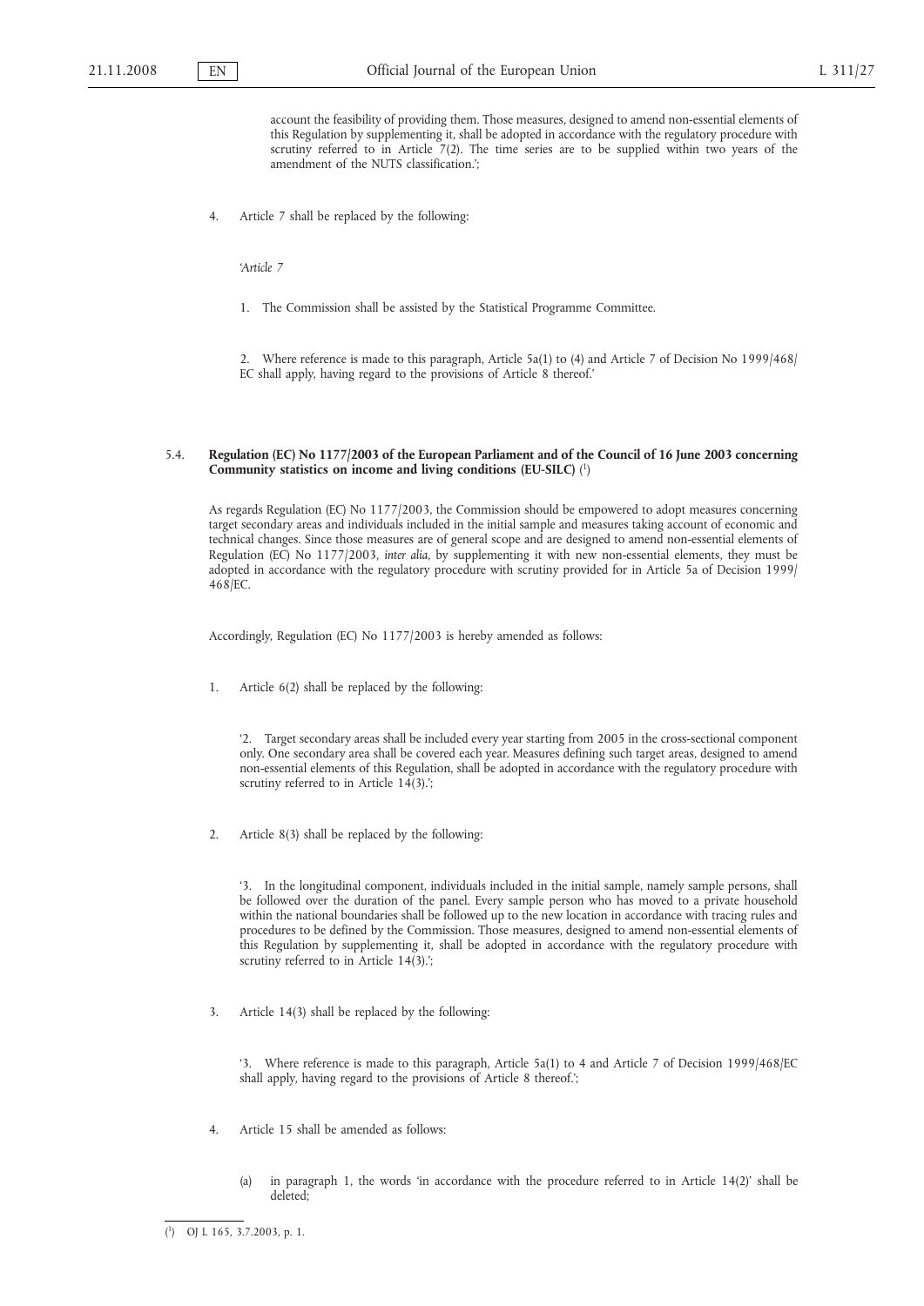account the feasibility of providing them. Those measures, designed to amend non-essential elements of this Regulation by supplementing it, shall be adopted in accordance with the regulatory procedure with scrutiny referred to in Article 7(2). The time series are to be supplied within two years of the amendment of the NUTS classification.';

4. Article 7 shall be replaced by the following:

*'Article 7*

1. The Commission shall be assisted by the Statistical Programme Committee.

2. Where reference is made to this paragraph, Article 5a(1) to (4) and Article 7 of Decision No 1999/468/EC shall apply, having regard to the provisions of Article 8 thereof.'

### 5.4. Regulation (EC) No 1177/2003 of the European Parliament and of the Council of 16 June 2003 concerning Community statistics on income and living conditions (EU-SILC) [1]

As regards Regulation (EC) No 1177/2003, the Commission should be empowered to adopt measures concerning target secondary areas and individuals included in the initial sample and measures taking account of economic and technical changes. Since those measures are of general scope and are designed to amend non-essential elements of Regulation (EC) No 1177/2003, *inter alia*, by supplementing it with new non-essential elements, they must be adopted in accordance with the regulatory procedure with scrutiny provided for in Article 5a of Decision 1999/468/EC.

Accordingly, Regulation (EC) No 1177/2003 is hereby amended as follows:

1. Article 6(2) shall be replaced by the following:

   '2. Target secondary areas shall be included every year starting from 2005 in the cross-sectional component only. One secondary area shall be covered each year. Measures defining such target areas, designed to amend non-essential elements of this Regulation, shall be adopted in accordance with the regulatory procedure with scrutiny referred to in Article 14(3).';

2. Article 8(3) shall be replaced by the following:

   '3. In the longitudinal component, individuals included in the initial sample, namely sample persons, shall be followed over the duration of the panel. Every sample person who has moved to a private household within the national boundaries shall be followed up to the new location in accordance with tracing rules and procedures to be defined by the Commission. Those measures, designed to amend non-essential elements of this Regulation by supplementing it, shall be adopted in accordance with the regulatory procedure with scrutiny referred to in Article 14(3).';

3. Article 14(3) shall be replaced by the following:

   '3. Where reference is made to this paragraph, Article 5a(1) to 4 and Article 7 of Decision 1999/468/EC shall apply, having regard to the provisions of Article 8 thereof.';

4. Article 15 shall be amended as follows:

   (a) in paragraph 1, the words 'in accordance with the procedure referred to in Article 14(2)' shall be deleted;

---

[1] OJ L 165, 3.7.2003, p. 1.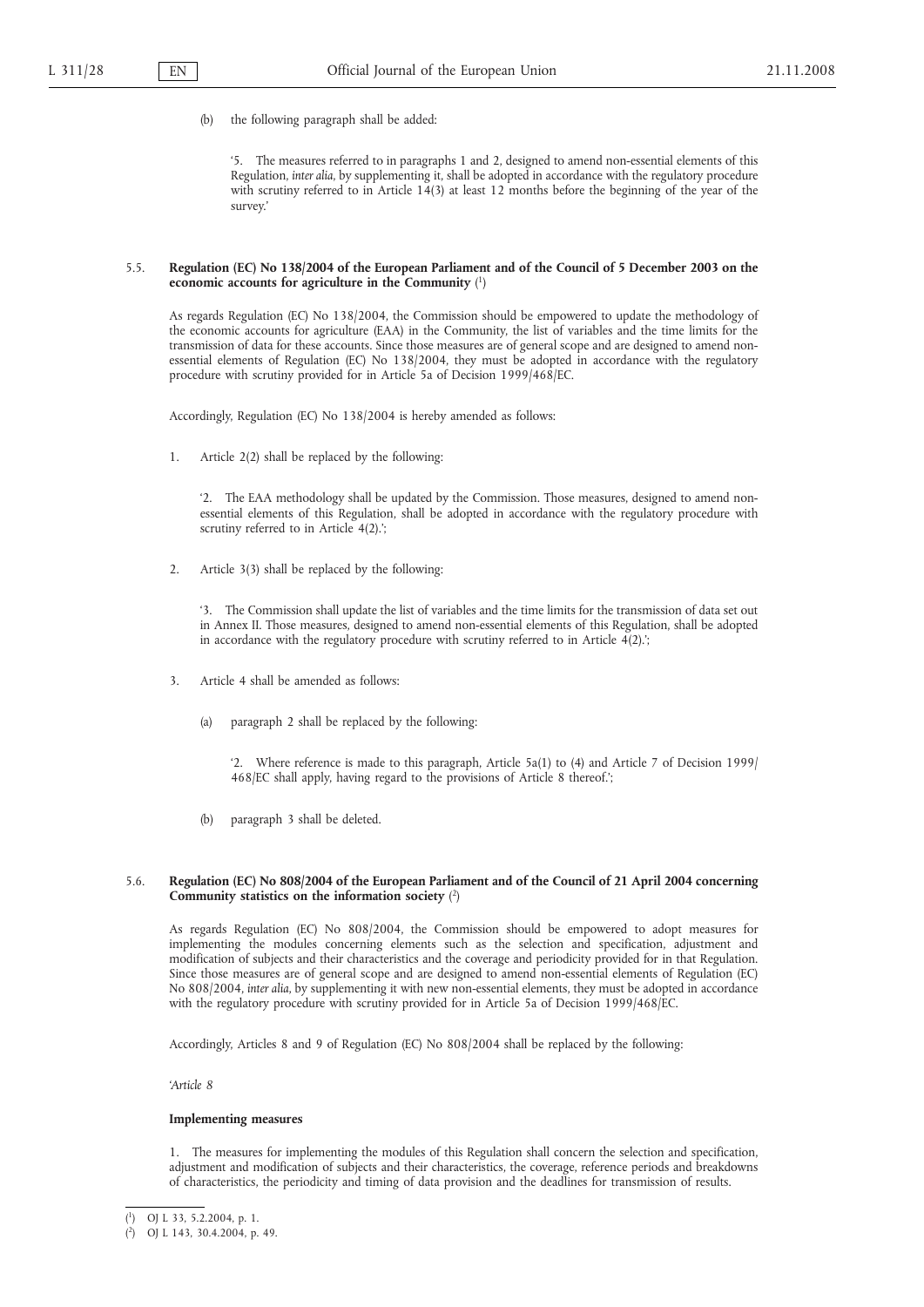(b) the following paragraph shall be added:

'5. The measures referred to in paragraphs 1 and 2, designed to amend non-essential elements of this Regulation, *inter alia*, by supplementing it, shall be adopted in accordance with the regulatory procedure with scrutiny referred to in Article 14(3) at least 12 months before the beginning of the year of the survey.'

5.5. **Regulation (EC) No 138/2004 of the European Parliament and of the Council of 5 December 2003 on the economic accounts for agriculture in the Community** [1]

As regards Regulation (EC) No 138/2004, the Commission should be empowered to update the methodology of the economic accounts for agriculture (EAA) in the Community, the list of variables and the time limits for the transmission of data for these accounts. Since those measures are of general scope and are designed to amend non-essential elements of Regulation (EC) No 138/2004, they must be adopted in accordance with the regulatory procedure with scrutiny provided for in Article 5a of Decision 1999/468/EC.

Accordingly, Regulation (EC) No 138/2004 is hereby amended as follows:

1. Article 2(2) shall be replaced by the following:

   '2. The EAA methodology shall be updated by the Commission. Those measures, designed to amend non-essential elements of this Regulation, shall be adopted in accordance with the regulatory procedure with scrutiny referred to in Article 4(2).';

2. Article 3(3) shall be replaced by the following:

   '3. The Commission shall update the list of variables and the time limits for the transmission of data set out in Annex II. Those measures, designed to amend non-essential elements of this Regulation, shall be adopted in accordance with the regulatory procedure with scrutiny referred to in Article 4(2).';

3. Article 4 shall be amended as follows:

   (a) paragraph 2 shall be replaced by the following:

   '2. Where reference is made to this paragraph, Article 5a(1) to (4) and Article 7 of Decision 1999/468/EC shall apply, having regard to the provisions of Article 8 thereof.';

   (b) paragraph 3 shall be deleted.

5.6. **Regulation (EC) No 808/2004 of the European Parliament and of the Council of 21 April 2004 concerning Community statistics on the information society** [2]

As regards Regulation (EC) No 808/2004, the Commission should be empowered to adopt measures for implementing the modules concerning elements such as the selection and specification, adjustment and modification of subjects and their characteristics and the coverage and periodicity provided for in that Regulation. Since those measures are of general scope and are designed to amend non-essential elements of Regulation (EC) No 808/2004, *inter alia*, by supplementing it with new non-essential elements, they must be adopted in accordance with the regulatory procedure with scrutiny provided for in Article 5a of Decision 1999/468/EC.

Accordingly, Articles 8 and 9 of Regulation (EC) No 808/2004 shall be replaced by the following:

*'Article 8*

**Implementing measures**

1. The measures for implementing the modules of this Regulation shall concern the selection and specification, adjustment and modification of subjects and their characteristics, the coverage, reference periods and breakdowns of characteristics, the periodicity and timing of data provision and the deadlines for transmission of results.

[1] OJ L 33, 5.2.2004, p. 1.

[2] OJ L 143, 30.4.2004, p. 49.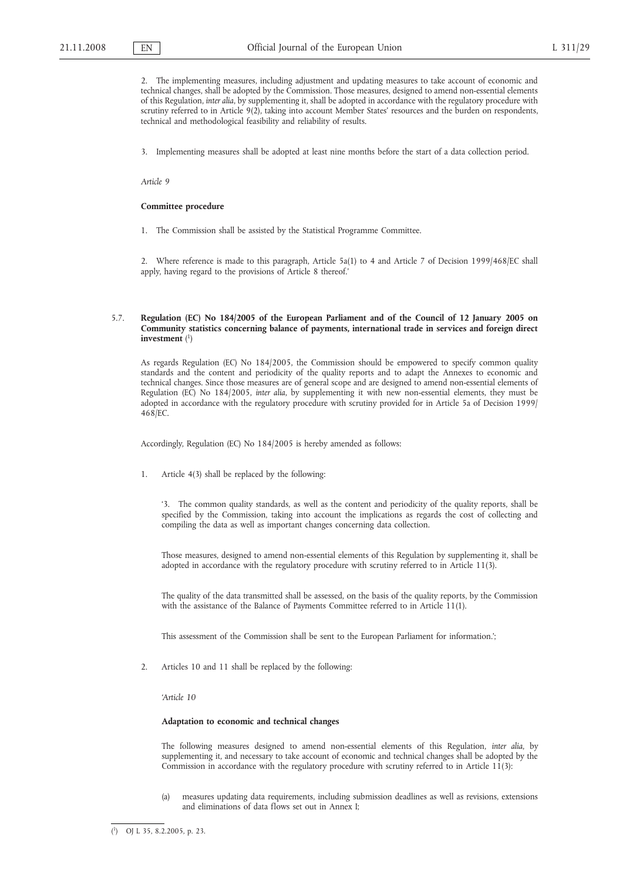2. The implementing measures, including adjustment and updating measures to take account of economic and technical changes, shall be adopted by the Commission. Those measures, designed to amend non-essential elements of this Regulation, *inter alia*, by supplementing it, shall be adopted in accordance with the regulatory procedure with scrutiny referred to in Article 9(2), taking into account Member States' resources and the burden on respondents, technical and methodological feasibility and reliability of results.

3. Implementing measures shall be adopted at least nine months before the start of a data collection period.

*Article 9*

**Committee procedure**

1. The Commission shall be assisted by the Statistical Programme Committee.

2. Where reference is made to this paragraph, Article 5a(1) to 4 and Article 7 of Decision 1999/468/EC shall apply, having regard to the provisions of Article 8 thereof.'

5.7. **Regulation (EC) No 184/2005 of the European Parliament and of the Council of 12 January 2005 on Community statistics concerning balance of payments, international trade in services and foreign direct investment** [1]

As regards Regulation (EC) No 184/2005, the Commission should be empowered to specify common quality standards and the content and periodicity of the quality reports and to adapt the Annexes to economic and technical changes. Since those measures are of general scope and are designed to amend non-essential elements of Regulation (EC) No 184/2005, *inter alia*, by supplementing it with new non-essential elements, they must be adopted in accordance with the regulatory procedure with scrutiny provided for in Article 5a of Decision 1999/468/EC.

Accordingly, Regulation (EC) No 184/2005 is hereby amended as follows:

1. Article 4(3) shall be replaced by the following:

'3. The common quality standards, as well as the content and periodicity of the quality reports, shall be specified by the Commission, taking into account the implications as regards the cost of collecting and compiling the data as well as important changes concerning data collection.

Those measures, designed to amend non-essential elements of this Regulation by supplementing it, shall be adopted in accordance with the regulatory procedure with scrutiny referred to in Article 11(3).

The quality of the data transmitted shall be assessed, on the basis of the quality reports, by the Commission with the assistance of the Balance of Payments Committee referred to in Article 11(1).

This assessment of the Commission shall be sent to the European Parliament for information.';

2. Articles 10 and 11 shall be replaced by the following:

'*Article 10*

**Adaptation to economic and technical changes**

The following measures designed to amend non-essential elements of this Regulation, *inter alia*, by supplementing it, and necessary to take account of economic and technical changes shall be adopted by the Commission in accordance with the regulatory procedure with scrutiny referred to in Article 11(3):

(a) measures updating data requirements, including submission deadlines as well as revisions, extensions and eliminations of data flows set out in Annex I;

[1] OJ L 35, 8.2.2005, p. 23.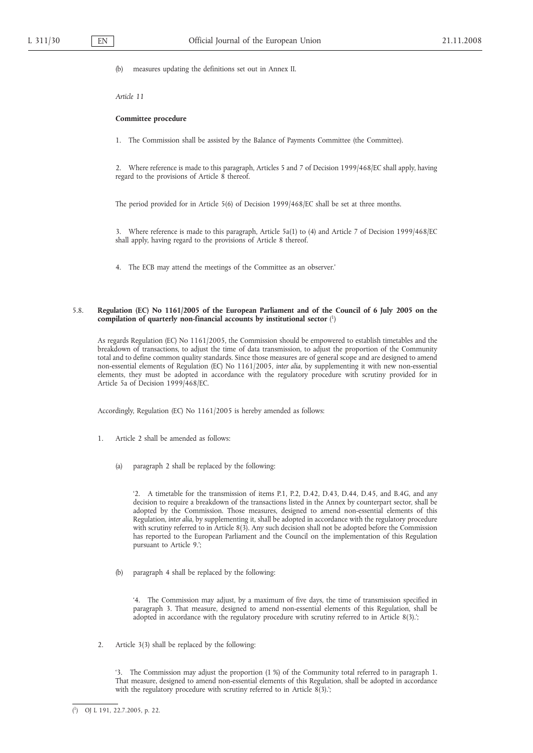(b) measures updating the definitions set out in Annex II.

*Article 11*

**Committee procedure**

1. The Commission shall be assisted by the Balance of Payments Committee (the Committee).

2. Where reference is made to this paragraph, Articles 5 and 7 of Decision 1999/468/EC shall apply, having regard to the provisions of Article 8 thereof.

The period provided for in Article 5(6) of Decision 1999/468/EC shall be set at three months.

3. Where reference is made to this paragraph, Article 5a(1) to (4) and Article 7 of Decision 1999/468/EC shall apply, having regard to the provisions of Article 8 thereof.

4. The ECB may attend the meetings of the Committee as an observer.'

5.8. **Regulation (EC) No 1161/2005 of the European Parliament and of the Council of 6 July 2005 on the compilation of quarterly non-financial accounts by institutional sector** [1]

As regards Regulation (EC) No 1161/2005, the Commission should be empowered to establish timetables and the breakdown of transactions, to adjust the time of data transmission, to adjust the proportion of the Community total and to define common quality standards. Since those measures are of general scope and are designed to amend non-essential elements of Regulation (EC) No 1161/2005, *inter alia*, by supplementing it with new non-essential elements, they must be adopted in accordance with the regulatory procedure with scrutiny provided for in Article 5a of Decision 1999/468/EC.

Accordingly, Regulation (EC) No 1161/2005 is hereby amended as follows:

1. Article 2 shall be amended as follows:

   (a) paragraph 2 shall be replaced by the following:

   '2. A timetable for the transmission of items P.1, P.2, D.42, D.43, D.44, D.45, and B.4G, and any decision to require a breakdown of the transactions listed in the Annex by counterpart sector, shall be adopted by the Commission. Those measures, designed to amend non-essential elements of this Regulation, *inter alia*, by supplementing it, shall be adopted in accordance with the regulatory procedure with scrutiny referred to in Article 8(3). Any such decision shall not be adopted before the Commission has reported to the European Parliament and the Council on the implementation of this Regulation pursuant to Article 9.';

   (b) paragraph 4 shall be replaced by the following:

   '4. The Commission may adjust, by a maximum of five days, the time of transmission specified in paragraph 3. That measure, designed to amend non-essential elements of this Regulation, shall be adopted in accordance with the regulatory procedure with scrutiny referred to in Article 8(3).';

2. Article 3(3) shall be replaced by the following:

   '3. The Commission may adjust the proportion (1 %) of the Community total referred to in paragraph 1. That measure, designed to amend non-essential elements of this Regulation, shall be adopted in accordance with the regulatory procedure with scrutiny referred to in Article 8(3).';

[1] OJ L 191, 22.7.2005, p. 22.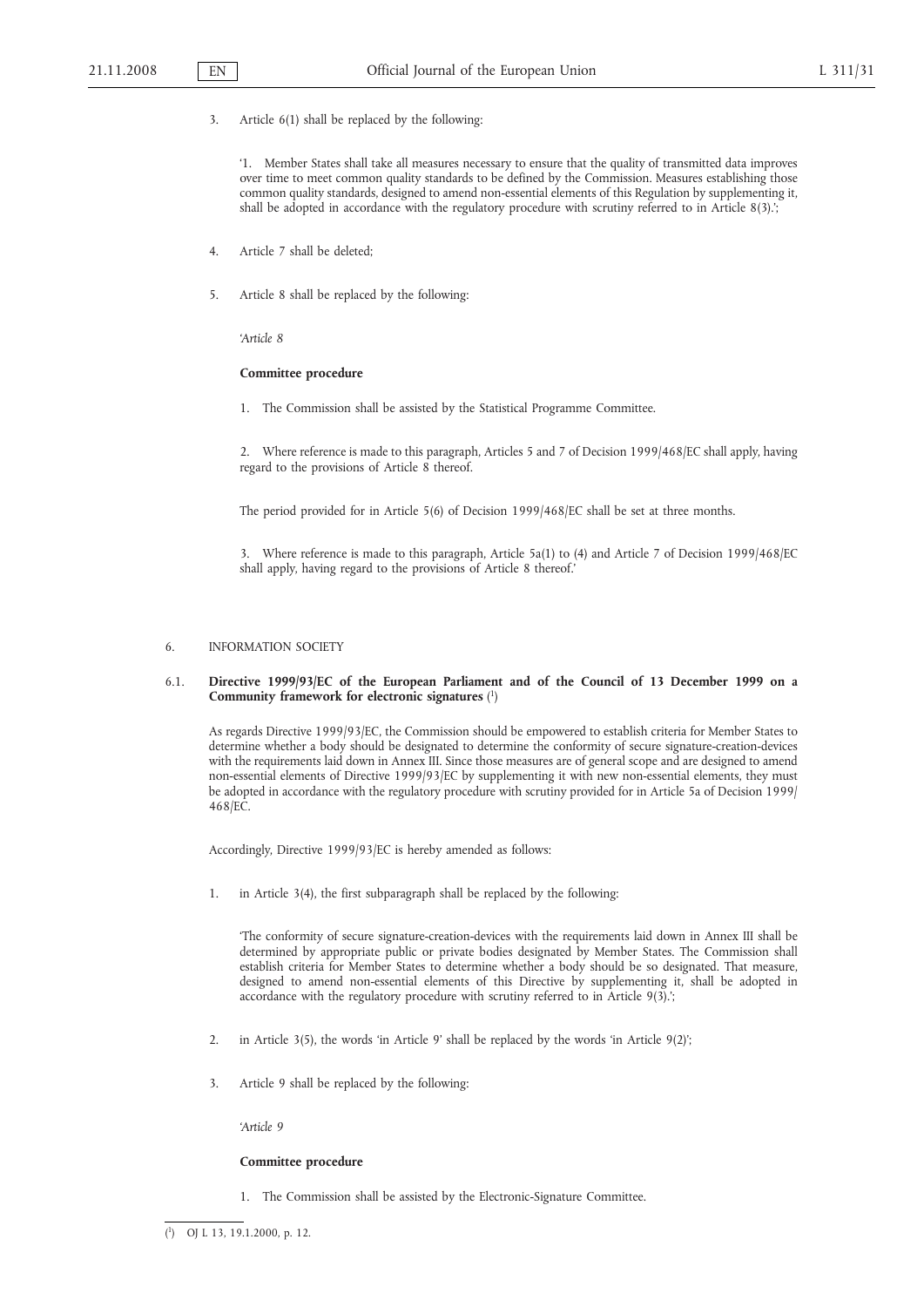3. Article 6(1) shall be replaced by the following:

‘1. Member States shall take all measures necessary to ensure that the quality of transmitted data improves over time to meet common quality standards to be defined by the Commission. Measures establishing those common quality standards, designed to amend non-essential elements of this Regulation by supplementing it, shall be adopted in accordance with the regulatory procedure with scrutiny referred to in Article 8(3).’;

4. Article 7 shall be deleted;

5. Article 8 shall be replaced by the following:

*‘Article 8*

**Committee procedure**

1. The Commission shall be assisted by the Statistical Programme Committee.

2. Where reference is made to this paragraph, Articles 5 and 7 of Decision 1999/468/EC shall apply, having regard to the provisions of Article 8 thereof.

The period provided for in Article 5(6) of Decision 1999/468/EC shall be set at three months.

3. Where reference is made to this paragraph, Article 5a(1) to (4) and Article 7 of Decision 1999/468/EC shall apply, having regard to the provisions of Article 8 thereof.’

6. INFORMATION SOCIETY

6.1. **Directive 1999/93/EC of the European Parliament and of the Council of 13 December 1999 on a Community framework for electronic signatures** [1]

As regards Directive 1999/93/EC, the Commission should be empowered to establish criteria for Member States to determine whether a body should be designated to determine the conformity of secure signature-creation-devices with the requirements laid down in Annex III. Since those measures are of general scope and are designed to amend non-essential elements of Directive 1999/93/EC by supplementing it with new non-essential elements, they must be adopted in accordance with the regulatory procedure with scrutiny provided for in Article 5a of Decision 1999/468/EC.

Accordingly, Directive 1999/93/EC is hereby amended as follows:

1. in Article 3(4), the first subparagraph shall be replaced by the following:

‘The conformity of secure signature-creation-devices with the requirements laid down in Annex III shall be determined by appropriate public or private bodies designated by Member States. The Commission shall establish criteria for Member States to determine whether a body should be so designated. That measure, designed to amend non-essential elements of this Directive by supplementing it, shall be adopted in accordance with the regulatory procedure with scrutiny referred to in Article 9(3).’;

2. in Article 3(5), the words ‘in Article 9’ shall be replaced by the words ‘in Article 9(2)’;

3. Article 9 shall be replaced by the following:

*‘Article 9*

**Committee procedure**

1. The Commission shall be assisted by the Electronic-Signature Committee.

---

[1] OJ L 13, 19.1.2000, p. 12.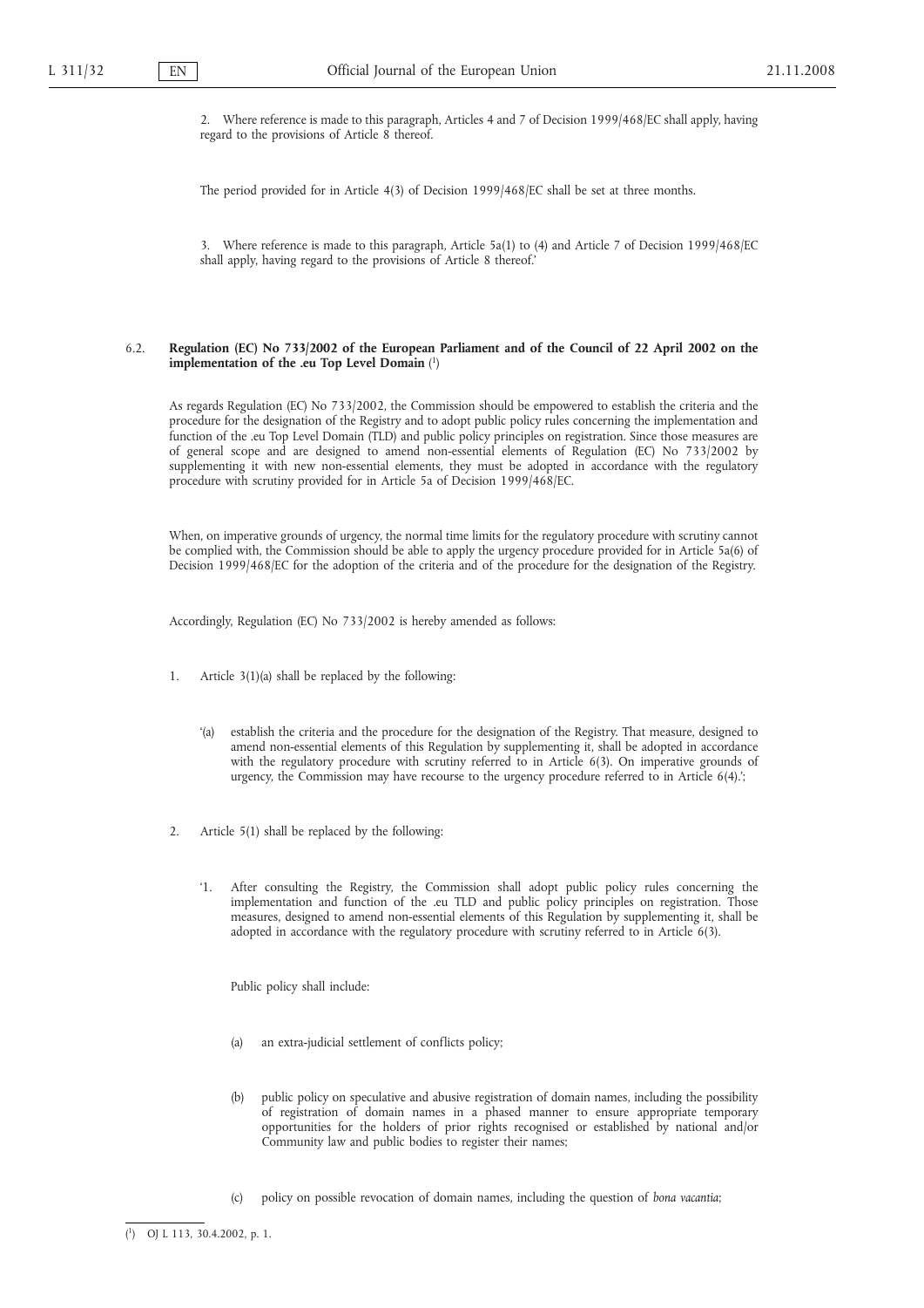2. Where reference is made to this paragraph, Articles 4 and 7 of Decision 1999/468/EC shall apply, having regard to the provisions of Article 8 thereof.

The period provided for in Article 4(3) of Decision 1999/468/EC shall be set at three months.

3. Where reference is made to this paragraph, Article 5a(1) to (4) and Article 7 of Decision 1999/468/EC shall apply, having regard to the provisions of Article 8 thereof.'

6.2. **Regulation (EC) No 733/2002 of the European Parliament and of the Council of 22 April 2002 on the implementation of the .eu Top Level Domain** [1]

As regards Regulation (EC) No 733/2002, the Commission should be empowered to establish the criteria and the procedure for the designation of the Registry and to adopt public policy rules concerning the implementation and function of the .eu Top Level Domain (TLD) and public policy principles on registration. Since those measures are of general scope and are designed to amend non-essential elements of Regulation (EC) No 733/2002 by supplementing it with new non-essential elements, they must be adopted in accordance with the regulatory procedure with scrutiny provided for in Article 5a of Decision 1999/468/EC.

When, on imperative grounds of urgency, the normal time limits for the regulatory procedure with scrutiny cannot be complied with, the Commission should be able to apply the urgency procedure provided for in Article 5a(6) of Decision 1999/468/EC for the adoption of the criteria and of the procedure for the designation of the Registry.

Accordingly, Regulation (EC) No 733/2002 is hereby amended as follows:

1. Article 3(1)(a) shall be replaced by the following:

   '(a) establish the criteria and the procedure for the designation of the Registry. That measure, designed to amend non-essential elements of this Regulation by supplementing it, shall be adopted in accordance with the regulatory procedure with scrutiny referred to in Article 6(3). On imperative grounds of urgency, the Commission may have recourse to the urgency procedure referred to in Article 6(4).';

2. Article 5(1) shall be replaced by the following:

   '1. After consulting the Registry, the Commission shall adopt public policy rules concerning the implementation and function of the .eu TLD and public policy principles on registration. Those measures, designed to amend non-essential elements of this Regulation by supplementing it, shall be adopted in accordance with the regulatory procedure with scrutiny referred to in Article 6(3).

   Public policy shall include:

   (a) an extra-judicial settlement of conflicts policy;

   (b) public policy on speculative and abusive registration of domain names, including the possibility of registration of domain names in a phased manner to ensure appropriate temporary opportunities for the holders of prior rights recognised or established by national and/or Community law and public bodies to register their names;

   (c) policy on possible revocation of domain names, including the question of *bona vacantia*;

[1] OJ L 113, 30.4.2002, p. 1.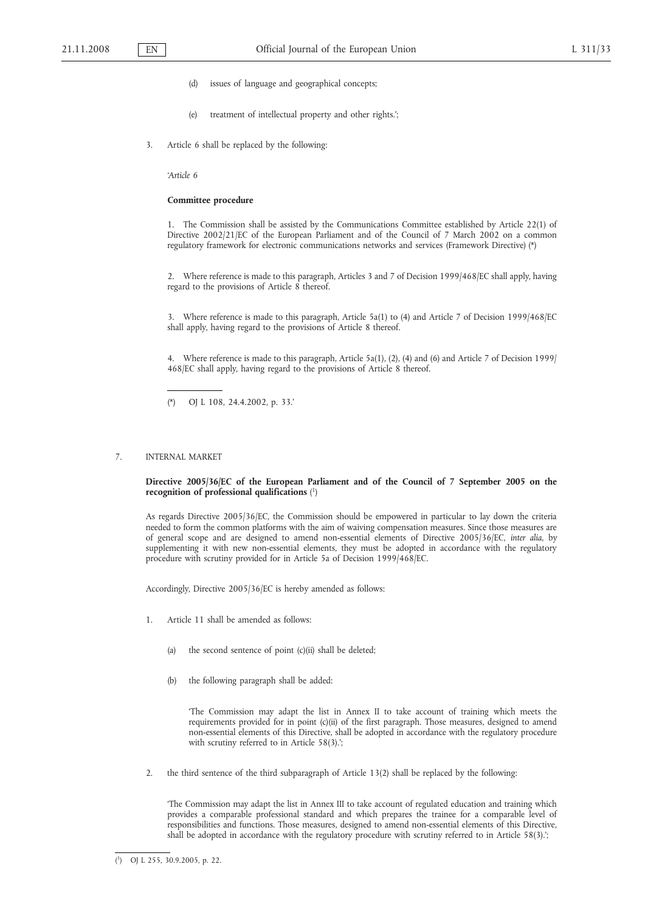(d) issues of language and geographical concepts;

(e) treatment of intellectual property and other rights.';

3. Article 6 shall be replaced by the following:

*'Article 6*

**Committee procedure**

1. The Commission shall be assisted by the Communications Committee established by Article 22(1) of Directive 2002/21/EC of the European Parliament and of the Council of 7 March 2002 on a common regulatory framework for electronic communications networks and services (Framework Directive) (*)

2. Where reference is made to this paragraph, Articles 3 and 7 of Decision 1999/468/EC shall apply, having regard to the provisions of Article 8 thereof.

3. Where reference is made to this paragraph, Article 5a(1) to (4) and Article 7 of Decision 1999/468/EC shall apply, having regard to the provisions of Article 8 thereof.

4. Where reference is made to this paragraph, Article 5a(1), (2), (4) and (6) and Article 7 of Decision 1999/468/EC shall apply, having regard to the provisions of Article 8 thereof.

(*) OJ L 108, 24.4.2002, p. 33.'

7. INTERNAL MARKET

**Directive 2005/36/EC of the European Parliament and of the Council of 7 September 2005 on the recognition of professional qualifications** [1]

As regards Directive 2005/36/EC, the Commission should be empowered in particular to lay down the criteria needed to form the common platforms with the aim of waiving compensation measures. Since those measures are of general scope and are designed to amend non-essential elements of Directive 2005/36/EC, *inter alia*, by supplementing it with new non-essential elements, they must be adopted in accordance with the regulatory procedure with scrutiny provided for in Article 5a of Decision 1999/468/EC.

Accordingly, Directive 2005/36/EC is hereby amended as follows:

1. Article 11 shall be amended as follows:

   (a) the second sentence of point (c)(ii) shall be deleted;

   (b) the following paragraph shall be added:

   'The Commission may adapt the list in Annex II to take account of training which meets the requirements provided for in point (c)(ii) of the first paragraph. Those measures, designed to amend non-essential elements of this Directive, shall be adopted in accordance with the regulatory procedure with scrutiny referred to in Article 58(3).';

2. the third sentence of the third subparagraph of Article 13(2) shall be replaced by the following:

'The Commission may adapt the list in Annex III to take account of regulated education and training which provides a comparable professional standard and which prepares the trainee for a comparable level of responsibilities and functions. Those measures, designed to amend non-essential elements of this Directive, shall be adopted in accordance with the regulatory procedure with scrutiny referred to in Article 58(3).';

[1] OJ L 255, 30.9.2005, p. 22.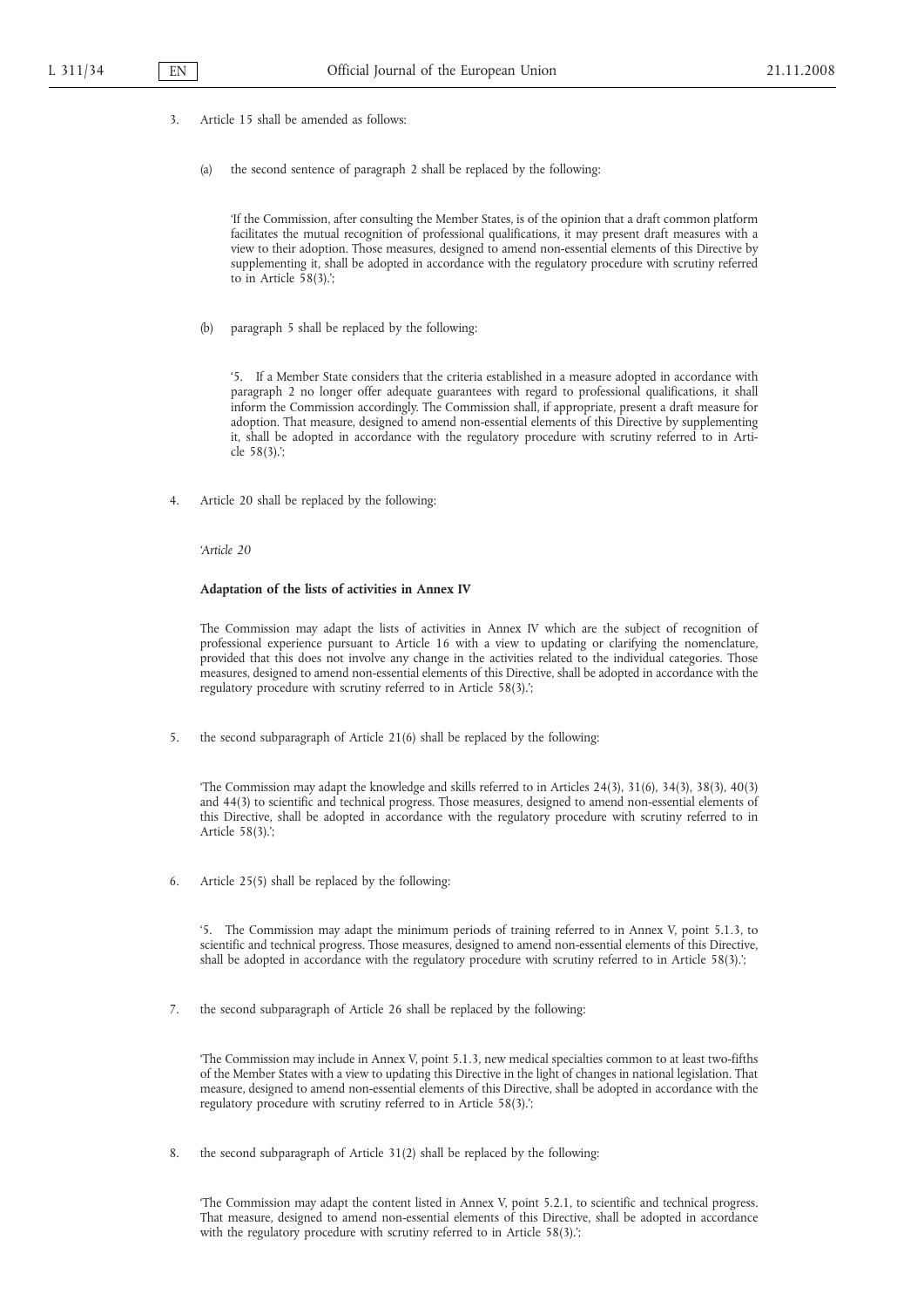3. Article 15 shall be amended as follows:

   (a) the second sentence of paragraph 2 shall be replaced by the following:

   'If the Commission, after consulting the Member States, is of the opinion that a draft common platform facilitates the mutual recognition of professional qualifications, it may present draft measures with a view to their adoption. Those measures, designed to amend non-essential elements of this Directive by supplementing it, shall be adopted in accordance with the regulatory procedure with scrutiny referred to in Article 58(3).';

   (b) paragraph 5 shall be replaced by the following:

   '5. If a Member State considers that the criteria established in a measure adopted in accordance with paragraph 2 no longer offer adequate guarantees with regard to professional qualifications, it shall inform the Commission accordingly. The Commission shall, if appropriate, present a draft measure for adoption. That measure, designed to amend non-essential elements of this Directive by supplementing it, shall be adopted in accordance with the regulatory procedure with scrutiny referred to in Article 58(3).';

4. Article 20 shall be replaced by the following:

   '*Article 20*

   **Adaptation of the lists of activities in Annex IV**

   The Commission may adapt the lists of activities in Annex IV which are the subject of recognition of professional experience pursuant to Article 16 with a view to updating or clarifying the nomenclature, provided that this does not involve any change in the activities related to the individual categories. Those measures, designed to amend non-essential elements of this Directive, shall be adopted in accordance with the regulatory procedure with scrutiny referred to in Article 58(3).';

5. the second subparagraph of Article 21(6) shall be replaced by the following:

   'The Commission may adapt the knowledge and skills referred to in Articles 24(3), 31(6), 34(3), 38(3), 40(3) and 44(3) to scientific and technical progress. Those measures, designed to amend non-essential elements of this Directive, shall be adopted in accordance with the regulatory procedure with scrutiny referred to in Article 58(3).';

6. Article 25(5) shall be replaced by the following:

   '5. The Commission may adapt the minimum periods of training referred to in Annex V, point 5.1.3, to scientific and technical progress. Those measures, designed to amend non-essential elements of this Directive, shall be adopted in accordance with the regulatory procedure with scrutiny referred to in Article 58(3).';

7. the second subparagraph of Article 26 shall be replaced by the following:

   'The Commission may include in Annex V, point 5.1.3, new medical specialties common to at least two-fifths of the Member States with a view to updating this Directive in the light of changes in national legislation. That measure, designed to amend non-essential elements of this Directive, shall be adopted in accordance with the regulatory procedure with scrutiny referred to in Article 58(3).';

8. the second subparagraph of Article 31(2) shall be replaced by the following:

   'The Commission may adapt the content listed in Annex V, point 5.2.1, to scientific and technical progress. That measure, designed to amend non-essential elements of this Directive, shall be adopted in accordance with the regulatory procedure with scrutiny referred to in Article 58(3).';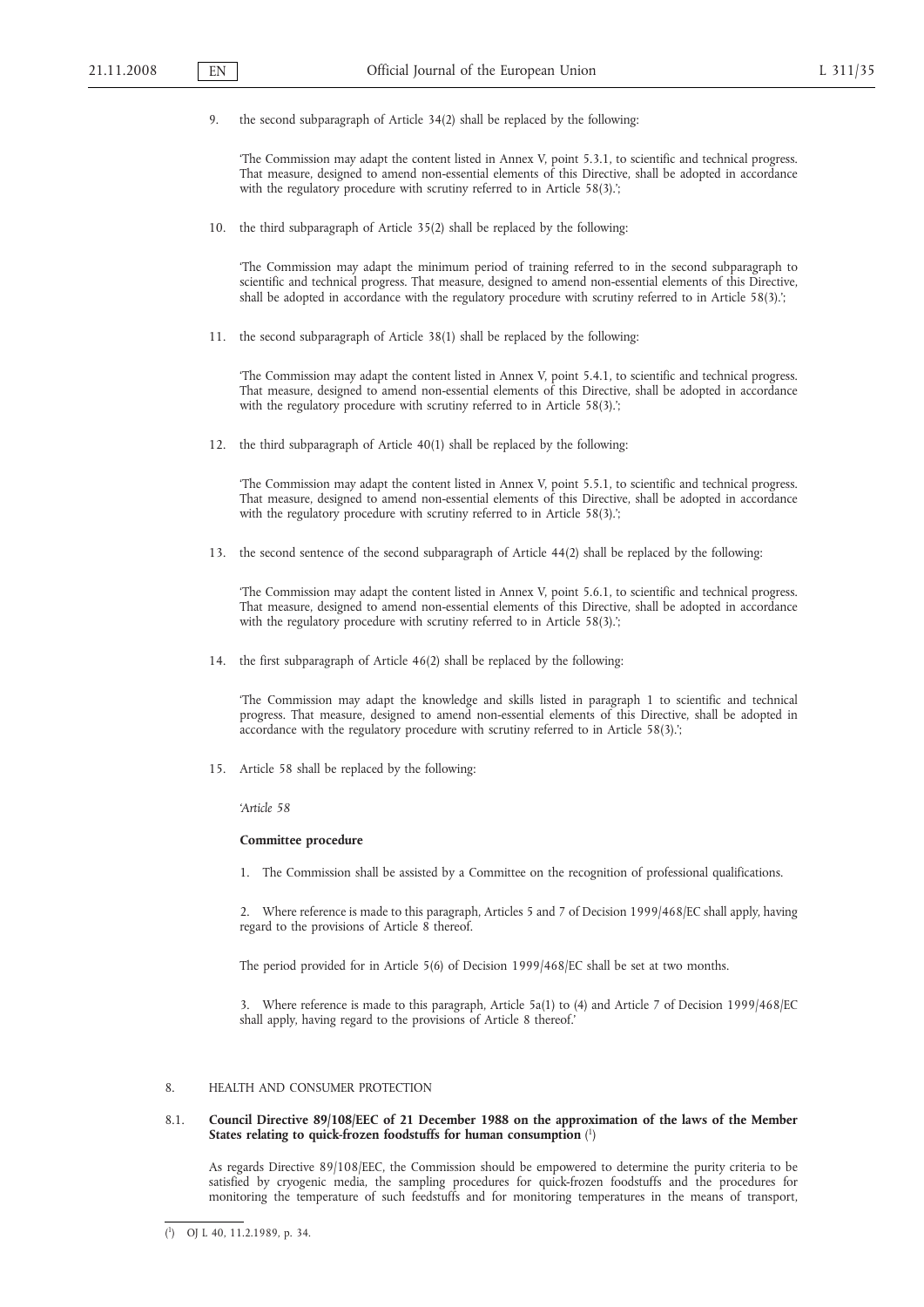9. the second subparagraph of Article 34(2) shall be replaced by the following:

'The Commission may adapt the content listed in Annex V, point 5.3.1, to scientific and technical progress. That measure, designed to amend non-essential elements of this Directive, shall be adopted in accordance with the regulatory procedure with scrutiny referred to in Article 58(3).';

10. the third subparagraph of Article 35(2) shall be replaced by the following:

'The Commission may adapt the minimum period of training referred to in the second subparagraph to scientific and technical progress. That measure, designed to amend non-essential elements of this Directive, shall be adopted in accordance with the regulatory procedure with scrutiny referred to in Article 58(3).';

11. the second subparagraph of Article 38(1) shall be replaced by the following:

'The Commission may adapt the content listed in Annex V, point 5.4.1, to scientific and technical progress. That measure, designed to amend non-essential elements of this Directive, shall be adopted in accordance with the regulatory procedure with scrutiny referred to in Article 58(3).';

12. the third subparagraph of Article 40(1) shall be replaced by the following:

'The Commission may adapt the content listed in Annex V, point 5.5.1, to scientific and technical progress. That measure, designed to amend non-essential elements of this Directive, shall be adopted in accordance with the regulatory procedure with scrutiny referred to in Article 58(3).';

13. the second sentence of the second subparagraph of Article 44(2) shall be replaced by the following:

'The Commission may adapt the content listed in Annex V, point 5.6.1, to scientific and technical progress. That measure, designed to amend non-essential elements of this Directive, shall be adopted in accordance with the regulatory procedure with scrutiny referred to in Article 58(3).';

14. the first subparagraph of Article 46(2) shall be replaced by the following:

'The Commission may adapt the knowledge and skills listed in paragraph 1 to scientific and technical progress. That measure, designed to amend non-essential elements of this Directive, shall be adopted in accordance with the regulatory procedure with scrutiny referred to in Article 58(3).';

15. Article 58 shall be replaced by the following:

'*Article 58*

**Committee procedure**

1. The Commission shall be assisted by a Committee on the recognition of professional qualifications.

2. Where reference is made to this paragraph, Articles 5 and 7 of Decision 1999/468/EC shall apply, having regard to the provisions of Article 8 thereof.

The period provided for in Article 5(6) of Decision 1999/468/EC shall be set at two months.

3. Where reference is made to this paragraph, Article 5a(1) to (4) and Article 7 of Decision 1999/468/EC shall apply, having regard to the provisions of Article 8 thereof.'

8. HEALTH AND CONSUMER PROTECTION

8.1. **Council Directive 89/108/EEC of 21 December 1988 on the approximation of the laws of the Member States relating to quick-frozen foodstuffs for human consumption** [1]

As regards Directive 89/108/EEC, the Commission should be empowered to determine the purity criteria to be satisfied by cryogenic media, the sampling procedures for quick-frozen foodstuffs and the procedures for monitoring the temperature of such feedstuffs and for monitoring temperatures in the means of transport,

---

[1] OJ L 40, 11.2.1989, p. 34.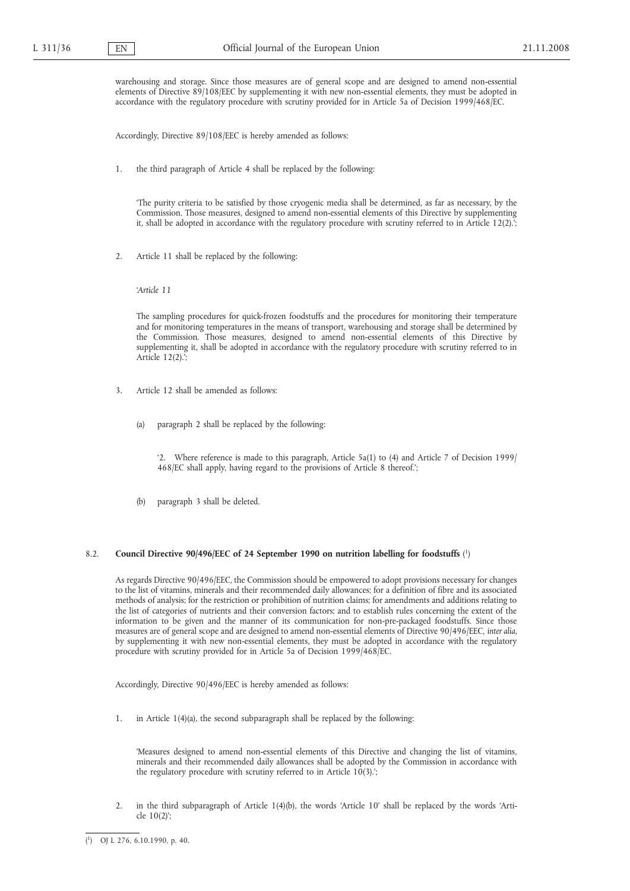warehousing and storage. Since those measures are of general scope and are designed to amend non-essential elements of Directive 89/108/EEC by supplementing it with new non-essential elements, they must be adopted in accordance with the regulatory procedure with scrutiny provided for in Article 5a of Decision 1999/468/EC.

Accordingly, Directive 89/108/EEC is hereby amended as follows:

1. the third paragraph of Article 4 shall be replaced by the following:

 'The purity criteria to be satisfied by those cryogenic media shall be determined, as far as necessary, by the Commission. Those measures, designed to amend non-essential elements of this Directive by supplementing it, shall be adopted in accordance with the regulatory procedure with scrutiny referred to in Article 12(2).';

2. Article 11 shall be replaced by the following:

 '*Article 11*

 The sampling procedures for quick-frozen foodstuffs and the procedures for monitoring their temperature and for monitoring temperatures in the means of transport, warehousing and storage shall be determined by the Commission. Those measures, designed to amend non-essential elements of this Directive by supplementing it, shall be adopted in accordance with the regulatory procedure with scrutiny referred to in Article 12(2).';

3. Article 12 shall be amended as follows:

 (a) paragraph 2 shall be replaced by the following:

 '2. Where reference is made to this paragraph, Article 5a(1) to (4) and Article 7 of Decision 1999/468/EC shall apply, having regard to the provisions of Article 8 thereof.';

 (b) paragraph 3 shall be deleted.

### 8.2. Council Directive 90/496/EEC of 24 September 1990 on nutrition labelling for foodstuffs [1]

As regards Directive 90/496/EEC, the Commission should be empowered to adopt provisions necessary for changes to the list of vitamins, minerals and their recommended daily allowances; for a definition of fibre and its associated methods of analysis; for the restriction or prohibition of nutrition claims; for amendments and additions relating to the list of categories of nutrients and their conversion factors; and to establish rules concerning the extent of the information to be given and the manner of its communication for non-pre-packaged foodstuffs. Since those measures are of general scope and are designed to amend non-essential elements of Directive 90/496/EEC, *inter alia*, by supplementing it with new non-essential elements, they must be adopted in accordance with the regulatory procedure with scrutiny provided for in Article 5a of Decision 1999/468/EC.

Accordingly, Directive 90/496/EEC is hereby amended as follows:

1. in Article 1(4)(a), the second subparagraph shall be replaced by the following:

 'Measures designed to amend non-essential elements of this Directive and changing the list of vitamins, minerals and their recommended daily allowances shall be adopted by the Commission in accordance with the regulatory procedure with scrutiny referred to in Article 10(3).';

2. in the third subparagraph of Article 1(4)(b), the words 'Article 10' shall be replaced by the words 'Article 10(2)';

---

[1] OJ L 276, 6.10.1990, p. 40.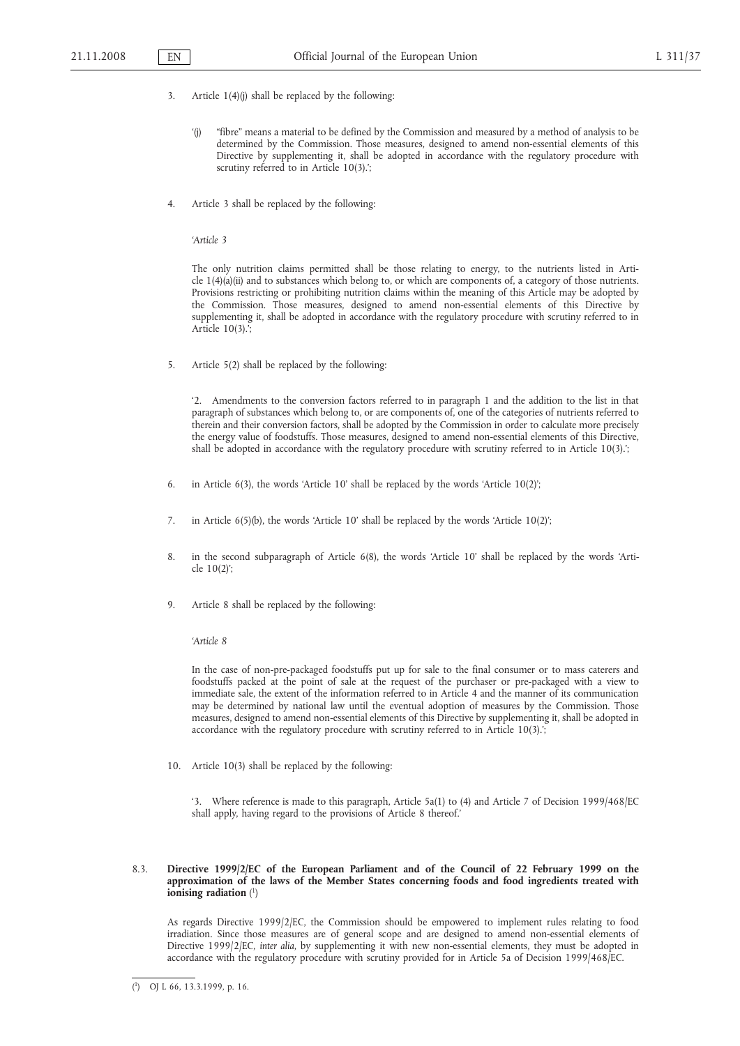3. Article 1(4)(j) shall be replaced by the following:

   '(j) "fibre" means a material to be defined by the Commission and measured by a method of analysis to be determined by the Commission. Those measures, designed to amend non-essential elements of this Directive by supplementing it, shall be adopted in accordance with the regulatory procedure with scrutiny referred to in Article 10(3).';

4. Article 3 shall be replaced by the following:

   *'Article 3*

   The only nutrition claims permitted shall be those relating to energy, to the nutrients listed in Article 1(4)(a)(ii) and to substances which belong to, or which are components of, a category of those nutrients. Provisions restricting or prohibiting nutrition claims within the meaning of this Article may be adopted by the Commission. Those measures, designed to amend non-essential elements of this Directive by supplementing it, shall be adopted in accordance with the regulatory procedure with scrutiny referred to in Article 10(3).';

5. Article 5(2) shall be replaced by the following:

   '2. Amendments to the conversion factors referred to in paragraph 1 and the addition to the list in that paragraph of substances which belong to, or are components of, one of the categories of nutrients referred to therein and their conversion factors, shall be adopted by the Commission in order to calculate more precisely the energy value of foodstuffs. Those measures, designed to amend non-essential elements of this Directive, shall be adopted in accordance with the regulatory procedure with scrutiny referred to in Article 10(3).';

6. in Article 6(3), the words 'Article 10' shall be replaced by the words 'Article 10(2)';

7. in Article 6(5)(b), the words 'Article 10' shall be replaced by the words 'Article 10(2)';

8. in the second subparagraph of Article 6(8), the words 'Article 10' shall be replaced by the words 'Article 10(2)';

9. Article 8 shall be replaced by the following:

   *'Article 8*

   In the case of non-pre-packaged foodstuffs put up for sale to the final consumer or to mass caterers and foodstuffs packed at the point of sale at the request of the purchaser or pre-packaged with a view to immediate sale, the extent of the information referred to in Article 4 and the manner of its communication may be determined by national law until the eventual adoption of measures by the Commission. Those measures, designed to amend non-essential elements of this Directive by supplementing it, shall be adopted in accordance with the regulatory procedure with scrutiny referred to in Article 10(3).';

10. Article 10(3) shall be replaced by the following:

   '3. Where reference is made to this paragraph, Article 5a(1) to (4) and Article 7 of Decision 1999/468/EC shall apply, having regard to the provisions of Article 8 thereof.'

### 8.3. Directive 1999/2/EC of the European Parliament and of the Council of 22 February 1999 on the approximation of the laws of the Member States concerning foods and food ingredients treated with ionising radiation [1]

As regards Directive 1999/2/EC, the Commission should be empowered to implement rules relating to food irradiation. Since those measures are of general scope and are designed to amend non-essential elements of Directive 1999/2/EC, *inter alia*, by supplementing it with new non-essential elements, they must be adopted in accordance with the regulatory procedure with scrutiny provided for in Article 5a of Decision 1999/468/EC.

---

[1] OJ L 66, 13.3.1999, p. 16.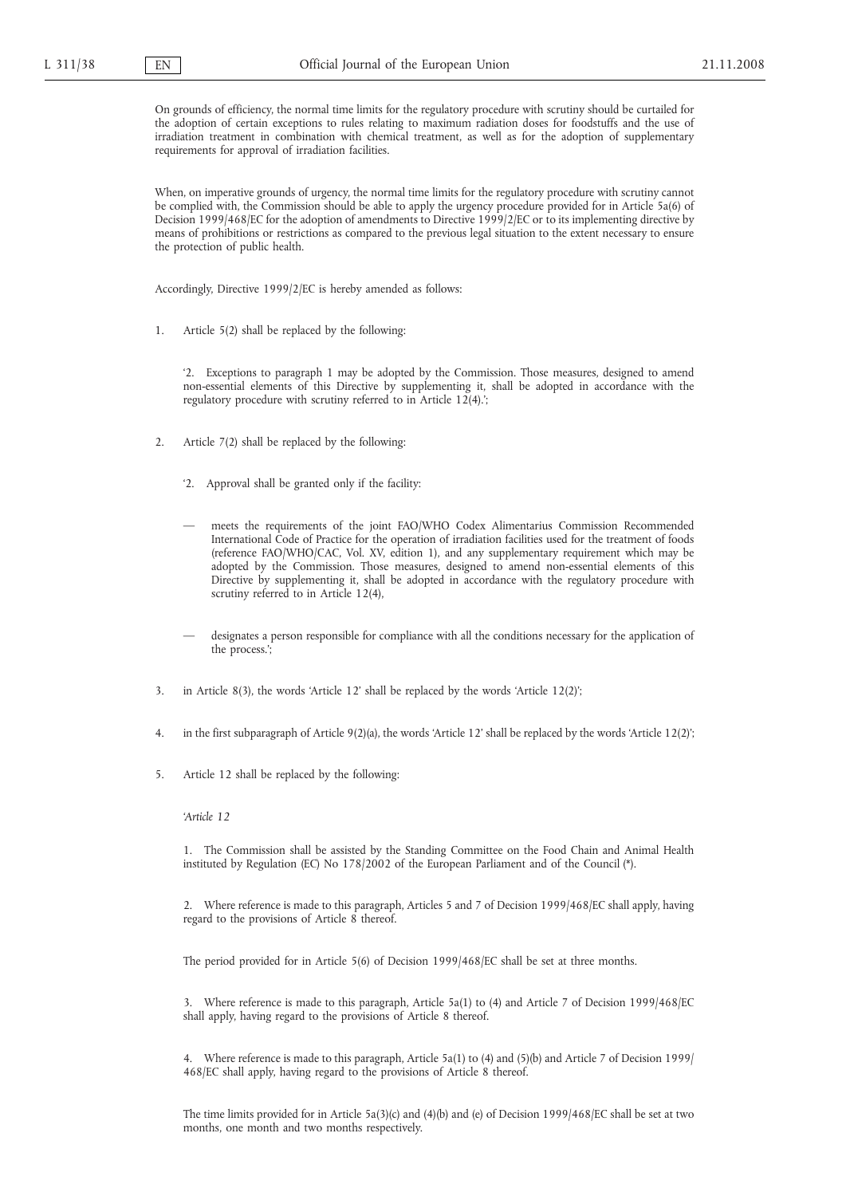On grounds of efficiency, the normal time limits for the regulatory procedure with scrutiny should be curtailed for the adoption of certain exceptions to rules relating to maximum radiation doses for foodstuffs and the use of irradiation treatment in combination with chemical treatment, as well as for the adoption of supplementary requirements for approval of irradiation facilities.

When, on imperative grounds of urgency, the normal time limits for the regulatory procedure with scrutiny cannot be complied with, the Commission should be able to apply the urgency procedure provided for in Article 5a(6) of Decision 1999/468/EC for the adoption of amendments to Directive 1999/2/EC or to its implementing directive by means of prohibitions or restrictions as compared to the previous legal situation to the extent necessary to ensure the protection of public health.

Accordingly, Directive 1999/2/EC is hereby amended as follows:

1. Article 5(2) shall be replaced by the following:

 '2. Exceptions to paragraph 1 may be adopted by the Commission. Those measures, designed to amend non-essential elements of this Directive by supplementing it, shall be adopted in accordance with the regulatory procedure with scrutiny referred to in Article 12(4).';

2. Article 7(2) shall be replaced by the following:

 '2. Approval shall be granted only if the facility:

 — meets the requirements of the joint FAO/WHO Codex Alimentarius Commission Recommended International Code of Practice for the operation of irradiation facilities used for the treatment of foods (reference FAO/WHO/CAC, Vol. XV, edition 1), and any supplementary requirement which may be adopted by the Commission. Those measures, designed to amend non-essential elements of this Directive by supplementing it, shall be adopted in accordance with the regulatory procedure with scrutiny referred to in Article 12(4),

 — designates a person responsible for compliance with all the conditions necessary for the application of the process.';

3. in Article 8(3), the words 'Article 12' shall be replaced by the words 'Article 12(2)';

4. in the first subparagraph of Article 9(2)(a), the words 'Article 12' shall be replaced by the words 'Article 12(2)';

5. Article 12 shall be replaced by the following:

 '*Article 12*

 1. The Commission shall be assisted by the Standing Committee on the Food Chain and Animal Health instituted by Regulation (EC) No 178/2002 of the European Parliament and of the Council (*).

 2. Where reference is made to this paragraph, Articles 5 and 7 of Decision 1999/468/EC shall apply, having regard to the provisions of Article 8 thereof.

 The period provided for in Article 5(6) of Decision 1999/468/EC shall be set at three months.

 3. Where reference is made to this paragraph, Article 5a(1) to (4) and Article 7 of Decision 1999/468/EC shall apply, having regard to the provisions of Article 8 thereof.

 4. Where reference is made to this paragraph, Article 5a(1) to (4) and (5)(b) and Article 7 of Decision 1999/468/EC shall apply, having regard to the provisions of Article 8 thereof.

 The time limits provided for in Article 5a(3)(c) and (4)(b) and (e) of Decision 1999/468/EC shall be set at two months, one month and two months respectively.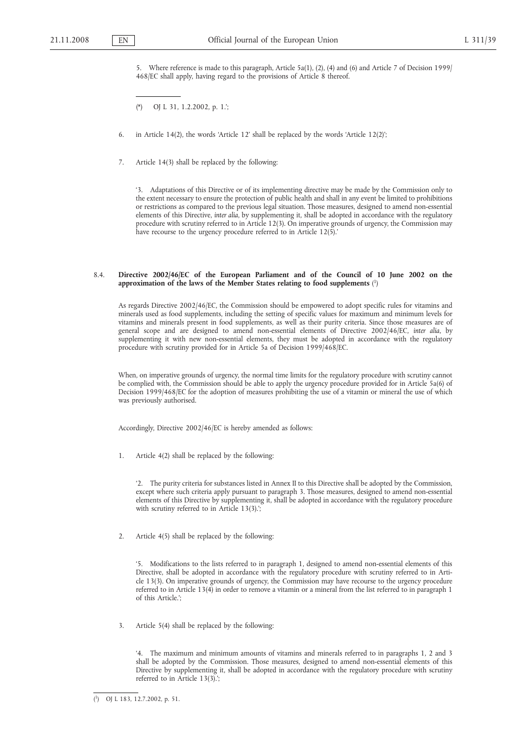5. Where reference is made to this paragraph, Article 5a(1), (2), (4) and (6) and Article 7 of Decision 1999/468/EC shall apply, having regard to the provisions of Article 8 thereof.

(*) OJ L 31, 1.2.2002, p. 1.';

6. in Article 14(2), the words 'Article 12' shall be replaced by the words 'Article 12(2)';

7. Article 14(3) shall be replaced by the following:

'3. Adaptations of this Directive or of its implementing directive may be made by the Commission only to the extent necessary to ensure the protection of public health and shall in any event be limited to prohibitions or restrictions as compared to the previous legal situation. Those measures, designed to amend non-essential elements of this Directive, *inter alia*, by supplementing it, shall be adopted in accordance with the regulatory procedure with scrutiny referred to in Article 12(3). On imperative grounds of urgency, the Commission may have recourse to the urgency procedure referred to in Article 12(5).'

## 8.4. Directive 2002/46/EC of the European Parliament and of the Council of 10 June 2002 on the approximation of the laws of the Member States relating to food supplements [1]

As regards Directive 2002/46/EC, the Commission should be empowered to adopt specific rules for vitamins and minerals used as food supplements, including the setting of specific values for maximum and minimum levels for vitamins and minerals present in food supplements, as well as their purity criteria. Since those measures are of general scope and are designed to amend non-essential elements of Directive 2002/46/EC, *inter alia*, by supplementing it with new non-essential elements, they must be adopted in accordance with the regulatory procedure with scrutiny provided for in Article 5a of Decision 1999/468/EC.

When, on imperative grounds of urgency, the normal time limits for the regulatory procedure with scrutiny cannot be complied with, the Commission should be able to apply the urgency procedure provided for in Article 5a(6) of Decision 1999/468/EC for the adoption of measures prohibiting the use of a vitamin or mineral the use of which was previously authorised.

Accordingly, Directive 2002/46/EC is hereby amended as follows:

1. Article 4(2) shall be replaced by the following:

'2. The purity criteria for substances listed in Annex II to this Directive shall be adopted by the Commission, except where such criteria apply pursuant to paragraph 3. Those measures, designed to amend non-essential elements of this Directive by supplementing it, shall be adopted in accordance with the regulatory procedure with scrutiny referred to in Article 13(3).';

2. Article 4(5) shall be replaced by the following:

'5. Modifications to the lists referred to in paragraph 1, designed to amend non-essential elements of this Directive, shall be adopted in accordance with the regulatory procedure with scrutiny referred to in Article 13(3). On imperative grounds of urgency, the Commission may have recourse to the urgency procedure referred to in Article 13(4) in order to remove a vitamin or a mineral from the list referred to in paragraph 1 of this Article.';

3. Article 5(4) shall be replaced by the following:

'4. The maximum and minimum amounts of vitamins and minerals referred to in paragraphs 1, 2 and 3 shall be adopted by the Commission. Those measures, designed to amend non-essential elements of this Directive by supplementing it, shall be adopted in accordance with the regulatory procedure with scrutiny referred to in Article 13(3).';

[1] OJ L 183, 12.7.2002, p. 51.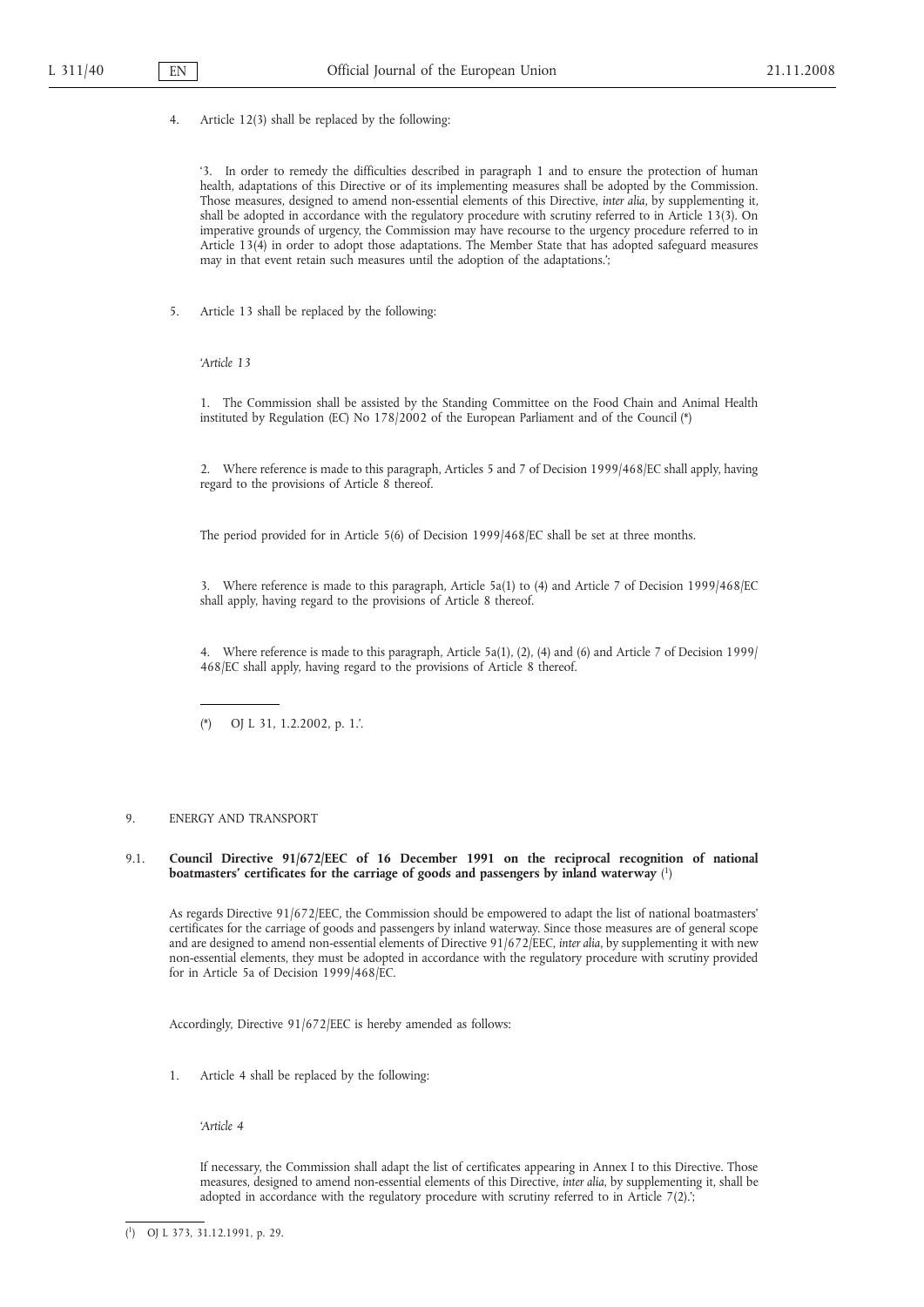4. Article 12(3) shall be replaced by the following:

'3. In order to remedy the difficulties described in paragraph 1 and to ensure the protection of human health, adaptations of this Directive or of its implementing measures shall be adopted by the Commission. Those measures, designed to amend non-essential elements of this Directive, *inter alia*, by supplementing it, shall be adopted in accordance with the regulatory procedure with scrutiny referred to in Article 13(3). On imperative grounds of urgency, the Commission may have recourse to the urgency procedure referred to in Article 13(4) in order to adopt those adaptations. The Member State that has adopted safeguard measures may in that event retain such measures until the adoption of the adaptations.';

5. Article 13 shall be replaced by the following:

'*Article 13*

1. The Commission shall be assisted by the Standing Committee on the Food Chain and Animal Health instituted by Regulation (EC) No 178/2002 of the European Parliament and of the Council (*)

2. Where reference is made to this paragraph, Articles 5 and 7 of Decision 1999/468/EC shall apply, having regard to the provisions of Article 8 thereof.

The period provided for in Article 5(6) of Decision 1999/468/EC shall be set at three months.

3. Where reference is made to this paragraph, Article 5a(1) to (4) and Article 7 of Decision 1999/468/EC shall apply, having regard to the provisions of Article 8 thereof.

4. Where reference is made to this paragraph, Article 5a(1), (2), (4) and (6) and Article 7 of Decision 1999/468/EC shall apply, having regard to the provisions of Article 8 thereof.

(*) OJ L 31, 1.2.2002, p. 1.'.

## 9. ENERGY AND TRANSPORT

### 9.1. Council Directive 91/672/EEC of 16 December 1991 on the reciprocal recognition of national boatmasters' certificates for the carriage of goods and passengers by inland waterway [1]

As regards Directive 91/672/EEC, the Commission should be empowered to adapt the list of national boatmasters' certificates for the carriage of goods and passengers by inland waterway. Since those measures are of general scope and are designed to amend non-essential elements of Directive 91/672/EEC, *inter alia*, by supplementing it with new non-essential elements, they must be adopted in accordance with the regulatory procedure with scrutiny provided for in Article 5a of Decision 1999/468/EC.

Accordingly, Directive 91/672/EEC is hereby amended as follows:

1. Article 4 shall be replaced by the following:

'*Article 4*

If necessary, the Commission shall adapt the list of certificates appearing in Annex I to this Directive. Those measures, designed to amend non-essential elements of this Directive, *inter alia*, by supplementing it, shall be adopted in accordance with the regulatory procedure with scrutiny referred to in Article 7(2).';

[1] OJ L 373, 31.12.1991, p. 29.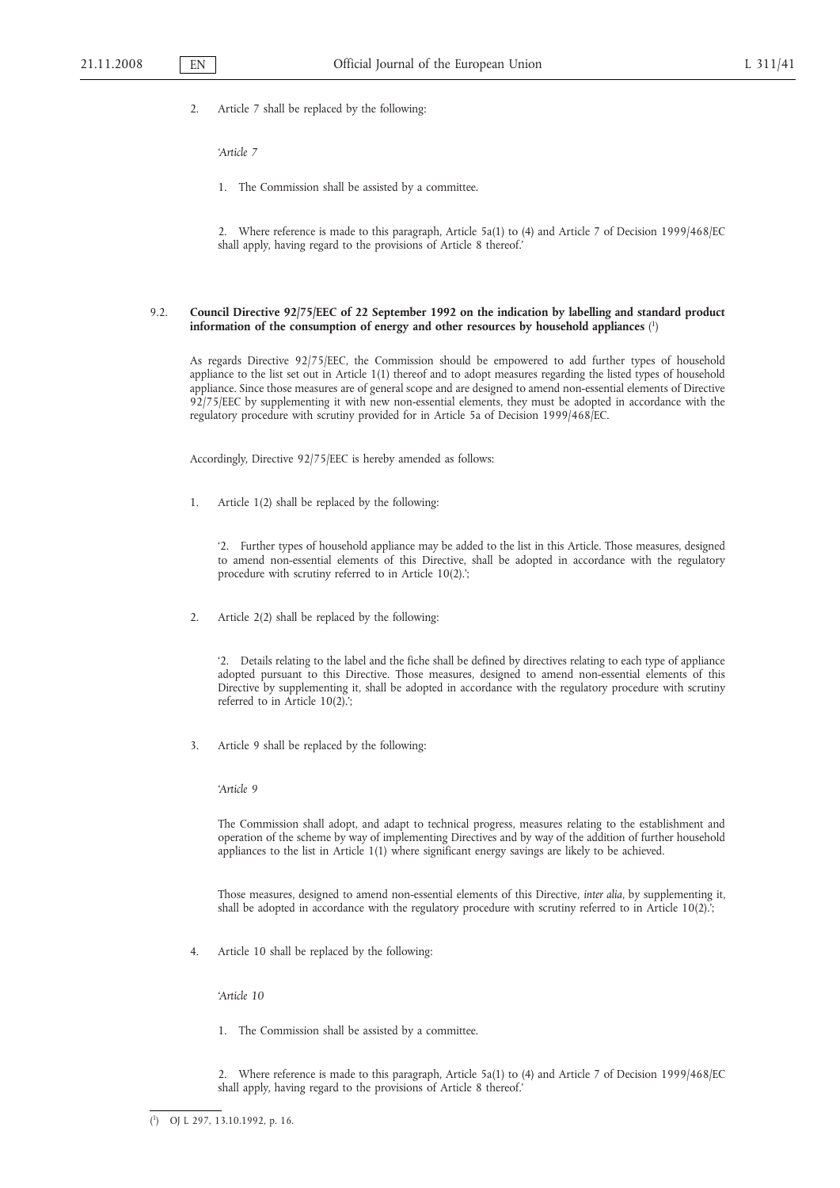2. Article 7 shall be replaced by the following:

*'Article 7*

1. The Commission shall be assisted by a committee.

2. Where reference is made to this paragraph, Article 5a(1) to (4) and Article 7 of Decision 1999/468/EC shall apply, having regard to the provisions of Article 8 thereof.'

9.2. **Council Directive 92/75/EEC of 22 September 1992 on the indication by labelling and standard product information of the consumption of energy and other resources by household appliances** [1]

As regards Directive 92/75/EEC, the Commission should be empowered to add further types of household appliance to the list set out in Article 1(1) thereof and to adopt measures regarding the listed types of household appliance. Since those measures are of general scope and are designed to amend non-essential elements of Directive 92/75/EEC by supplementing it with new non-essential elements, they must be adopted in accordance with the regulatory procedure with scrutiny provided for in Article 5a of Decision 1999/468/EC.

Accordingly, Directive 92/75/EEC is hereby amended as follows:

1. Article 1(2) shall be replaced by the following:

'2. Further types of household appliance may be added to the list in this Article. Those measures, designed to amend non-essential elements of this Directive, shall be adopted in accordance with the regulatory procedure with scrutiny referred to in Article 10(2).';

2. Article 2(2) shall be replaced by the following:

'2. Details relating to the label and the fiche shall be defined by directives relating to each type of appliance adopted pursuant to this Directive. Those measures, designed to amend non-essential elements of this Directive by supplementing it, shall be adopted in accordance with the regulatory procedure with scrutiny referred to in Article 10(2).';

3. Article 9 shall be replaced by the following:

*'Article 9*

The Commission shall adopt, and adapt to technical progress, measures relating to the establishment and operation of the scheme by way of implementing Directives and by way of the addition of further household appliances to the list in Article 1(1) where significant energy savings are likely to be achieved.

Those measures, designed to amend non-essential elements of this Directive, *inter alia*, by supplementing it, shall be adopted in accordance with the regulatory procedure with scrutiny referred to in Article 10(2).';

4. Article 10 shall be replaced by the following:

*'Article 10*

1. The Commission shall be assisted by a committee.

2. Where reference is made to this paragraph, Article 5a(1) to (4) and Article 7 of Decision 1999/468/EC shall apply, having regard to the provisions of Article 8 thereof.'

---

[1] OJ L 297, 13.10.1992, p. 16.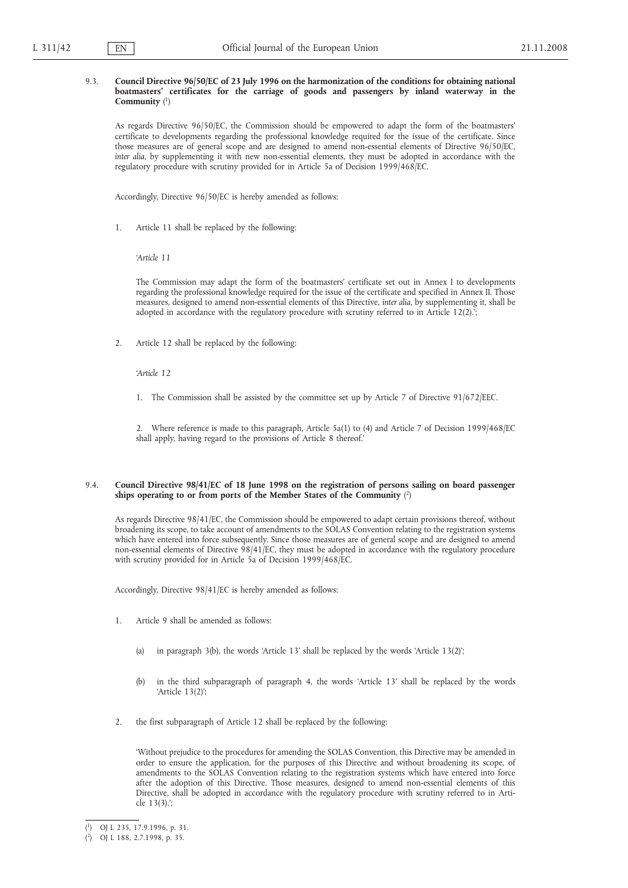9.3. **Council Directive 96/50/EC of 23 July 1996 on the harmonization of the conditions for obtaining national boatmasters' certificates for the carriage of goods and passengers by inland waterway in the Community** [1]

As regards Directive 96/50/EC, the Commission should be empowered to adapt the form of the boatmasters' certificate to developments regarding the professional knowledge required for the issue of the certificate. Since those measures are of general scope and are designed to amend non-essential elements of Directive 96/50/EC, *inter alia*, by supplementing it with new non-essential elements, they must be adopted in accordance with the regulatory procedure with scrutiny provided for in Article 5a of Decision 1999/468/EC.

Accordingly, Directive 96/50/EC is hereby amended as follows:

1. Article 11 shall be replaced by the following:

   '*Article 11*

   The Commission may adapt the form of the boatmasters' certificate set out in Annex I to developments regarding the professional knowledge required for the issue of the certificate and specified in Annex II. Those measures, designed to amend non-essential elements of this Directive, *inter alia*, by supplementing it, shall be adopted in accordance with the regulatory procedure with scrutiny referred to in Article 12(2).';

2. Article 12 shall be replaced by the following:

   '*Article 12*

   1. The Commission shall be assisted by the committee set up by Article 7 of Directive 91/672/EEC.

   2. Where reference is made to this paragraph, Article 5a(1) to (4) and Article 7 of Decision 1999/468/EC shall apply, having regard to the provisions of Article 8 thereof.'

9.4. **Council Directive 98/41/EC of 18 June 1998 on the registration of persons sailing on board passenger ships operating to or from ports of the Member States of the Community** [2]

As regards Directive 98/41/EC, the Commission should be empowered to adapt certain provisions thereof, without broadening its scope, to take account of amendments to the SOLAS Convention relating to the registration systems which have entered into force subsequently. Since those measures are of general scope and are designed to amend non-essential elements of Directive 98/41/EC, they must be adopted in accordance with the regulatory procedure with scrutiny provided for in Article 5a of Decision 1999/468/EC.

Accordingly, Directive 98/41/EC is hereby amended as follows:

1. Article 9 shall be amended as follows:

   (a) in paragraph 3(b), the words 'Article 13' shall be replaced by the words 'Article 13(2)';

   (b) in the third subparagraph of paragraph 4, the words 'Article 13' shall be replaced by the words 'Article 13(2)';

2. the first subparagraph of Article 12 shall be replaced by the following:

   'Without prejudice to the procedures for amending the SOLAS Convention, this Directive may be amended in order to ensure the application, for the purposes of this Directive and without broadening its scope, of amendments to the SOLAS Convention relating to the registration systems which have entered into force after the adoption of this Directive. Those measures, designed to amend non-essential elements of this Directive, shall be adopted in accordance with the regulatory procedure with scrutiny referred to in Article 13(3).';

---

[1] OJ L 235, 17.9.1996, p. 31.

[2] OJ L 188, 2.7.1998, p. 35.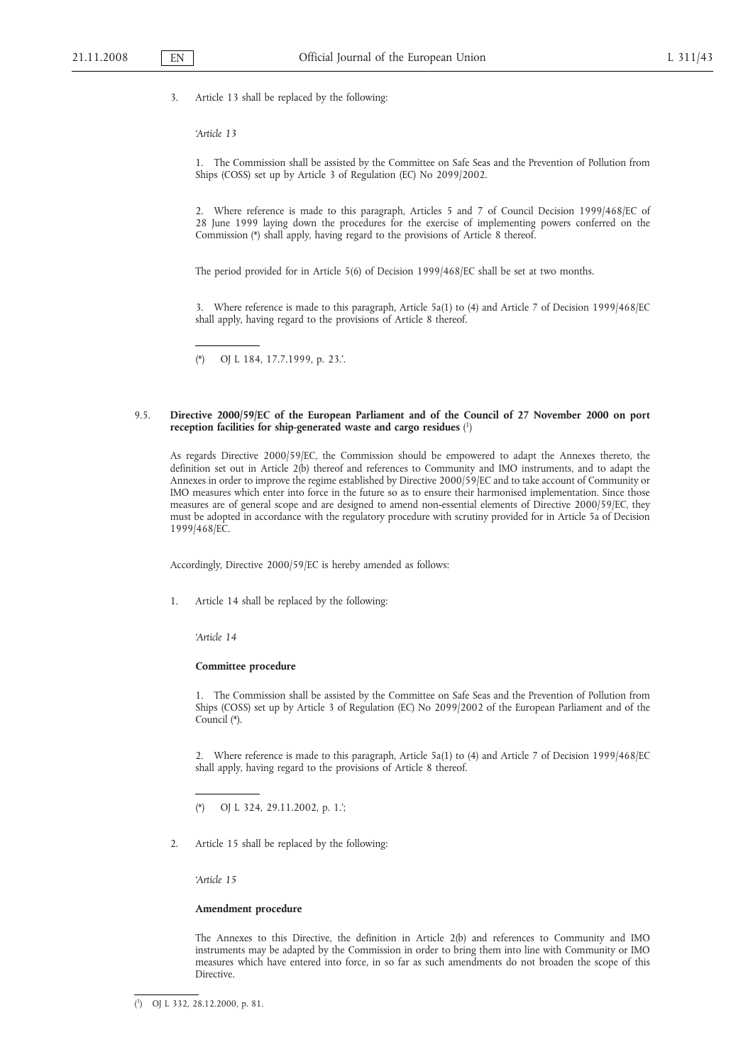3. Article 13 shall be replaced by the following:

'*Article 13*

1. The Commission shall be assisted by the Committee on Safe Seas and the Prevention of Pollution from Ships (COSS) set up by Article 3 of Regulation (EC) No 2099/2002.

2. Where reference is made to this paragraph, Articles 5 and 7 of Council Decision 1999/468/EC of 28 June 1999 laying down the procedures for the exercise of implementing powers conferred on the Commission (*) shall apply, having regard to the provisions of Article 8 thereof.

The period provided for in Article 5(6) of Decision 1999/468/EC shall be set at two months.

3. Where reference is made to this paragraph, Article 5a(1) to (4) and Article 7 of Decision 1999/468/EC shall apply, having regard to the provisions of Article 8 thereof.

(*) OJ L 184, 17.7.1999, p. 23.'.

**9.5. Directive 2000/59/EC of the European Parliament and of the Council of 27 November 2000 on port reception facilities for ship-generated waste and cargo residues** [1]

As regards Directive 2000/59/EC, the Commission should be empowered to adapt the Annexes thereto, the definition set out in Article 2(b) thereof and references to Community and IMO instruments, and to adapt the Annexes in order to improve the regime established by Directive 2000/59/EC and to take account of Community or IMO measures which enter into force in the future so as to ensure their harmonised implementation. Since those measures are of general scope and are designed to amend non-essential elements of Directive 2000/59/EC, they must be adopted in accordance with the regulatory procedure with scrutiny provided for in Article 5a of Decision 1999/468/EC.

Accordingly, Directive 2000/59/EC is hereby amended as follows:

1. Article 14 shall be replaced by the following:

'*Article 14*

**Committee procedure**

1. The Commission shall be assisted by the Committee on Safe Seas and the Prevention of Pollution from Ships (COSS) set up by Article 3 of Regulation (EC) No 2099/2002 of the European Parliament and of the Council (*).

2. Where reference is made to this paragraph, Article 5a(1) to (4) and Article 7 of Decision 1999/468/EC shall apply, having regard to the provisions of Article 8 thereof.

(*) OJ L 324, 29.11.2002, p. 1.';

2. Article 15 shall be replaced by the following:

'*Article 15*

**Amendment procedure**

The Annexes to this Directive, the definition in Article 2(b) and references to Community and IMO instruments may be adapted by the Commission in order to bring them into line with Community or IMO measures which have entered into force, in so far as such amendments do not broaden the scope of this Directive.

[1] OJ L 332, 28.12.2000, p. 81.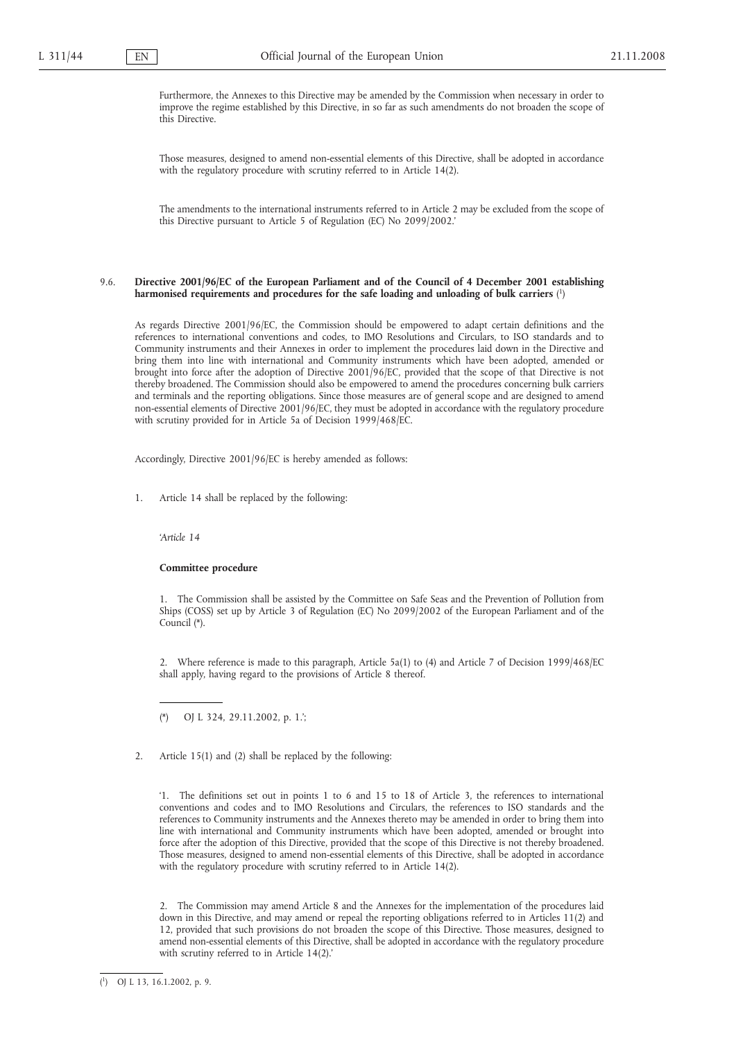Furthermore, the Annexes to this Directive may be amended by the Commission when necessary in order to improve the regime established by this Directive, in so far as such amendments do not broaden the scope of this Directive.

Those measures, designed to amend non-essential elements of this Directive, shall be adopted in accordance with the regulatory procedure with scrutiny referred to in Article 14(2).

The amendments to the international instruments referred to in Article 2 may be excluded from the scope of this Directive pursuant to Article 5 of Regulation (EC) No 2099/2002.'

### 9.6. Directive 2001/96/EC of the European Parliament and of the Council of 4 December 2001 establishing harmonised requirements and procedures for the safe loading and unloading of bulk carriers [1]

As regards Directive 2001/96/EC, the Commission should be empowered to adapt certain definitions and the references to international conventions and codes, to IMO Resolutions and Circulars, to ISO standards and to Community instruments and their Annexes in order to implement the procedures laid down in the Directive and bring them into line with international and Community instruments which have been adopted, amended or brought into force after the adoption of Directive 2001/96/EC, provided that the scope of that Directive is not thereby broadened. The Commission should also be empowered to amend the procedures concerning bulk carriers and terminals and the reporting obligations. Since those measures are of general scope and are designed to amend non-essential elements of Directive 2001/96/EC, they must be adopted in accordance with the regulatory procedure with scrutiny provided for in Article 5a of Decision 1999/468/EC.

Accordingly, Directive 2001/96/EC is hereby amended as follows:

1. Article 14 shall be replaced by the following:

'*Article 14*

**Committee procedure**

1. The Commission shall be assisted by the Committee on Safe Seas and the Prevention of Pollution from Ships (COSS) set up by Article 3 of Regulation (EC) No 2099/2002 of the European Parliament and of the Council (*).

2. Where reference is made to this paragraph, Article 5a(1) to (4) and Article 7 of Decision 1999/468/EC shall apply, having regard to the provisions of Article 8 thereof.

(*) OJ L 324, 29.11.2002, p. 1.';

2. Article 15(1) and (2) shall be replaced by the following:

'1. The definitions set out in points 1 to 6 and 15 to 18 of Article 3, the references to international conventions and codes and to IMO Resolutions and Circulars, the references to ISO standards and the references to Community instruments and the Annexes thereto may be amended in order to bring them into line with international and Community instruments which have been adopted, amended or brought into force after the adoption of this Directive, provided that the scope of this Directive is not thereby broadened. Those measures, designed to amend non-essential elements of this Directive, shall be adopted in accordance with the regulatory procedure with scrutiny referred to in Article 14(2).

2. The Commission may amend Article 8 and the Annexes for the implementation of the procedures laid down in this Directive, and may amend or repeal the reporting obligations referred to in Articles 11(2) and 12, provided that such provisions do not broaden the scope of this Directive. Those measures, designed to amend non-essential elements of this Directive, shall be adopted in accordance with the regulatory procedure with scrutiny referred to in Article 14(2).'

---

[1] OJ L 13, 16.1.2002, p. 9.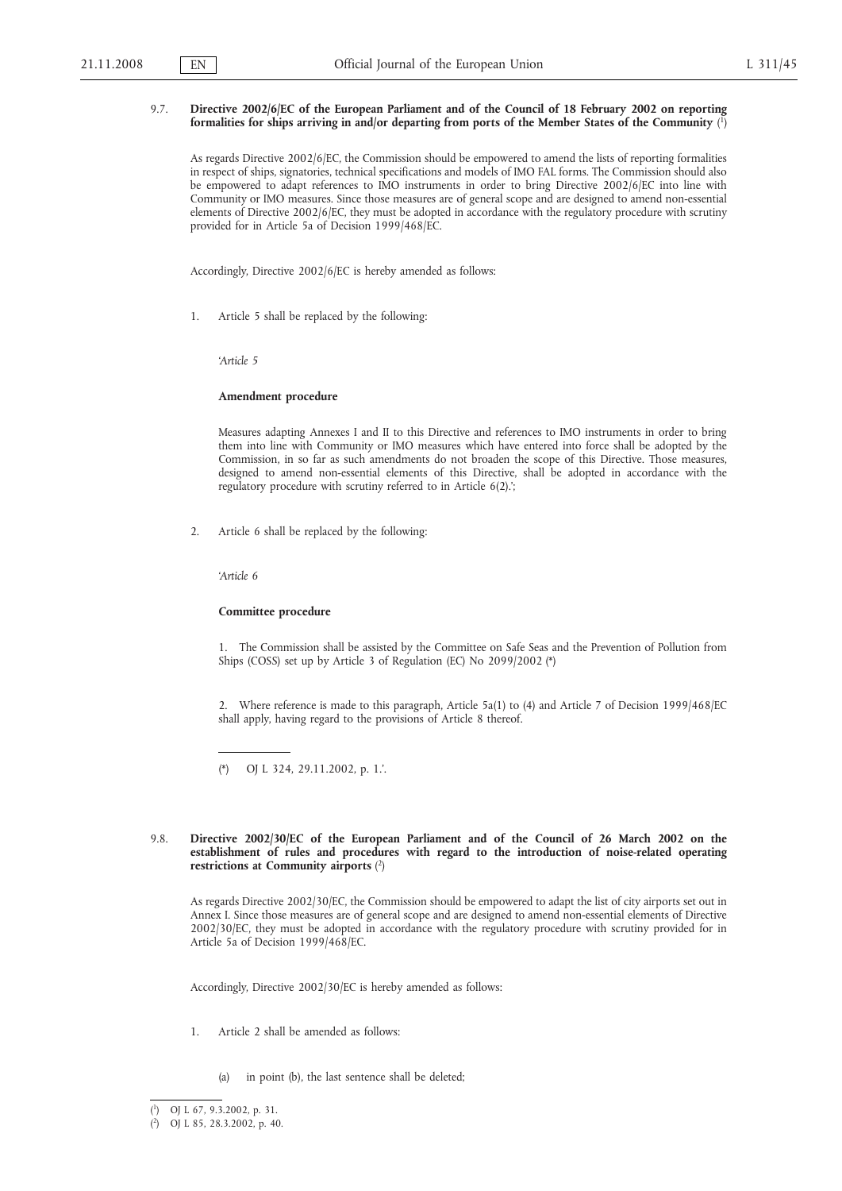9.7. **Directive 2002/6/EC of the European Parliament and of the Council of 18 February 2002 on reporting formalities for ships arriving in and/or departing from ports of the Member States of the Community** ([1])

As regards Directive 2002/6/EC, the Commission should be empowered to amend the lists of reporting formalities in respect of ships, signatories, technical specifications and models of IMO FAL forms. The Commission should also be empowered to adapt references to IMO instruments in order to bring Directive 2002/6/EC into line with Community or IMO measures. Since those measures are of general scope and are designed to amend non-essential elements of Directive 2002/6/EC, they must be adopted in accordance with the regulatory procedure with scrutiny provided for in Article 5a of Decision 1999/468/EC.

Accordingly, Directive 2002/6/EC is hereby amended as follows:

1. Article 5 shall be replaced by the following:

'*Article 5*

**Amendment procedure**

Measures adapting Annexes I and II to this Directive and references to IMO instruments in order to bring them into line with Community or IMO measures which have entered into force shall be adopted by the Commission, in so far as such amendments do not broaden the scope of this Directive. Those measures, designed to amend non-essential elements of this Directive, shall be adopted in accordance with the regulatory procedure with scrutiny referred to in Article 6(2).';

2. Article 6 shall be replaced by the following:

'*Article 6*

**Committee procedure**

1. The Commission shall be assisted by the Committee on Safe Seas and the Prevention of Pollution from Ships (COSS) set up by Article 3 of Regulation (EC) No 2099/2002 (*)

2. Where reference is made to this paragraph, Article 5a(1) to (4) and Article 7 of Decision 1999/468/EC shall apply, having regard to the provisions of Article 8 thereof.

(*) OJ L 324, 29.11.2002, p. 1.'.

9.8. **Directive 2002/30/EC of the European Parliament and of the Council of 26 March 2002 on the establishment of rules and procedures with regard to the introduction of noise-related operating restrictions at Community airports** ([2])

As regards Directive 2002/30/EC, the Commission should be empowered to adapt the list of city airports set out in Annex I. Since those measures are of general scope and are designed to amend non-essential elements of Directive 2002/30/EC, they must be adopted in accordance with the regulatory procedure with scrutiny provided for in Article 5a of Decision 1999/468/EC.

Accordingly, Directive 2002/30/EC is hereby amended as follows:

1. Article 2 shall be amended as follows:

   (a) in point (b), the last sentence shall be deleted;

---

([1]) OJ L 67, 9.3.2002, p. 31.

([2]) OJ L 85, 28.3.2002, p. 40.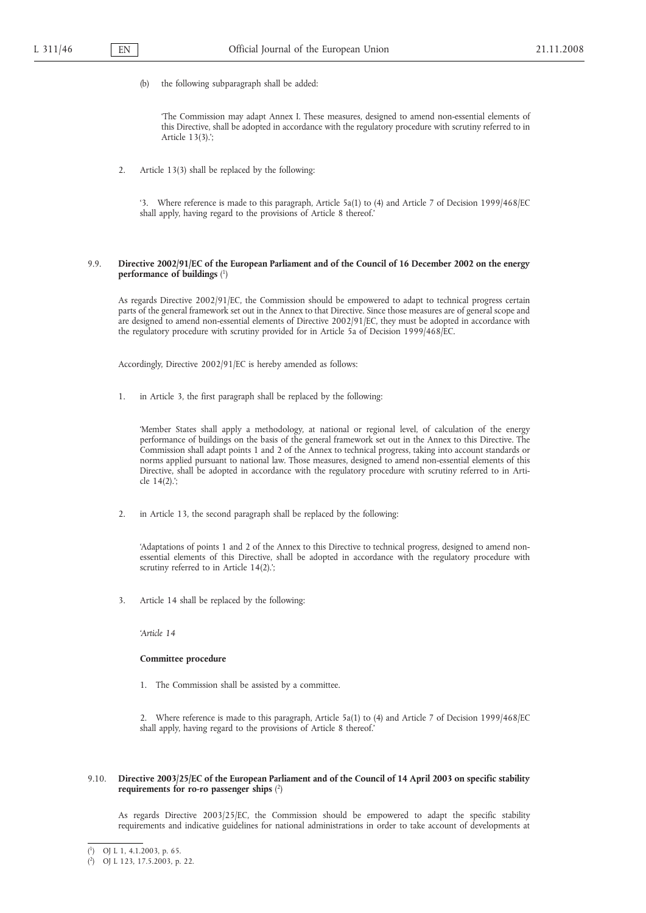(b) the following subparagraph shall be added:

'The Commission may adapt Annex I. These measures, designed to amend non-essential elements of this Directive, shall be adopted in accordance with the regulatory procedure with scrutiny referred to in Article 13(3).';

2. Article 13(3) shall be replaced by the following:

'3. Where reference is made to this paragraph, Article 5a(1) to (4) and Article 7 of Decision 1999/468/EC shall apply, having regard to the provisions of Article 8 thereof.'

### 9.9. Directive 2002/91/EC of the European Parliament and of the Council of 16 December 2002 on the energy performance of buildings [1]

As regards Directive 2002/91/EC, the Commission should be empowered to adapt to technical progress certain parts of the general framework set out in the Annex to that Directive. Since those measures are of general scope and are designed to amend non-essential elements of Directive 2002/91/EC, they must be adopted in accordance with the regulatory procedure with scrutiny provided for in Article 5a of Decision 1999/468/EC.

Accordingly, Directive 2002/91/EC is hereby amended as follows:

1. in Article 3, the first paragraph shall be replaced by the following:

'Member States shall apply a methodology, at national or regional level, of calculation of the energy performance of buildings on the basis of the general framework set out in the Annex to this Directive. The Commission shall adapt points 1 and 2 of the Annex to technical progress, taking into account standards or norms applied pursuant to national law. Those measures, designed to amend non-essential elements of this Directive, shall be adopted in accordance with the regulatory procedure with scrutiny referred to in Article 14(2).';

2. in Article 13, the second paragraph shall be replaced by the following:

'Adaptations of points 1 and 2 of the Annex to this Directive to technical progress, designed to amend non-essential elements of this Directive, shall be adopted in accordance with the regulatory procedure with scrutiny referred to in Article 14(2).';

3. Article 14 shall be replaced by the following:

'*Article 14*

**Committee procedure**

1. The Commission shall be assisted by a committee.

2. Where reference is made to this paragraph, Article 5a(1) to (4) and Article 7 of Decision 1999/468/EC shall apply, having regard to the provisions of Article 8 thereof.'

### 9.10. Directive 2003/25/EC of the European Parliament and of the Council of 14 April 2003 on specific stability requirements for ro-ro passenger ships [2]

As regards Directive 2003/25/EC, the Commission should be empowered to adapt the specific stability requirements and indicative guidelines for national administrations in order to take account of developments at

---

[1] OJ L 1, 4.1.2003, p. 65.

[2] OJ L 123, 17.5.2003, p. 22.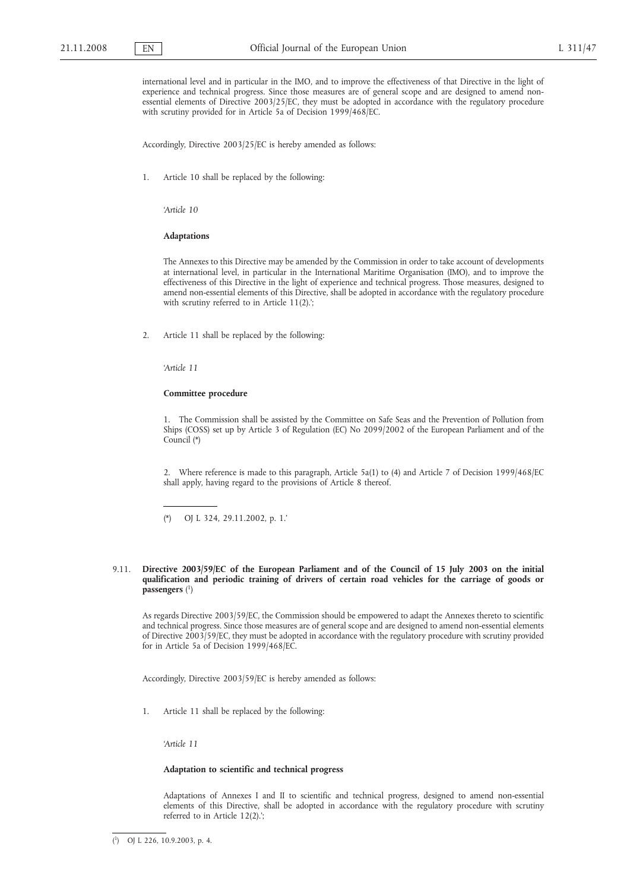international level and in particular in the IMO, and to improve the effectiveness of that Directive in the light of experience and technical progress. Since those measures are of general scope and are designed to amend non-essential elements of Directive 2003/25/EC, they must be adopted in accordance with the regulatory procedure with scrutiny provided for in Article 5a of Decision 1999/468/EC.

Accordingly, Directive 2003/25/EC is hereby amended as follows:

1. Article 10 shall be replaced by the following:

'*Article 10*

**Adaptations**

The Annexes to this Directive may be amended by the Commission in order to take account of developments at international level, in particular in the International Maritime Organisation (IMO), and to improve the effectiveness of this Directive in the light of experience and technical progress. Those measures, designed to amend non-essential elements of this Directive, shall be adopted in accordance with the regulatory procedure with scrutiny referred to in Article 11(2).';

2. Article 11 shall be replaced by the following:

'*Article 11*

**Committee procedure**

1. The Commission shall be assisted by the Committee on Safe Seas and the Prevention of Pollution from Ships (COSS) set up by Article 3 of Regulation (EC) No 2099/2002 of the European Parliament and of the Council (*)

2. Where reference is made to this paragraph, Article 5a(1) to (4) and Article 7 of Decision 1999/468/EC shall apply, having regard to the provisions of Article 8 thereof.

(*) OJ L 324, 29.11.2002, p. 1.'

9.11. **Directive 2003/59/EC of the European Parliament and of the Council of 15 July 2003 on the initial qualification and periodic training of drivers of certain road vehicles for the carriage of goods or passengers** [1]

As regards Directive 2003/59/EC, the Commission should be empowered to adapt the Annexes thereto to scientific and technical progress. Since those measures are of general scope and are designed to amend non-essential elements of Directive 2003/59/EC, they must be adopted in accordance with the regulatory procedure with scrutiny provided for in Article 5a of Decision 1999/468/EC.

Accordingly, Directive 2003/59/EC is hereby amended as follows:

1. Article 11 shall be replaced by the following:

'*Article 11*

**Adaptation to scientific and technical progress**

Adaptations of Annexes I and II to scientific and technical progress, designed to amend non-essential elements of this Directive, shall be adopted in accordance with the regulatory procedure with scrutiny referred to in Article 12(2).';

[1] OJ L 226, 10.9.2003, p. 4.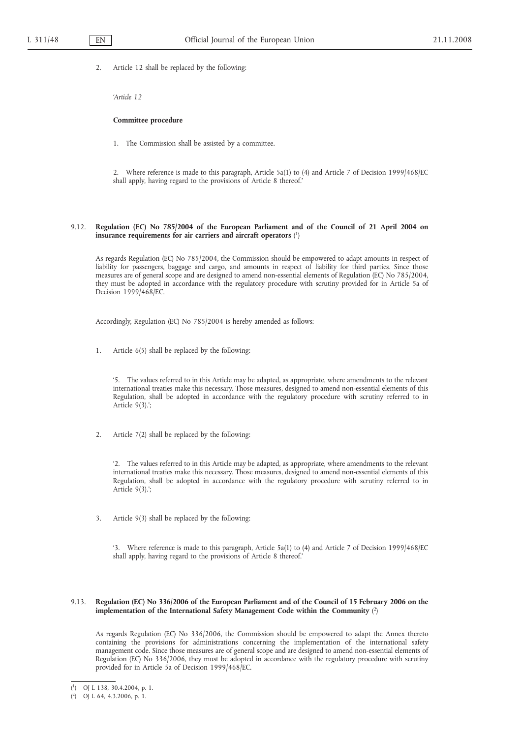2. Article 12 shall be replaced by the following:

*‘Article 12*

**Committee procedure**

1. The Commission shall be assisted by a committee.

2. Where reference is made to this paragraph, Article 5a(1) to (4) and Article 7 of Decision 1999/468/EC shall apply, having regard to the provisions of Article 8 thereof.’

9.12. **Regulation (EC) No 785/2004 of the European Parliament and of the Council of 21 April 2004 on insurance requirements for air carriers and aircraft operators** ([1])

As regards Regulation (EC) No 785/2004, the Commission should be empowered to adapt amounts in respect of liability for passengers, baggage and cargo, and amounts in respect of liability for third parties. Since those measures are of general scope and are designed to amend non-essential elements of Regulation (EC) No 785/2004, they must be adopted in accordance with the regulatory procedure with scrutiny provided for in Article 5a of Decision 1999/468/EC.

Accordingly, Regulation (EC) No 785/2004 is hereby amended as follows:

1. Article 6(5) shall be replaced by the following:

‘5. The values referred to in this Article may be adapted, as appropriate, where amendments to the relevant international treaties make this necessary. Those measures, designed to amend non-essential elements of this Regulation, shall be adopted in accordance with the regulatory procedure with scrutiny referred to in Article 9(3).’;

2. Article 7(2) shall be replaced by the following:

‘2. The values referred to in this Article may be adapted, as appropriate, where amendments to the relevant international treaties make this necessary. Those measures, designed to amend non-essential elements of this Regulation, shall be adopted in accordance with the regulatory procedure with scrutiny referred to in Article 9(3).’;

3. Article 9(3) shall be replaced by the following:

‘3. Where reference is made to this paragraph, Article 5a(1) to (4) and Article 7 of Decision 1999/468/EC shall apply, having regard to the provisions of Article 8 thereof.’

9.13. **Regulation (EC) No 336/2006 of the European Parliament and of the Council of 15 February 2006 on the implementation of the International Safety Management Code within the Community** ([2])

As regards Regulation (EC) No 336/2006, the Commission should be empowered to adapt the Annex thereto containing the provisions for administrations concerning the implementation of the international safety management code. Since those measures are of general scope and are designed to amend non-essential elements of Regulation (EC) No 336/2006, they must be adopted in accordance with the regulatory procedure with scrutiny provided for in Article 5a of Decision 1999/468/EC.

---

([1]) OJ L 138, 30.4.2004, p. 1.

([2]) OJ L 64, 4.3.2006, p. 1.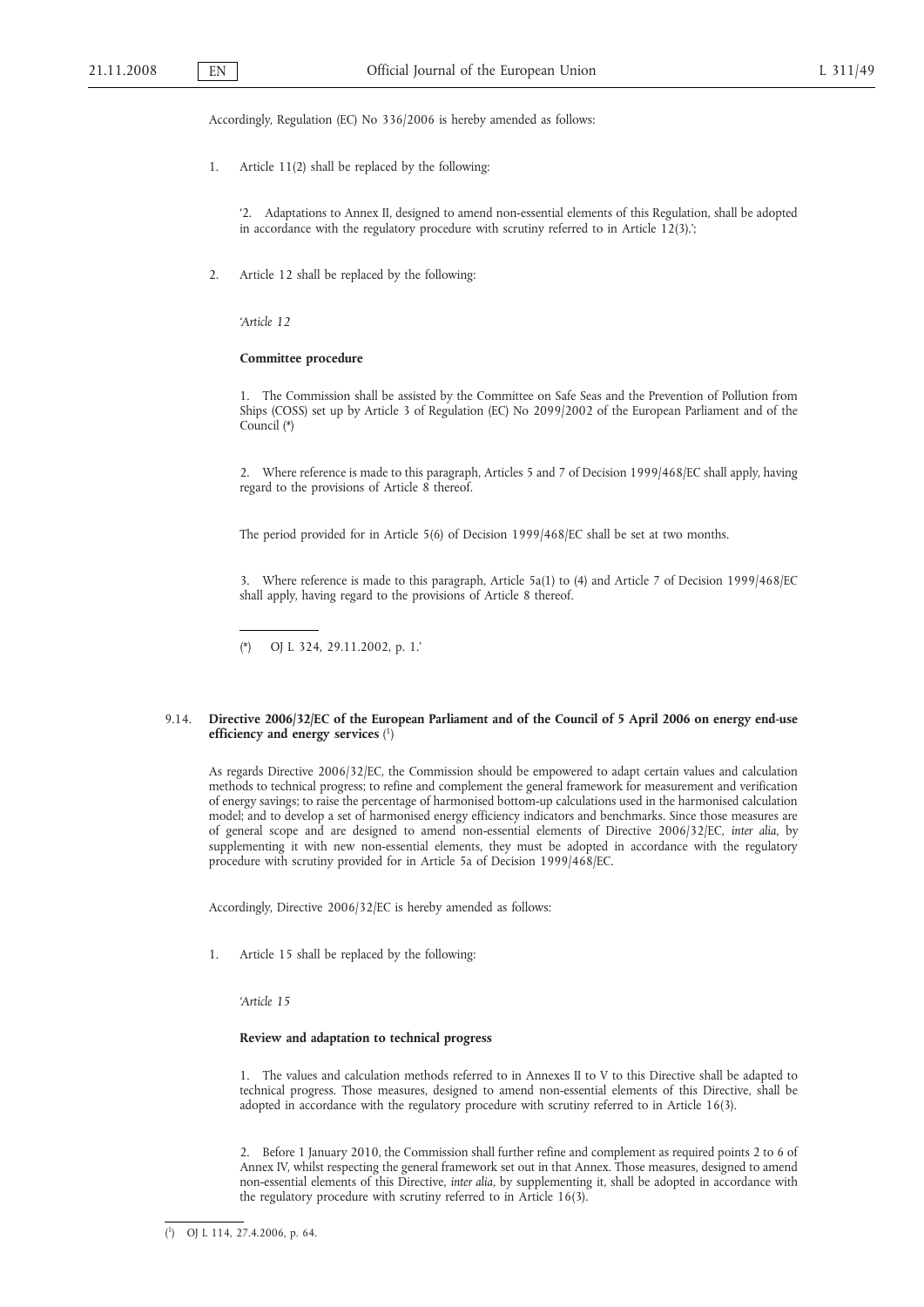Accordingly, Regulation (EC) No 336/2006 is hereby amended as follows:

1. Article 11(2) shall be replaced by the following:

'2. Adaptations to Annex II, designed to amend non-essential elements of this Regulation, shall be adopted in accordance with the regulatory procedure with scrutiny referred to in Article 12(3).';

2. Article 12 shall be replaced by the following:

'*Article 12*

**Committee procedure**

1. The Commission shall be assisted by the Committee on Safe Seas and the Prevention of Pollution from Ships (COSS) set up by Article 3 of Regulation (EC) No 2099/2002 of the European Parliament and of the Council (*)

2. Where reference is made to this paragraph, Articles 5 and 7 of Decision 1999/468/EC shall apply, having regard to the provisions of Article 8 thereof.

The period provided for in Article 5(6) of Decision 1999/468/EC shall be set at two months.

3. Where reference is made to this paragraph, Article 5a(1) to (4) and Article 7 of Decision 1999/468/EC shall apply, having regard to the provisions of Article 8 thereof.

(*) OJ L 324, 29.11.2002, p. 1.'

## 9.14. Directive 2006/32/EC of the European Parliament and of the Council of 5 April 2006 on energy end-use efficiency and energy services [1]

As regards Directive 2006/32/EC, the Commission should be empowered to adapt certain values and calculation methods to technical progress; to refine and complement the general framework for measurement and verification of energy savings; to raise the percentage of harmonised bottom-up calculations used in the harmonised calculation model; and to develop a set of harmonised energy efficiency indicators and benchmarks. Since those measures are of general scope and are designed to amend non-essential elements of Directive 2006/32/EC, *inter alia*, by supplementing it with new non-essential elements, they must be adopted in accordance with the regulatory procedure with scrutiny provided for in Article 5a of Decision 1999/468/EC.

Accordingly, Directive 2006/32/EC is hereby amended as follows:

1. Article 15 shall be replaced by the following:

'*Article 15*

**Review and adaptation to technical progress**

1. The values and calculation methods referred to in Annexes II to V to this Directive shall be adapted to technical progress. Those measures, designed to amend non-essential elements of this Directive, shall be adopted in accordance with the regulatory procedure with scrutiny referred to in Article 16(3).

2. Before 1 January 2010, the Commission shall further refine and complement as required points 2 to 6 of Annex IV, whilst respecting the general framework set out in that Annex. Those measures, designed to amend non-essential elements of this Directive, *inter alia*, by supplementing it, shall be adopted in accordance with the regulatory procedure with scrutiny referred to in Article 16(3).

[1] OJ L 114, 27.4.2006, p. 64.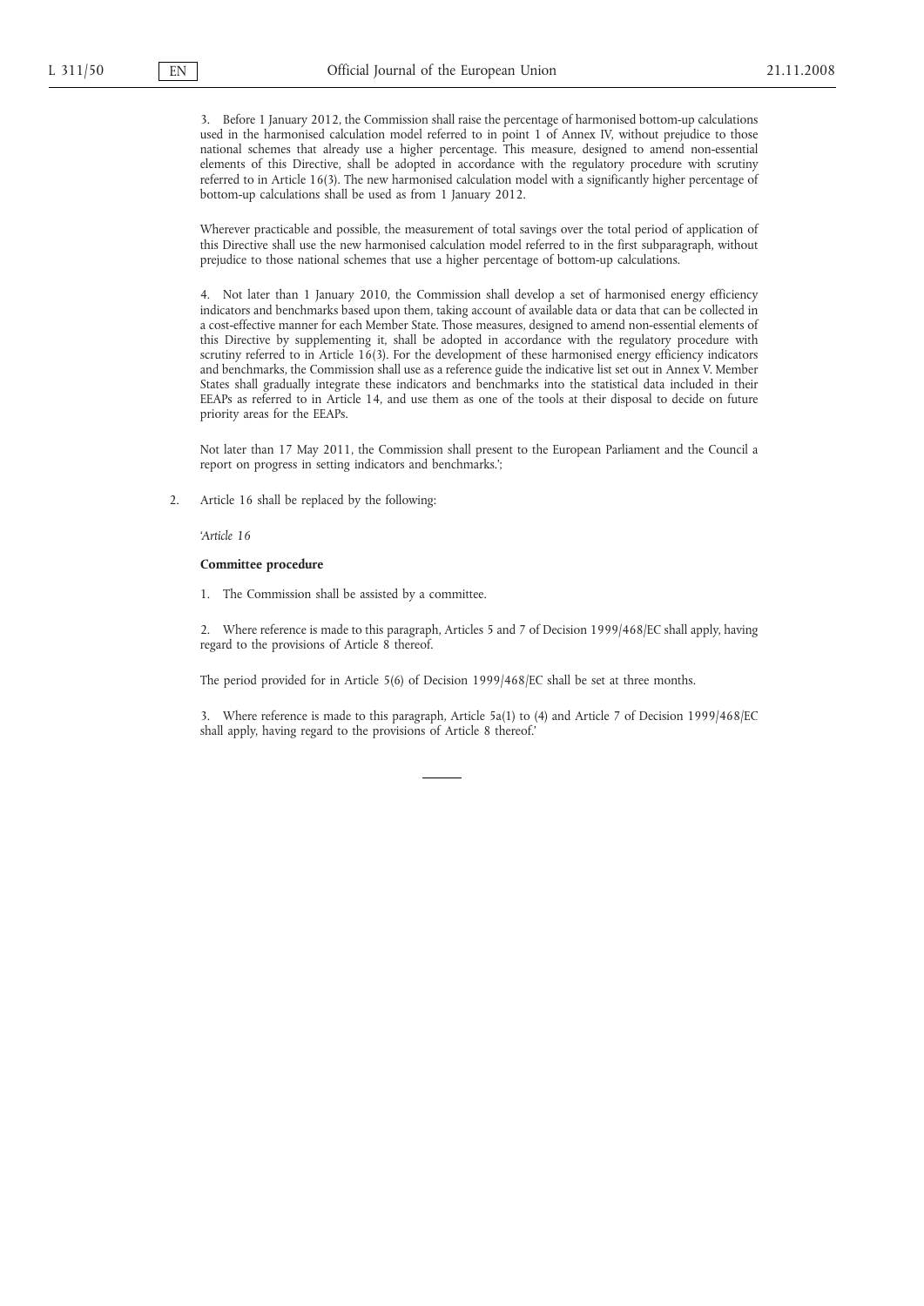3. Before 1 January 2012, the Commission shall raise the percentage of harmonised bottom-up calculations used in the harmonised calculation model referred to in point 1 of Annex IV, without prejudice to those national schemes that already use a higher percentage. This measure, designed to amend non-essential elements of this Directive, shall be adopted in accordance with the regulatory procedure with scrutiny referred to in Article 16(3). The new harmonised calculation model with a significantly higher percentage of bottom-up calculations shall be used as from 1 January 2012.

Wherever practicable and possible, the measurement of total savings over the total period of application of this Directive shall use the new harmonised calculation model referred to in the first subparagraph, without prejudice to those national schemes that use a higher percentage of bottom-up calculations.

4. Not later than 1 January 2010, the Commission shall develop a set of harmonised energy efficiency indicators and benchmarks based upon them, taking account of available data or data that can be collected in a cost-effective manner for each Member State. Those measures, designed to amend non-essential elements of this Directive by supplementing it, shall be adopted in accordance with the regulatory procedure with scrutiny referred to in Article 16(3). For the development of these harmonised energy efficiency indicators and benchmarks, the Commission shall use as a reference guide the indicative list set out in Annex V. Member States shall gradually integrate these indicators and benchmarks into the statistical data included in their EEAPs as referred to in Article 14, and use them as one of the tools at their disposal to decide on future priority areas for the EEAPs.

Not later than 17 May 2011, the Commission shall present to the European Parliament and the Council a report on progress in setting indicators and benchmarks.';

2. Article 16 shall be replaced by the following:

'*Article 16*

**Committee procedure**

1. The Commission shall be assisted by a committee.

2. Where reference is made to this paragraph, Articles 5 and 7 of Decision 1999/468/EC shall apply, having regard to the provisions of Article 8 thereof.

The period provided for in Article 5(6) of Decision 1999/468/EC shall be set at three months.

3. Where reference is made to this paragraph, Article 5a(1) to (4) and Article 7 of Decision 1999/468/EC shall apply, having regard to the provisions of Article 8 thereof.'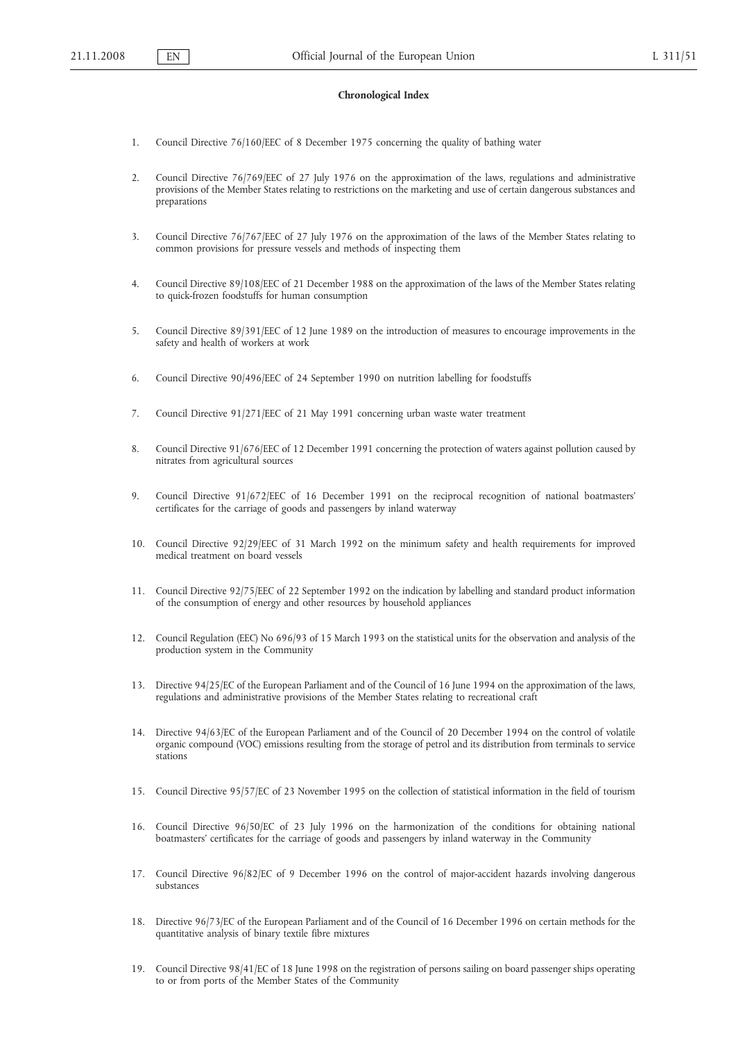**Chronological Index**

1. Council Directive 76/160/EEC of 8 December 1975 concerning the quality of bathing water

2. Council Directive 76/769/EEC of 27 July 1976 on the approximation of the laws, regulations and administrative provisions of the Member States relating to restrictions on the marketing and use of certain dangerous substances and preparations

3. Council Directive 76/767/EEC of 27 July 1976 on the approximation of the laws of the Member States relating to common provisions for pressure vessels and methods of inspecting them

4. Council Directive 89/108/EEC of 21 December 1988 on the approximation of the laws of the Member States relating to quick-frozen foodstuffs for human consumption

5. Council Directive 89/391/EEC of 12 June 1989 on the introduction of measures to encourage improvements in the safety and health of workers at work

6. Council Directive 90/496/EEC of 24 September 1990 on nutrition labelling for foodstuffs

7. Council Directive 91/271/EEC of 21 May 1991 concerning urban waste water treatment

8. Council Directive 91/676/EEC of 12 December 1991 concerning the protection of waters against pollution caused by nitrates from agricultural sources

9. Council Directive 91/672/EEC of 16 December 1991 on the reciprocal recognition of national boatmasters' certificates for the carriage of goods and passengers by inland waterway

10. Council Directive 92/29/EEC of 31 March 1992 on the minimum safety and health requirements for improved medical treatment on board vessels

11. Council Directive 92/75/EEC of 22 September 1992 on the indication by labelling and standard product information of the consumption of energy and other resources by household appliances

12. Council Regulation (EEC) No 696/93 of 15 March 1993 on the statistical units for the observation and analysis of the production system in the Community

13. Directive 94/25/EC of the European Parliament and of the Council of 16 June 1994 on the approximation of the laws, regulations and administrative provisions of the Member States relating to recreational craft

14. Directive 94/63/EC of the European Parliament and of the Council of 20 December 1994 on the control of volatile organic compound (VOC) emissions resulting from the storage of petrol and its distribution from terminals to service stations

15. Council Directive 95/57/EC of 23 November 1995 on the collection of statistical information in the field of tourism

16. Council Directive 96/50/EC of 23 July 1996 on the harmonization of the conditions for obtaining national boatmasters' certificates for the carriage of goods and passengers by inland waterway in the Community

17. Council Directive 96/82/EC of 9 December 1996 on the control of major-accident hazards involving dangerous substances

18. Directive 96/73/EC of the European Parliament and of the Council of 16 December 1996 on certain methods for the quantitative analysis of binary textile fibre mixtures

19. Council Directive 98/41/EC of 18 June 1998 on the registration of persons sailing on board passenger ships operating to or from ports of the Member States of the Community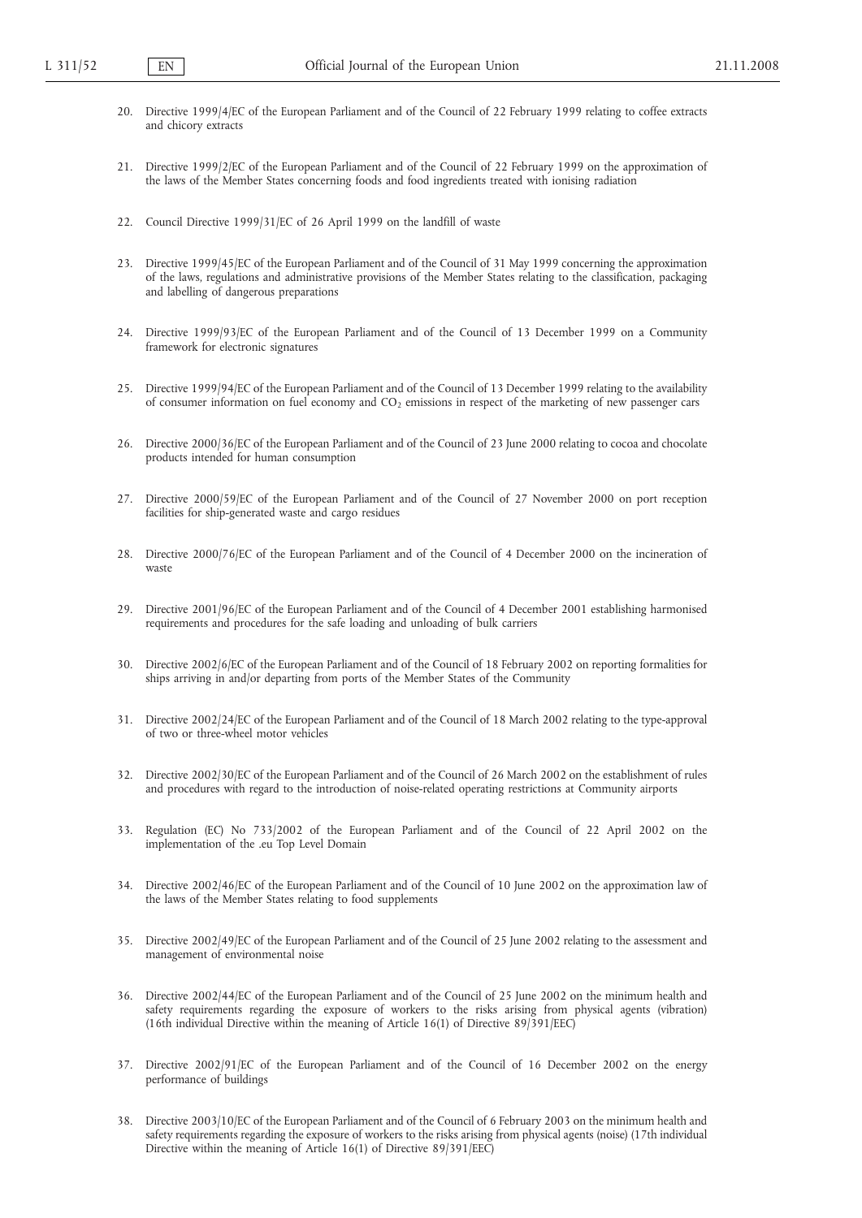20. Directive 1999/4/EC of the European Parliament and of the Council of 22 February 1999 relating to coffee extracts and chicory extracts

21. Directive 1999/2/EC of the European Parliament and of the Council of 22 February 1999 on the approximation of the laws of the Member States concerning foods and food ingredients treated with ionising radiation

22. Council Directive 1999/31/EC of 26 April 1999 on the landfill of waste

23. Directive 1999/45/EC of the European Parliament and of the Council of 31 May 1999 concerning the approximation of the laws, regulations and administrative provisions of the Member States relating to the classification, packaging and labelling of dangerous preparations

24. Directive 1999/93/EC of the European Parliament and of the Council of 13 December 1999 on a Community framework for electronic signatures

25. Directive 1999/94/EC of the European Parliament and of the Council of 13 December 1999 relating to the availability of consumer information on fuel economy and $CO_2$ emissions in respect of the marketing of new passenger cars

26. Directive 2000/36/EC of the European Parliament and of the Council of 23 June 2000 relating to cocoa and chocolate products intended for human consumption

27. Directive 2000/59/EC of the European Parliament and of the Council of 27 November 2000 on port reception facilities for ship-generated waste and cargo residues

28. Directive 2000/76/EC of the European Parliament and of the Council of 4 December 2000 on the incineration of waste

29. Directive 2001/96/EC of the European Parliament and of the Council of 4 December 2001 establishing harmonised requirements and procedures for the safe loading and unloading of bulk carriers

30. Directive 2002/6/EC of the European Parliament and of the Council of 18 February 2002 on reporting formalities for ships arriving in and/or departing from ports of the Member States of the Community

31. Directive 2002/24/EC of the European Parliament and of the Council of 18 March 2002 relating to the type-approval of two or three-wheel motor vehicles

32. Directive 2002/30/EC of the European Parliament and of the Council of 26 March 2002 on the establishment of rules and procedures with regard to the introduction of noise-related operating restrictions at Community airports

33. Regulation (EC) No 733/2002 of the European Parliament and of the Council of 22 April 2002 on the implementation of the .eu Top Level Domain

34. Directive 2002/46/EC of the European Parliament and of the Council of 10 June 2002 on the approximation law of the laws of the Member States relating to food supplements

35. Directive 2002/49/EC of the European Parliament and of the Council of 25 June 2002 relating to the assessment and management of environmental noise

36. Directive 2002/44/EC of the European Parliament and of the Council of 25 June 2002 on the minimum health and safety requirements regarding the exposure of workers to the risks arising from physical agents (vibration) (16th individual Directive within the meaning of Article 16(1) of Directive 89/391/EEC)

37. Directive 2002/91/EC of the European Parliament and of the Council of 16 December 2002 on the energy performance of buildings

38. Directive 2003/10/EC of the European Parliament and of the Council of 6 February 2003 on the minimum health and safety requirements regarding the exposure of workers to the risks arising from physical agents (noise) (17th individual Directive within the meaning of Article 16(1) of Directive 89/391/EEC)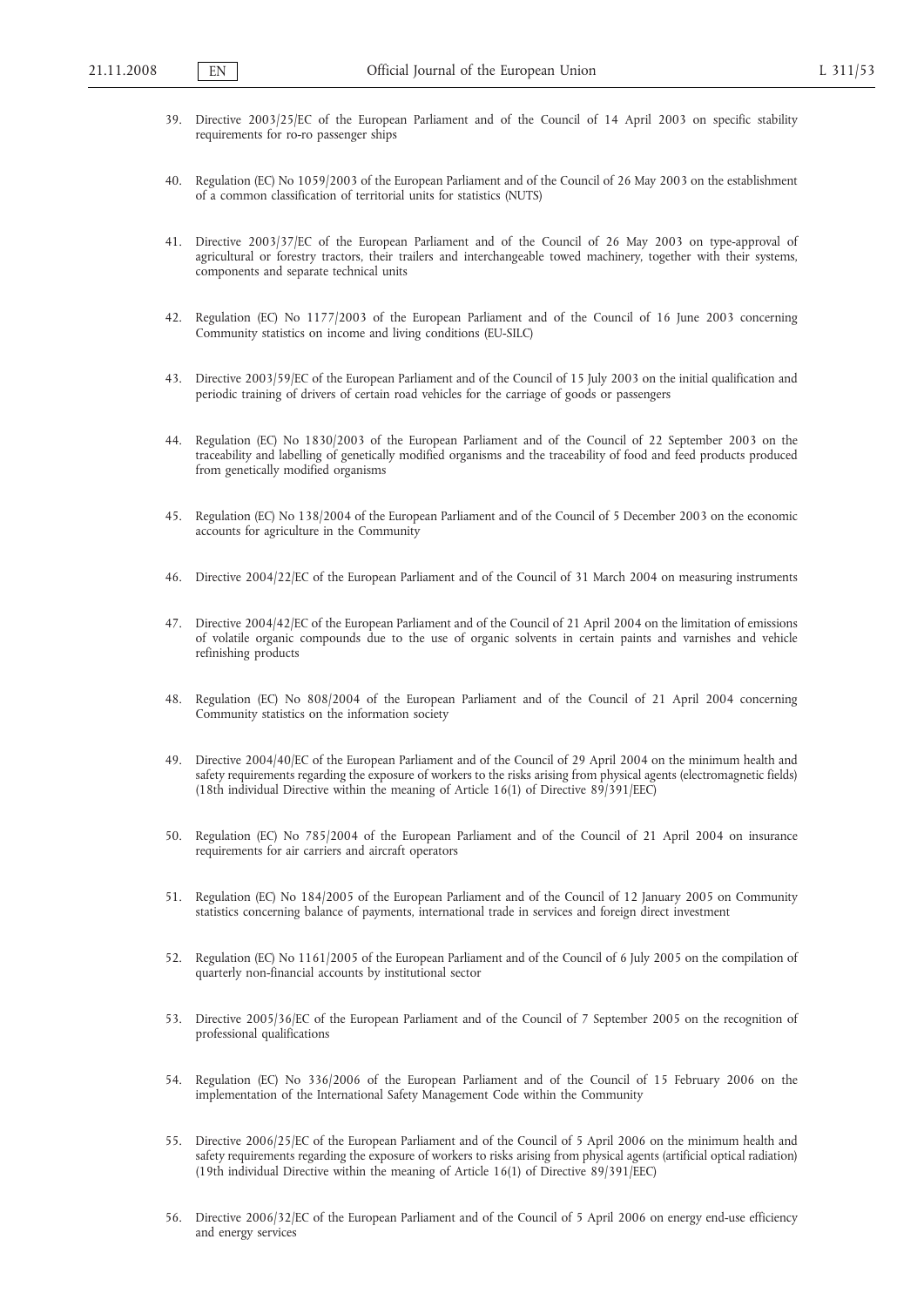39. Directive 2003/25/EC of the European Parliament and of the Council of 14 April 2003 on specific stability requirements for ro-ro passenger ships

40. Regulation (EC) No 1059/2003 of the European Parliament and of the Council of 26 May 2003 on the establishment of a common classification of territorial units for statistics (NUTS)

41. Directive 2003/37/EC of the European Parliament and of the Council of 26 May 2003 on type-approval of agricultural or forestry tractors, their trailers and interchangeable towed machinery, together with their systems, components and separate technical units

42. Regulation (EC) No 1177/2003 of the European Parliament and of the Council of 16 June 2003 concerning Community statistics on income and living conditions (EU-SILC)

43. Directive 2003/59/EC of the European Parliament and of the Council of 15 July 2003 on the initial qualification and periodic training of drivers of certain road vehicles for the carriage of goods or passengers

44. Regulation (EC) No 1830/2003 of the European Parliament and of the Council of 22 September 2003 on the traceability and labelling of genetically modified organisms and the traceability of food and feed products produced from genetically modified organisms

45. Regulation (EC) No 138/2004 of the European Parliament and of the Council of 5 December 2003 on the economic accounts for agriculture in the Community

46. Directive 2004/22/EC of the European Parliament and of the Council of 31 March 2004 on measuring instruments

47. Directive 2004/42/EC of the European Parliament and of the Council of 21 April 2004 on the limitation of emissions of volatile organic compounds due to the use of organic solvents in certain paints and varnishes and vehicle refinishing products

48. Regulation (EC) No 808/2004 of the European Parliament and of the Council of 21 April 2004 concerning Community statistics on the information society

49. Directive 2004/40/EC of the European Parliament and of the Council of 29 April 2004 on the minimum health and safety requirements regarding the exposure of workers to the risks arising from physical agents (electromagnetic fields) (18th individual Directive within the meaning of Article 16(1) of Directive 89/391/EEC)

50. Regulation (EC) No 785/2004 of the European Parliament and of the Council of 21 April 2004 on insurance requirements for air carriers and aircraft operators

51. Regulation (EC) No 184/2005 of the European Parliament and of the Council of 12 January 2005 on Community statistics concerning balance of payments, international trade in services and foreign direct investment

52. Regulation (EC) No 1161/2005 of the European Parliament and of the Council of 6 July 2005 on the compilation of quarterly non-financial accounts by institutional sector

53. Directive 2005/36/EC of the European Parliament and of the Council of 7 September 2005 on the recognition of professional qualifications

54. Regulation (EC) No 336/2006 of the European Parliament and of the Council of 15 February 2006 on the implementation of the International Safety Management Code within the Community

55. Directive 2006/25/EC of the European Parliament and of the Council of 5 April 2006 on the minimum health and safety requirements regarding the exposure of workers to risks arising from physical agents (artificial optical radiation) (19th individual Directive within the meaning of Article 16(1) of Directive 89/391/EEC)

56. Directive 2006/32/EC of the European Parliament and of the Council of 5 April 2006 on energy end-use efficiency and energy services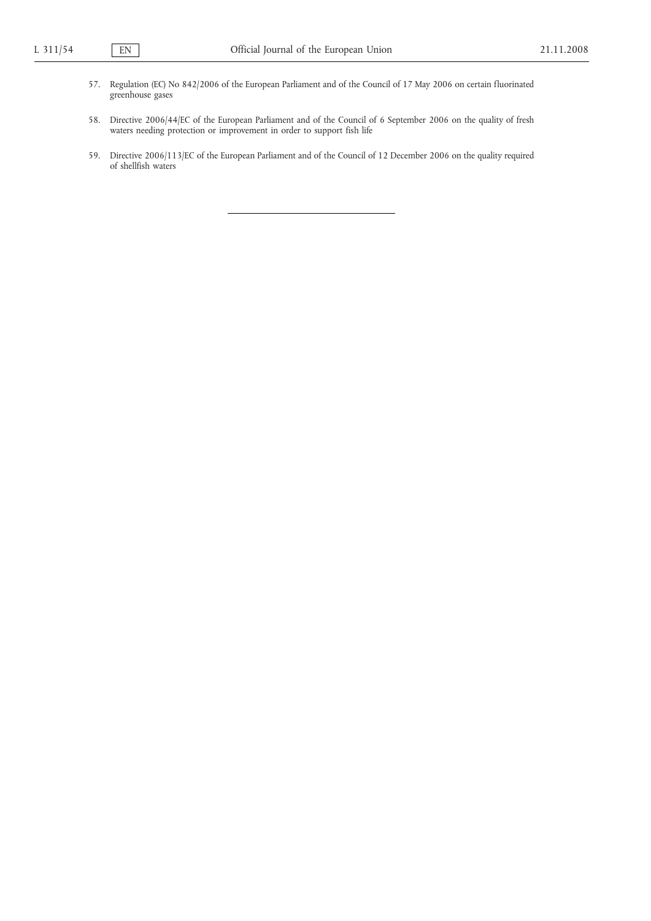57. Regulation (EC) No 842/2006 of the European Parliament and of the Council of 17 May 2006 on certain fluorinated greenhouse gases

58. Directive 2006/44/EC of the European Parliament and of the Council of 6 September 2006 on the quality of fresh waters needing protection or improvement in order to support fish life

59. Directive 2006/113/EC of the European Parliament and of the Council of 12 December 2006 on the quality required of shellfish waters